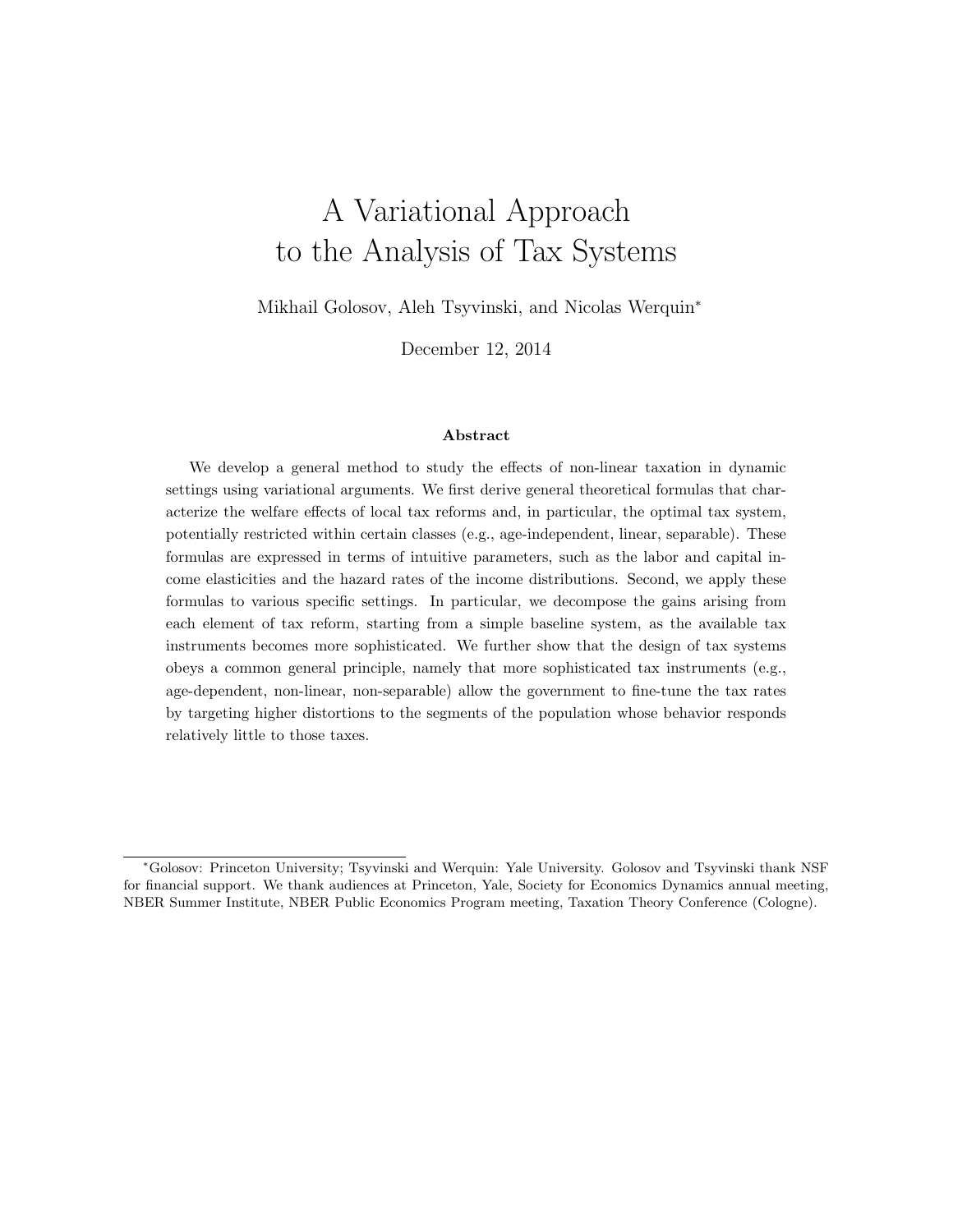# A Variational Approach to the Analysis of Tax Systems

Mikhail Golosov, Aleh Tsyvinski, and Nicolas Werquin*

December 12, 2014

### Abstract

We develop a general method to study the effects of non-linear taxation in dynamic settings using variational arguments. We first derive general theoretical formulas that characterize the welfare effects of local tax reforms and, in particular, the optimal tax system, potentially restricted within certain classes (e.g., age-independent, linear, separable). These formulas are expressed in terms of intuitive parameters, such as the labor and capital income elasticities and the hazard rates of the income distributions. Second, we apply these formulas to various specific settings. In particular, we decompose the gains arising from each element of tax reform, starting from a simple baseline system, as the available tax instruments becomes more sophisticated. We further show that the design of tax systems obeys a common general principle, namely that more sophisticated tax instruments (e.g., age-dependent, non-linear, non-separable) allow the government to fine-tune the tax rates by targeting higher distortions to the segments of the population whose behavior responds relatively little to those taxes.

---

*Golosov: Princeton University; Tsyvinski and Werquin: Yale University. Golosov and Tsyvinski thank NSF for financial support. We thank audiences at Princeton, Yale, Society for Economics Dynamics annual meeting, NBER Summer Institute, NBER Public Economics Program meeting, Taxation Theory Conference (Cologne).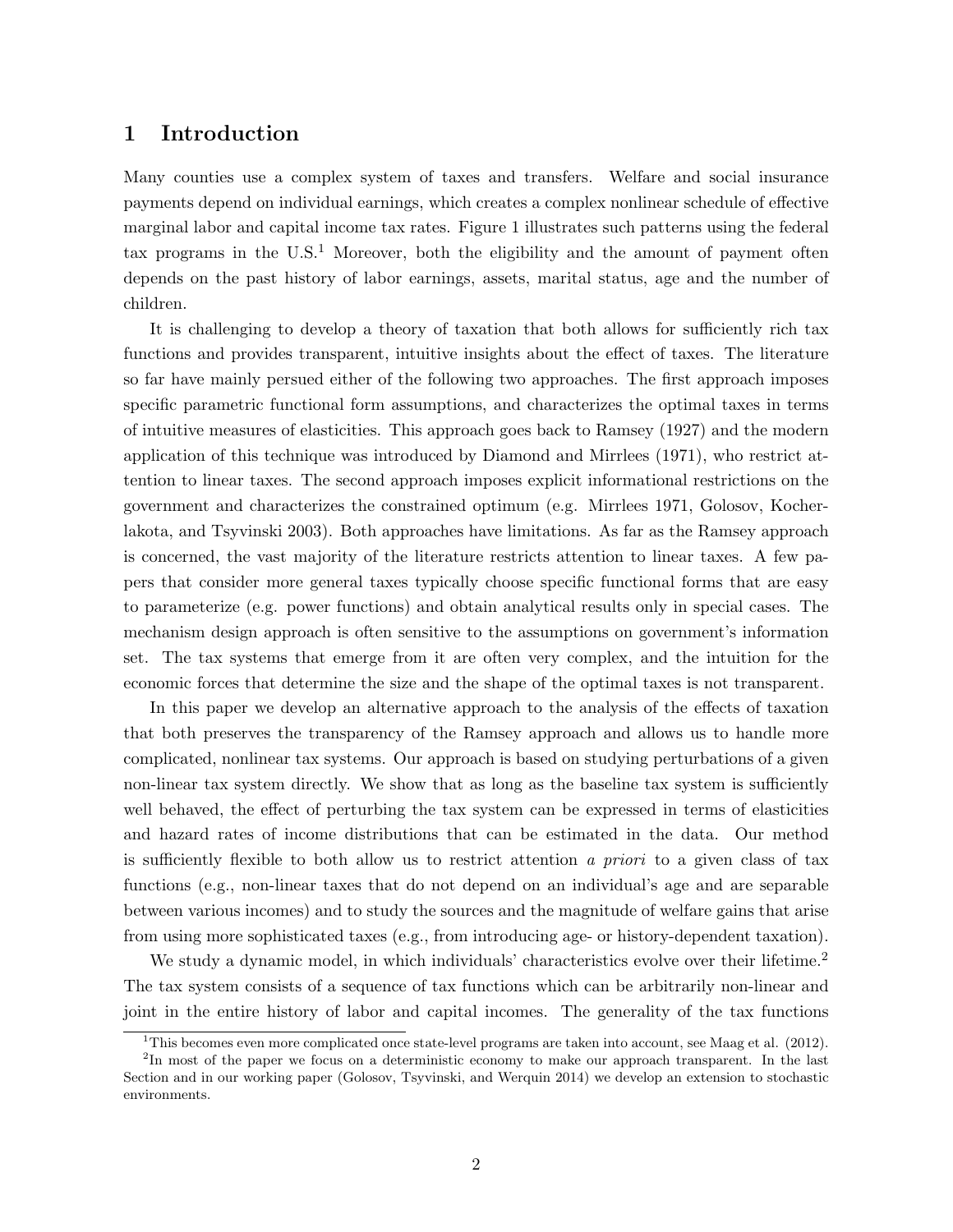# 1 Introduction

Many counties use a complex system of taxes and transfers. Welfare and social insurance payments depend on individual earnings, which creates a complex nonlinear schedule of effective marginal labor and capital income tax rates. Figure 1 illustrates such patterns using the federal tax programs in the U.S.[1] Moreover, both the eligibility and the amount of payment often depends on the past history of labor earnings, assets, marital status, age and the number of children.

It is challenging to develop a theory of taxation that both allows for sufficiently rich tax functions and provides transparent, intuitive insights about the effect of taxes. The literature so far have mainly persued either of the following two approaches. The first approach imposes specific parametric functional form assumptions, and characterizes the optimal taxes in terms of intuitive measures of elasticities. This approach goes back to Ramsey (1927) and the modern application of this technique was introduced by Diamond and Mirrlees (1971), who restrict attention to linear taxes. The second approach imposes explicit informational restrictions on the government and characterizes the constrained optimum (e.g. Mirrlees 1971, Golosov, Kocherlakota, and Tsyvinski 2003). Both approaches have limitations. As far as the Ramsey approach is concerned, the vast majority of the literature restricts attention to linear taxes. A few papers that consider more general taxes typically choose specific functional forms that are easy to parameterize (e.g. power functions) and obtain analytical results only in special cases. The mechanism design approach is often sensitive to the assumptions on government's information set. The tax systems that emerge from it are often very complex, and the intuition for the economic forces that determine the size and the shape of the optimal taxes is not transparent.

In this paper we develop an alternative approach to the analysis of the effects of taxation that both preserves the transparency of the Ramsey approach and allows us to handle more complicated, nonlinear tax systems. Our approach is based on studying perturbations of a given non-linear tax system directly. We show that as long as the baseline tax system is sufficiently well behaved, the effect of perturbing the tax system can be expressed in terms of elasticities and hazard rates of income distributions that can be estimated in the data. Our method is sufficiently flexible to both allow us to restrict attention *a priori* to a given class of tax functions (e.g., non-linear taxes that do not depend on an individual's age and are separable between various incomes) and to study the sources and the magnitude of welfare gains that arise from using more sophisticated taxes (e.g., from introducing age- or history-dependent taxation).

We study a dynamic model, in which individuals' characteristics evolve over their lifetime.[2] The tax system consists of a sequence of tax functions which can be arbitrarily non-linear and joint in the entire history of labor and capital incomes. The generality of the tax functions

[1] This becomes even more complicated once state-level programs are taken into account, see Maag et al. (2012).

[2] In most of the paper we focus on a deterministic economy to make our approach transparent. In the last Section and in our working paper (Golosov, Tsyvinski, and Werquin 2014) we develop an extension to stochastic environments.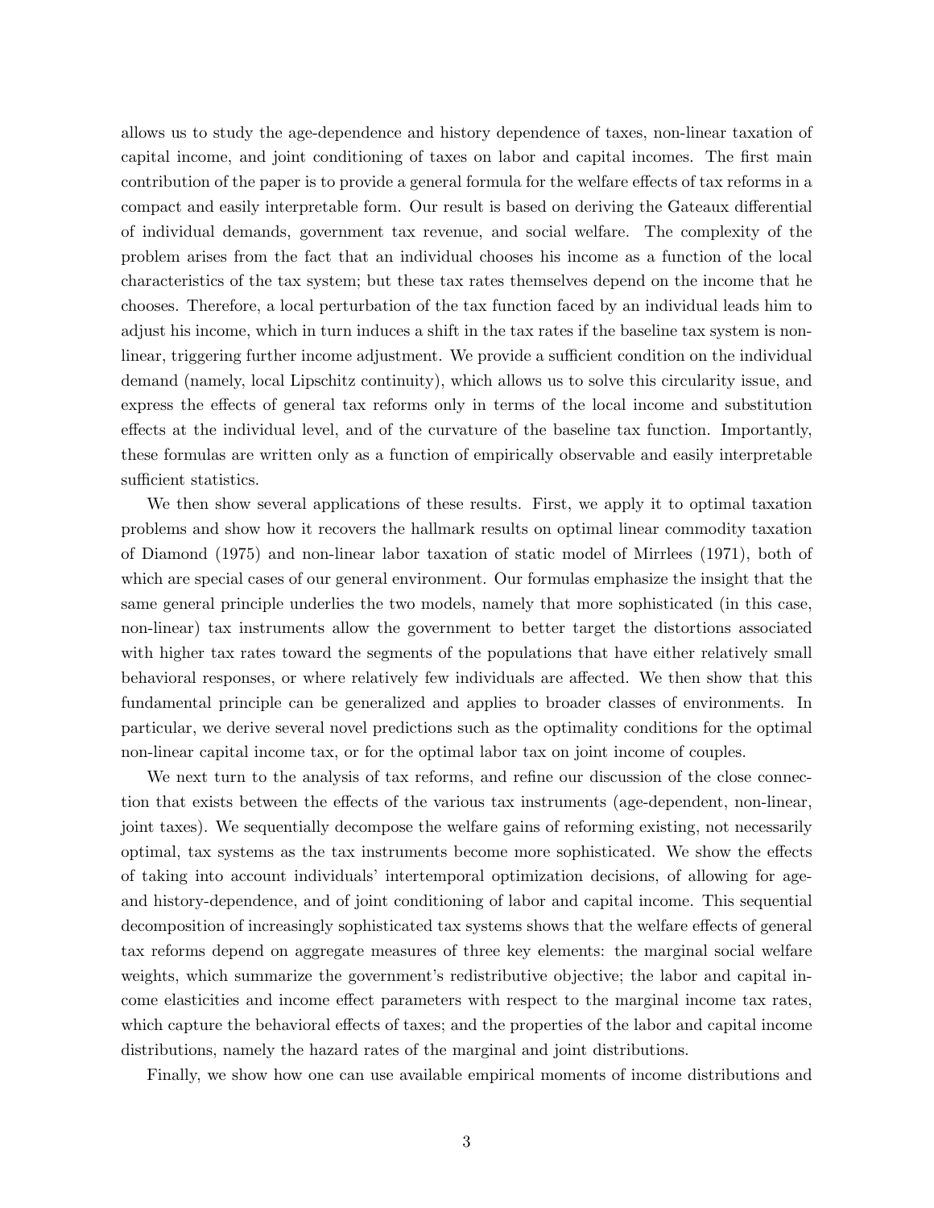allows us to study the age-dependence and history dependence of taxes, non-linear taxation of capital income, and joint conditioning of taxes on labor and capital incomes. The first main contribution of the paper is to provide a general formula for the welfare effects of tax reforms in a compact and easily interpretable form. Our result is based on deriving the Gateaux differential of individual demands, government tax revenue, and social welfare. The complexity of the problem arises from the fact that an individual chooses his income as a function of the local characteristics of the tax system; but these tax rates themselves depend on the income that he chooses. Therefore, a local perturbation of the tax function faced by an individual leads him to adjust his income, which in turn induces a shift in the tax rates if the baseline tax system is non-linear, triggering further income adjustment. We provide a sufficient condition on the individual demand (namely, local Lipschitz continuity), which allows us to solve this circularity issue, and express the effects of general tax reforms only in terms of the local income and substitution effects at the individual level, and of the curvature of the baseline tax function. Importantly, these formulas are written only as a function of empirically observable and easily interpretable sufficient statistics.

We then show several applications of these results. First, we apply it to optimal taxation problems and show how it recovers the hallmark results on optimal linear commodity taxation of Diamond (1975) and non-linear labor taxation of static model of Mirrlees (1971), both of which are special cases of our general environment. Our formulas emphasize the insight that the same general principle underlies the two models, namely that more sophisticated (in this case, non-linear) tax instruments allow the government to better target the distortions associated with higher tax rates toward the segments of the populations that have either relatively small behavioral responses, or where relatively few individuals are affected. We then show that this fundamental principle can be generalized and applies to broader classes of environments. In particular, we derive several novel predictions such as the optimality conditions for the optimal non-linear capital income tax, or for the optimal labor tax on joint income of couples.

We next turn to the analysis of tax reforms, and refine our discussion of the close connection that exists between the effects of the various tax instruments (age-dependent, non-linear, joint taxes). We sequentially decompose the welfare gains of reforming existing, not necessarily optimal, tax systems as the tax instruments become more sophisticated. We show the effects of taking into account individuals' intertemporal optimization decisions, of allowing for age- and history-dependence, and of joint conditioning of labor and capital income. This sequential decomposition of increasingly sophisticated tax systems shows that the welfare effects of general tax reforms depend on aggregate measures of three key elements: the marginal social welfare weights, which summarize the government's redistributive objective; the labor and capital income elasticities and income effect parameters with respect to the marginal income tax rates, which capture the behavioral effects of taxes; and the properties of the labor and capital income distributions, namely the hazard rates of the marginal and joint distributions.

Finally, we show how one can use available empirical moments of income distributions and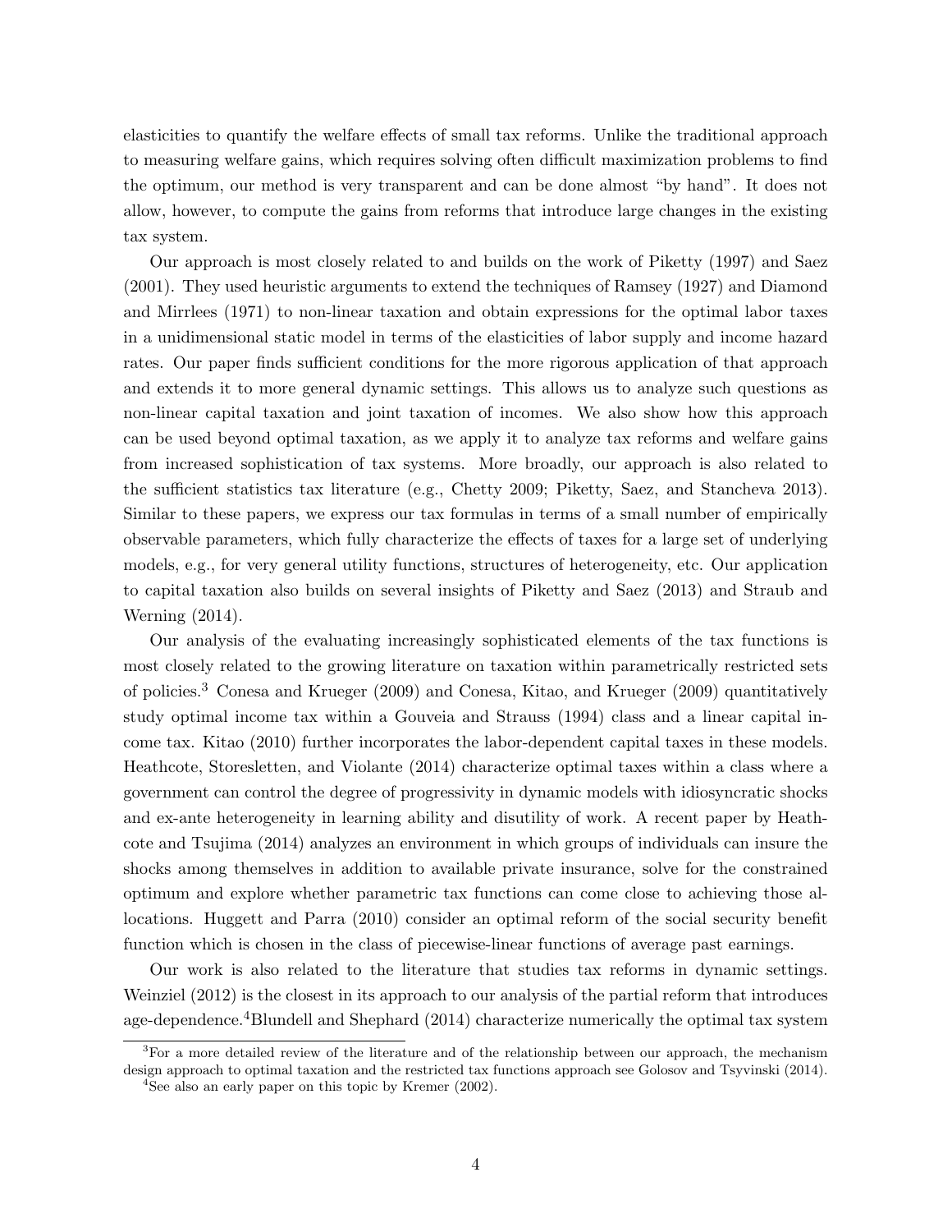elasticities to quantify the welfare effects of small tax reforms. Unlike the traditional approach to measuring welfare gains, which requires solving often difficult maximization problems to find the optimum, our method is very transparent and can be done almost "by hand". It does not allow, however, to compute the gains from reforms that introduce large changes in the existing tax system.

Our approach is most closely related to and builds on the work of Piketty (1997) and Saez (2001). They used heuristic arguments to extend the techniques of Ramsey (1927) and Diamond and Mirrlees (1971) to non-linear taxation and obtain expressions for the optimal labor taxes in a unidimensional static model in terms of the elasticities of labor supply and income hazard rates. Our paper finds sufficient conditions for the more rigorous application of that approach and extends it to more general dynamic settings. This allows us to analyze such questions as non-linear capital taxation and joint taxation of incomes. We also show how this approach can be used beyond optimal taxation, as we apply it to analyze tax reforms and welfare gains from increased sophistication of tax systems. More broadly, our approach is also related to the sufficient statistics tax literature (e.g., Chetty 2009; Piketty, Saez, and Stancheva 2013). Similar to these papers, we express our tax formulas in terms of a small number of empirically observable parameters, which fully characterize the effects of taxes for a large set of underlying models, e.g., for very general utility functions, structures of heterogeneity, etc. Our application to capital taxation also builds on several insights of Piketty and Saez (2013) and Straub and Werning (2014).

Our analysis of the evaluating increasingly sophisticated elements of the tax functions is most closely related to the growing literature on taxation within parametrically restricted sets of policies.[3] Conesa and Krueger (2009) and Conesa, Kitao, and Krueger (2009) quantitatively study optimal income tax within a Gouveia and Strauss (1994) class and a linear capital income tax. Kitao (2010) further incorporates the labor-dependent capital taxes in these models. Heathcote, Storesletten, and Violante (2014) characterize optimal taxes within a class where a government can control the degree of progressivity in dynamic models with idiosyncratic shocks and ex-ante heterogeneity in learning ability and disutility of work. A recent paper by Heathcote and Tsujima (2014) analyzes an environment in which groups of individuals can insure the shocks among themselves in addition to available private insurance, solve for the constrained optimum and explore whether parametric tax functions can come close to achieving those allocations. Huggett and Parra (2010) consider an optimal reform of the social security benefit function which is chosen in the class of piecewise-linear functions of average past earnings.

Our work is also related to the literature that studies tax reforms in dynamic settings. Weinziel (2012) is the closest in its approach to our analysis of the partial reform that introduces age-dependence.[4]Blundell and Shephard (2014) characterize numerically the optimal tax system

[3]For a more detailed review of the literature and of the relationship between our approach, the mechanism design approach to optimal taxation and the restricted tax functions approach see Golosov and Tsyvinski (2014).

[4]See also an early paper on this topic by Kremer (2002).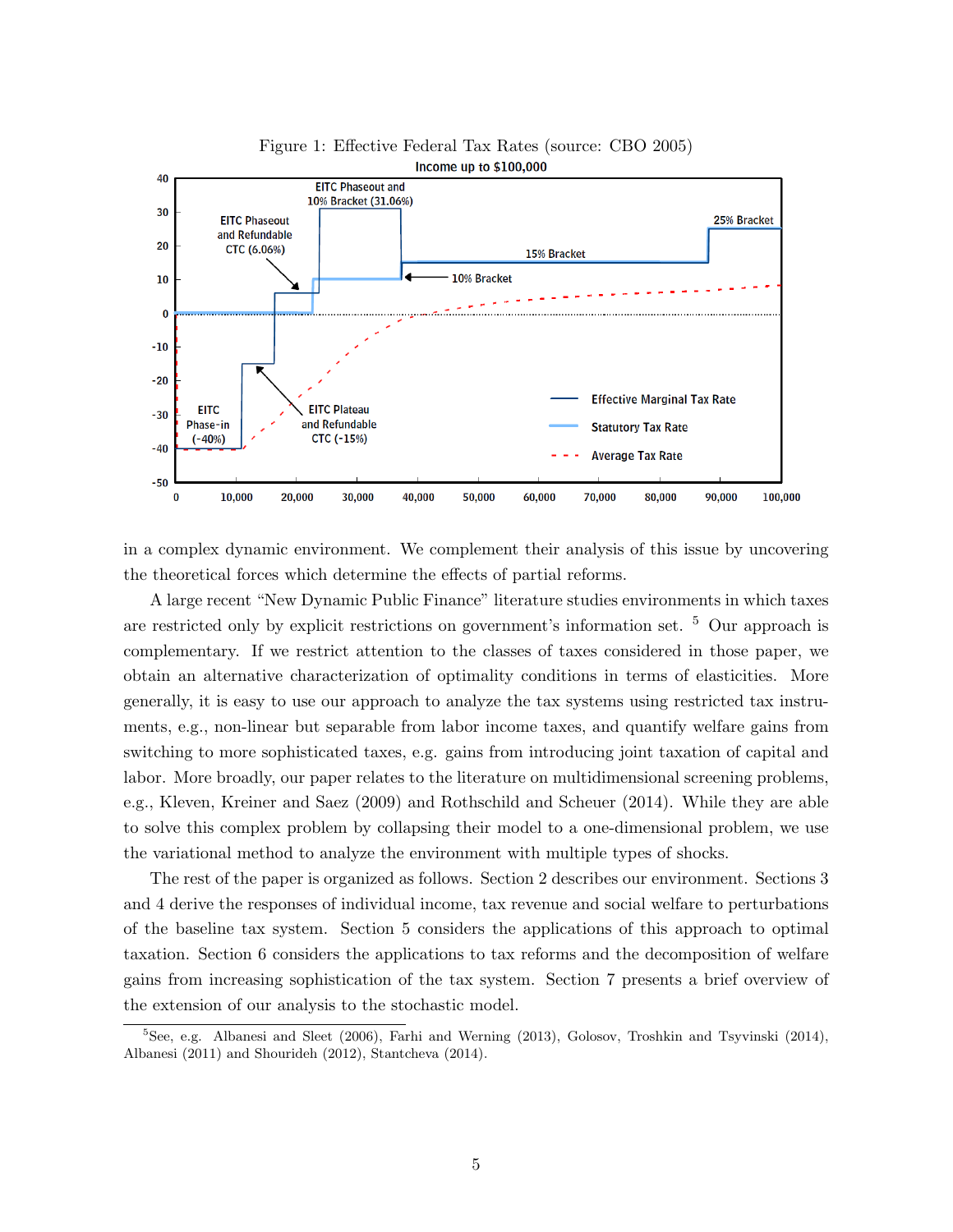Figure 1: Effective Federal Tax Rates (source: CBO 2005)

in a complex dynamic environment. We complement their analysis of this issue by uncovering the theoretical forces which determine the effects of partial reforms.

A large recent "New Dynamic Public Finance" literature studies environments in which taxes are restricted only by explicit restrictions on government's information set. [5] Our approach is complementary. If we restrict attention to the classes of taxes considered in those paper, we obtain an alternative characterization of optimality conditions in terms of elasticities. More generally, it is easy to use our approach to analyze the tax systems using restricted tax instruments, e.g., non-linear but separable from labor income taxes, and quantify welfare gains from switching to more sophisticated taxes, e.g. gains from introducing joint taxation of capital and labor. More broadly, our paper relates to the literature on multidimensional screening problems, e.g., Kleven, Kreiner and Saez (2009) and Rothschild and Scheuer (2014). While they are able to solve this complex problem by collapsing their model to a one-dimensional problem, we use the variational method to analyze the environment with multiple types of shocks.

The rest of the paper is organized as follows. Section 2 describes our environment. Sections 3 and 4 derive the responses of individual income, tax revenue and social welfare to perturbations of the baseline tax system. Section 5 considers the applications of this approach to optimal taxation. Section 6 considers the applications to tax reforms and the decomposition of welfare gains from increasing sophistication of the tax system. Section 7 presents a brief overview of the extension of our analysis to the stochastic model.

[5] See, e.g. Albanesi and Sleet (2006), Farhi and Werning (2013), Golosov, Troshkin and Tsyvinski (2014), Albanesi (2011) and Shourideh (2012), Stantcheva (2014).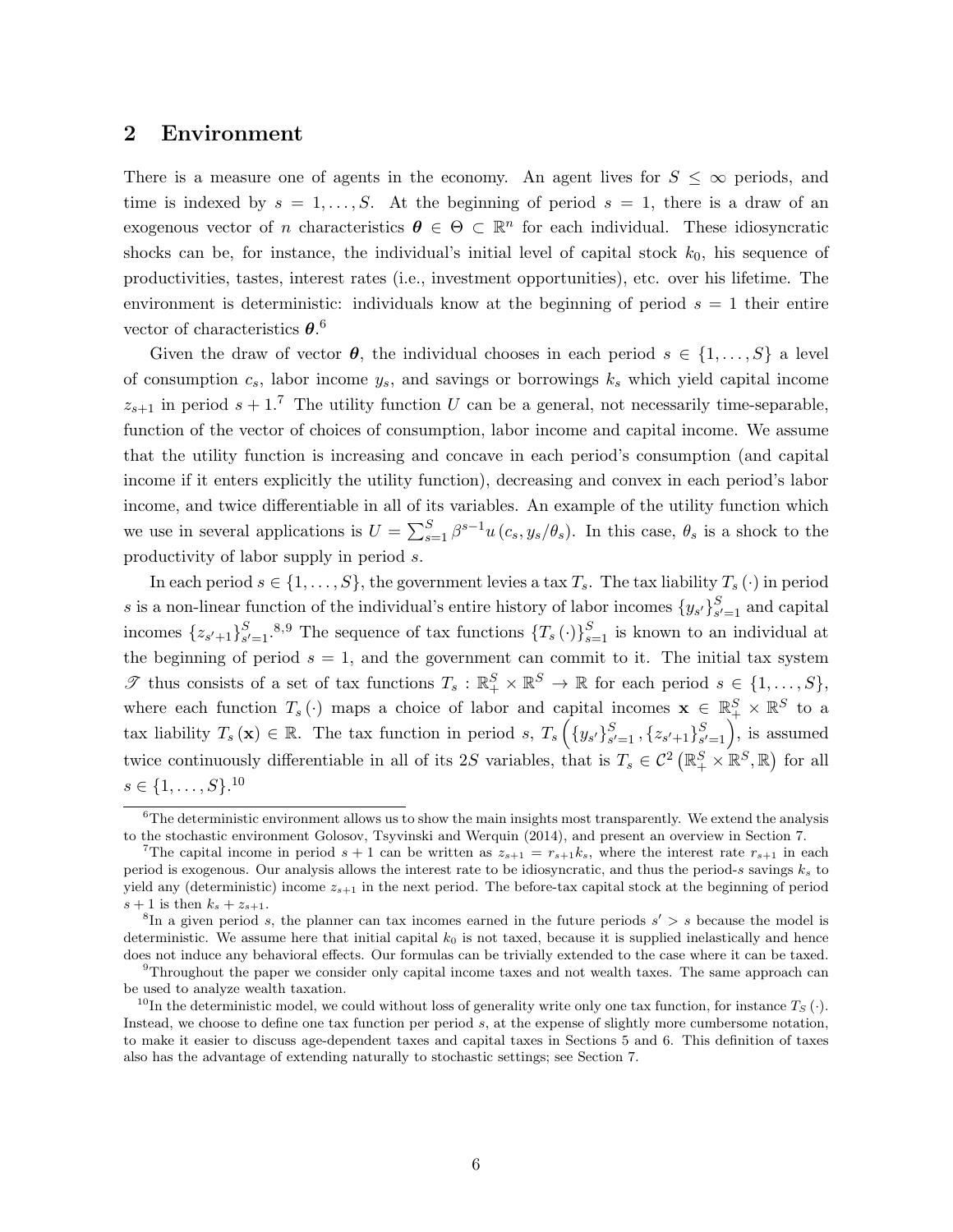## 2 Environment

There is a measure one of agents in the economy. An agent lives for $S \leq \infty$ periods, and time is indexed by $s = 1, \ldots, S$. At the beginning of period $s = 1$, there is a draw of an exogenous vector of $n$ characteristics $\boldsymbol{\theta} \in \Theta \subset \mathbb{R}^n$ for each individual. These idiosyncratic shocks can be, for instance, the individual's initial level of capital stock $k_0$, his sequence of productivities, tastes, interest rates (i.e., investment opportunities), etc. over his lifetime. The environment is deterministic: individuals know at the beginning of period $s = 1$ their entire vector of characteristics $\boldsymbol{\theta}$.[6]

Given the draw of vector $\boldsymbol{\theta}$, the individual chooses in each period $s \in \{1, \ldots, S\}$ a level of consumption $c_s$, labor income $y_s$, and savings or borrowings $k_s$ which yield capital income $z_{s+1}$ in period $s + 1$.[7] The utility function $U$ can be a general, not necessarily time-separable, function of the vector of choices of consumption, labor income and capital income. We assume that the utility function is increasing and concave in each period's consumption (and capital income if it enters explicitly the utility function), decreasing and convex in each period's labor income, and twice differentiable in all of its variables. An example of the utility function which we use in several applications is $U = \sum_{s=1}^{S} \beta^{s-1} u(c_s, y_s/\theta_s)$. In this case, $\theta_s$ is a shock to the productivity of labor supply in period $s$.

In each period $s \in \{1, \ldots, S\}$, the government levies a tax $T_s$. The tax liability $T_s(\cdot)$ in period $s$ is a non-linear function of the individual's entire history of labor incomes $\{y_{s'}\}_{s'=1}^{S}$ and capital incomes $\{z_{s'+1}\}_{s'=1}^{S}$.[8,9] The sequence of tax functions $\{T_s(\cdot)\}_{s=1}^{S}$ is known to an individual at the beginning of period $s = 1$, and the government can commit to it. The initial tax system $\mathscr{T}$ thus consists of a set of tax functions $T_s : \mathbb{R}_+^S \times \mathbb{R}^S \to \mathbb{R}$ for each period $s \in \{1, \ldots, S\}$, where each function $T_s(\cdot)$ maps a choice of labor and capital incomes $\mathbf{x} \in \mathbb{R}_+^S \times \mathbb{R}^S$ to a tax liability $T_s(\mathbf{x}) \in \mathbb{R}$. The tax function in period $s$, $T_s\left(\{y_{s'}\}_{s'=1}^{S}, \{z_{s'+1}\}_{s'=1}^{S}\right)$, is assumed twice continuously differentiable in all of its $2S$ variables, that is $T_s \in \mathcal{C}^2\left(\mathbb{R}_+^S \times \mathbb{R}^S, \mathbb{R}\right)$ for all $s \in \{1, \ldots, S\}$.[10]

---

[6] The deterministic environment allows us to show the main insights most transparently. We extend the analysis to the stochastic environment Golosov, Tsyvinski and Werquin (2014), and present an overview in Section 7.

[7] The capital income in period $s+1$ can be written as $z_{s+1} = r_{s+1}k_s$, where the interest rate $r_{s+1}$ in each period is exogenous. Our analysis allows the interest rate to be idiosyncratic, and thus the period-$s$ savings $k_s$ to yield any (deterministic) income $z_{s+1}$ in the next period. The before-tax capital stock at the beginning of period $s+1$ is then $k_s + z_{s+1}$.

[8] In a given period $s$, the planner can tax incomes earned in the future periods $s' > s$ because the model is deterministic. We assume here that initial capital $k_0$ is not taxed, because it is supplied inelastically and hence does not induce any behavioral effects. Our formulas can be trivially extended to the case where it can be taxed.

[9] Throughout the paper we consider only capital income taxes and not wealth taxes. The same approach can be used to analyze wealth taxation.

[10] In the deterministic model, we could without loss of generality write only one tax function, for instance $T_S(\cdot)$. Instead, we choose to define one tax function per period $s$, at the expense of slightly more cumbersome notation, to make it easier to discuss age-dependent taxes and capital taxes in Sections 5 and 6. This definition of taxes also has the advantage of extending naturally to stochastic settings; see Section 7.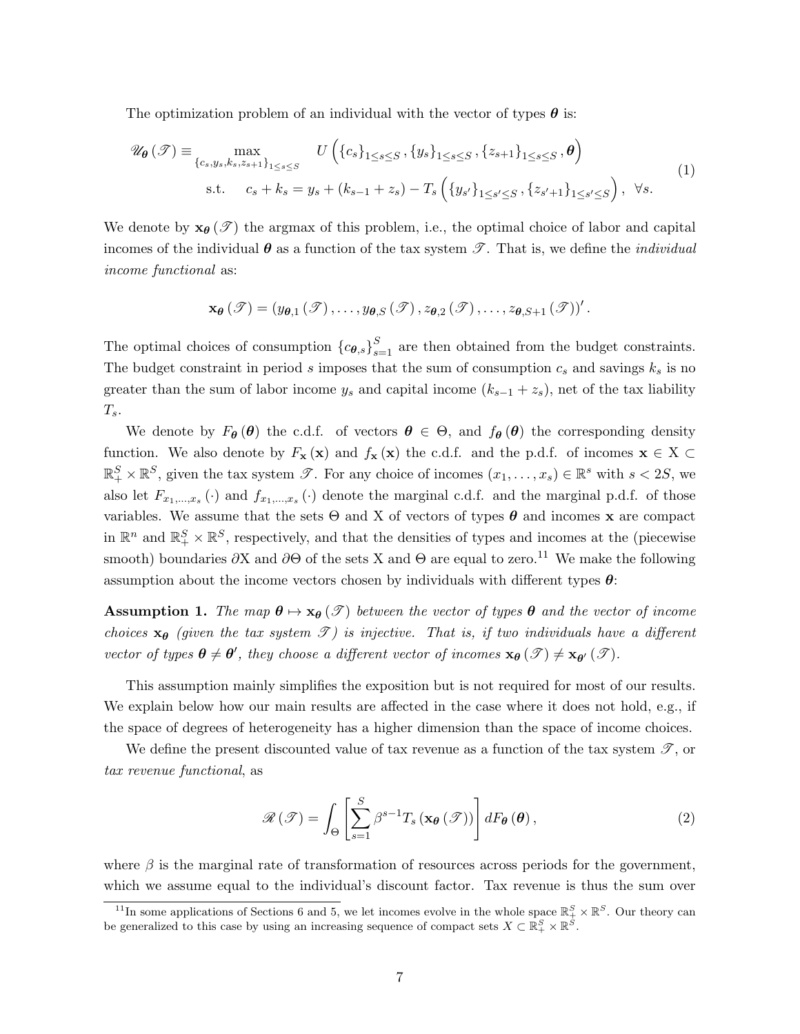The optimization problem of an individual with the vector of types $\boldsymbol{\theta}$ is:

$$
\begin{aligned}
\mathscr{U}_{\boldsymbol{\theta}}(\mathscr{T}) \equiv \max_{\{c_s, y_s, k_s, z_{s+1}\}_{1 \leq s \leq S}} \quad & U\left(\{c_s\}_{1 \leq s \leq S}, \{y_s\}_{1 \leq s \leq S}, \{z_{s+1}\}_{1 \leq s \leq S}, \boldsymbol{\theta}\right) \\
\text{s.t.} \quad & c_s + k_s = y_s + (k_{s-1} + z_s) - T_s\left(\{y_{s'}\}_{1 \leq s' \leq S}, \{z_{s'+1}\}_{1 \leq s' \leq S}\right), \ \forall s.
\end{aligned}
\tag{1}
$$

We denote by $\mathbf{x}_{\boldsymbol{\theta}}(\mathscr{T})$ the argmax of this problem, i.e., the optimal choice of labor and capital incomes of the individual $\boldsymbol{\theta}$ as a function of the tax system $\mathscr{T}$. That is, we define the *individual income functional* as:

$$
\mathbf{x}_{\boldsymbol{\theta}}(\mathscr{T}) = \left(y_{\boldsymbol{\theta},1}(\mathscr{T}), \ldots, y_{\boldsymbol{\theta},S}(\mathscr{T}), z_{\boldsymbol{\theta},2}(\mathscr{T}), \ldots, z_{\boldsymbol{\theta},S+1}(\mathscr{T})\right)'.
$$

The optimal choices of consumption $\{c_{\boldsymbol{\theta},s}\}_{s=1}^{S}$ are then obtained from the budget constraints. The budget constraint in period $s$ imposes that the sum of consumption $c_s$ and savings $k_s$ is no greater than the sum of labor income $y_s$ and capital income $(k_{s-1} + z_s)$, net of the tax liability $T_s$.

We denote by $F_{\boldsymbol{\theta}}(\boldsymbol{\theta})$ the c.d.f. of vectors $\boldsymbol{\theta} \in \Theta$, and $f_{\boldsymbol{\theta}}(\boldsymbol{\theta})$ the corresponding density function. We also denote by $F_{\mathbf{x}}(\mathbf{x})$ and $f_{\mathbf{x}}(\mathbf{x})$ the c.d.f. and the p.d.f. of incomes $\mathbf{x} \in \mathrm{X} \subset \mathbb{R}_+^S \times \mathbb{R}^S$, given the tax system $\mathscr{T}$. For any choice of incomes $(x_1, \ldots, x_s) \in \mathbb{R}^s$ with $s < 2S$, we also let $F_{x_1,\ldots,x_s}(\cdot)$ and $f_{x_1,\ldots,x_s}(\cdot)$ denote the marginal c.d.f. and the marginal p.d.f. of those variables. We assume that the sets $\Theta$ and $\mathrm{X}$ of vectors of types $\boldsymbol{\theta}$ and incomes $\mathbf{x}$ are compact in $\mathbb{R}^n$ and $\mathbb{R}_+^S \times \mathbb{R}^S$, respectively, and that the densities of types and incomes at the (piecewise smooth) boundaries $\partial\mathrm{X}$ and $\partial\Theta$ of the sets $\mathrm{X}$ and $\Theta$ are equal to zero.[11] We make the following assumption about the income vectors chosen by individuals with different types $\boldsymbol{\theta}$:

**Assumption 1.** *The map $\boldsymbol{\theta} \mapsto \mathbf{x}_{\boldsymbol{\theta}}(\mathscr{T})$ between the vector of types $\boldsymbol{\theta}$ and the vector of income choices $\mathbf{x}_{\boldsymbol{\theta}}$ (given the tax system $\mathscr{T}$) is injective. That is, if two individuals have a different vector of types $\boldsymbol{\theta} \neq \boldsymbol{\theta}'$, they choose a different vector of incomes $\mathbf{x}_{\boldsymbol{\theta}}(\mathscr{T}) \neq \mathbf{x}_{\boldsymbol{\theta}'}(\mathscr{T})$.*

This assumption mainly simplifies the exposition but is not required for most of our results. We explain below how our main results are affected in the case where it does not hold, e.g., if the space of degrees of heterogeneity has a higher dimension than the space of income choices.

We define the present discounted value of tax revenue as a function of the tax system $\mathscr{T}$, or *tax revenue functional*, as

$$
\mathscr{R}(\mathscr{T}) = \int_{\Theta} \left[\sum_{s=1}^{S} \beta^{s-1} T_s\left(\mathbf{x}_{\boldsymbol{\theta}}(\mathscr{T})\right)\right] dF_{\boldsymbol{\theta}}(\boldsymbol{\theta}),
\tag{2}
$$

where $\beta$ is the marginal rate of transformation of resources across periods for the government, which we assume equal to the individual's discount factor. Tax revenue is thus the sum over

[11] In some applications of Sections 6 and 5, we let incomes evolve in the whole space $\mathbb{R}_+^S \times \mathbb{R}^S$. Our theory can be generalized to this case by using an increasing sequence of compact sets $X \subset \mathbb{R}_+^S \times \mathbb{R}^S$.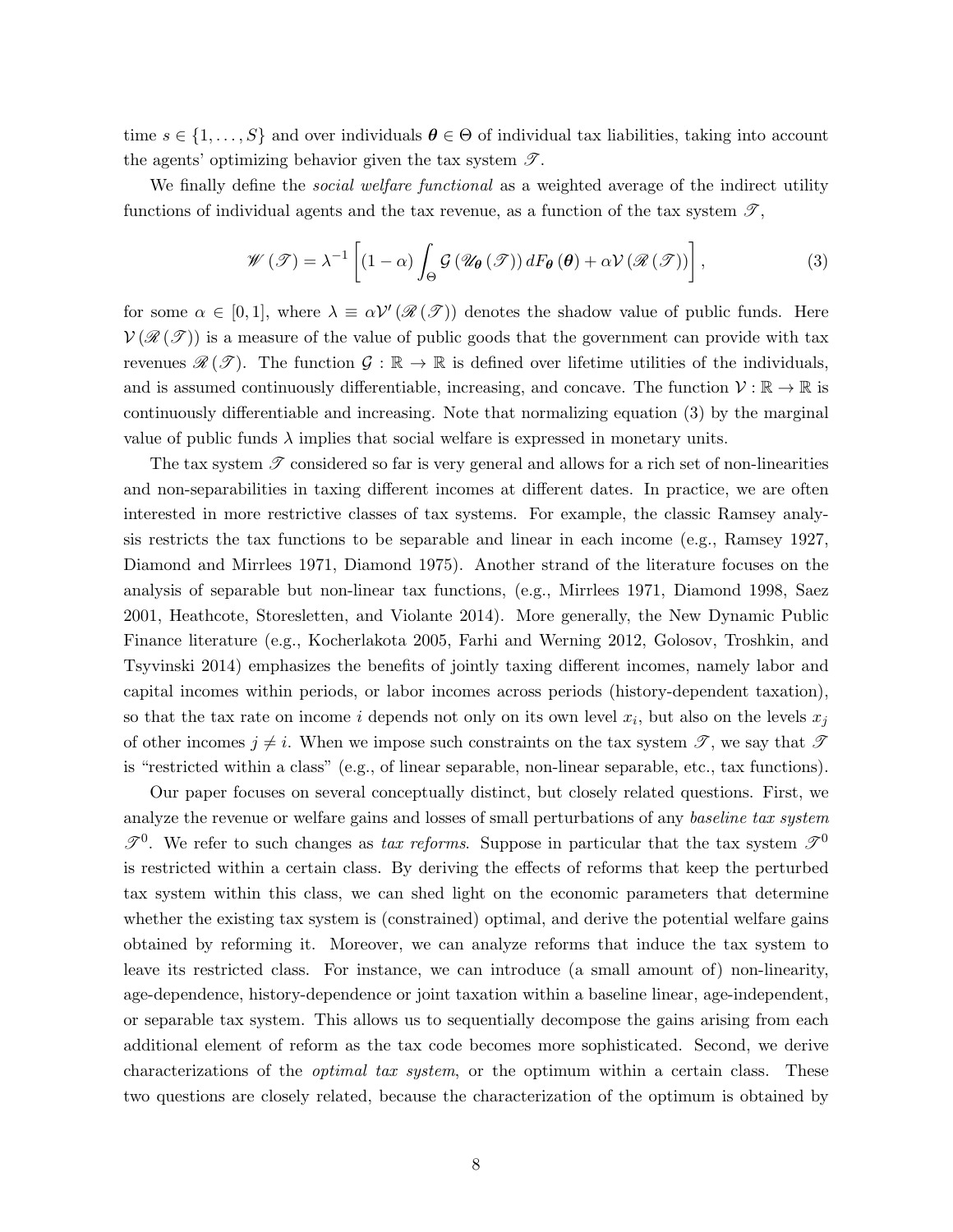time $s \in \{1, \ldots, S\}$ and over individuals $\boldsymbol{\theta} \in \Theta$ of individual tax liabilities, taking into account the agents' optimizing behavior given the tax system $\mathscr{T}$.

We finally define the *social welfare functional* as a weighted average of the indirect utility functions of individual agents and the tax revenue, as a function of the tax system $\mathscr{T}$,

$$\mathscr{W}(\mathscr{T}) = \lambda^{-1} \left[ (1-\alpha) \int_{\Theta} \mathcal{G}\left(\mathscr{U}_{\boldsymbol{\theta}}(\mathscr{T})\right) dF_{\boldsymbol{\theta}}(\boldsymbol{\theta}) + \alpha \mathcal{V}\left(\mathscr{R}(\mathscr{T})\right) \right], \tag{3}$$

for some $\alpha \in [0,1]$, where $\lambda \equiv \alpha \mathcal{V}'\left(\mathscr{R}(\mathscr{T})\right)$ denotes the shadow value of public funds. Here $\mathcal{V}\left(\mathscr{R}(\mathscr{T})\right)$ is a measure of the value of public goods that the government can provide with tax revenues $\mathscr{R}(\mathscr{T})$. The function $\mathcal{G} : \mathbb{R} \to \mathbb{R}$ is defined over lifetime utilities of the individuals, and is assumed continuously differentiable, increasing, and concave. The function $\mathcal{V} : \mathbb{R} \to \mathbb{R}$ is continuously differentiable and increasing. Note that normalizing equation (3) by the marginal value of public funds $\lambda$ implies that social welfare is expressed in monetary units.

The tax system $\mathscr{T}$ considered so far is very general and allows for a rich set of non-linearities and non-separabilities in taxing different incomes at different dates. In practice, we are often interested in more restrictive classes of tax systems. For example, the classic Ramsey analysis restricts the tax functions to be separable and linear in each income (e.g., Ramsey 1927, Diamond and Mirrlees 1971, Diamond 1975). Another strand of the literature focuses on the analysis of separable but non-linear tax functions, (e.g., Mirrlees 1971, Diamond 1998, Saez 2001, Heathcote, Storesletten, and Violante 2014). More generally, the New Dynamic Public Finance literature (e.g., Kocherlakota 2005, Farhi and Werning 2012, Golosov, Troshkin, and Tsyvinski 2014) emphasizes the benefits of jointly taxing different incomes, namely labor and capital incomes within periods, or labor incomes across periods (history-dependent taxation), so that the tax rate on income $i$ depends not only on its own level $x_i$, but also on the levels $x_j$ of other incomes $j \neq i$. When we impose such constraints on the tax system $\mathscr{T}$, we say that $\mathscr{T}$ is "restricted within a class" (e.g., of linear separable, non-linear separable, etc., tax functions).

Our paper focuses on several conceptually distinct, but closely related questions. First, we analyze the revenue or welfare gains and losses of small perturbations of any *baseline tax system* $\mathscr{T}^0$. We refer to such changes as *tax reforms*. Suppose in particular that the tax system $\mathscr{T}^0$ is restricted within a certain class. By deriving the effects of reforms that keep the perturbed tax system within this class, we can shed light on the economic parameters that determine whether the existing tax system is (constrained) optimal, and derive the potential welfare gains obtained by reforming it. Moreover, we can analyze reforms that induce the tax system to leave its restricted class. For instance, we can introduce (a small amount of) non-linearity, age-dependence, history-dependence or joint taxation within a baseline linear, age-independent, or separable tax system. This allows us to sequentially decompose the gains arising from each additional element of reform as the tax code becomes more sophisticated. Second, we derive characterizations of the *optimal tax system*, or the optimum within a certain class. These two questions are closely related, because the characterization of the optimum is obtained by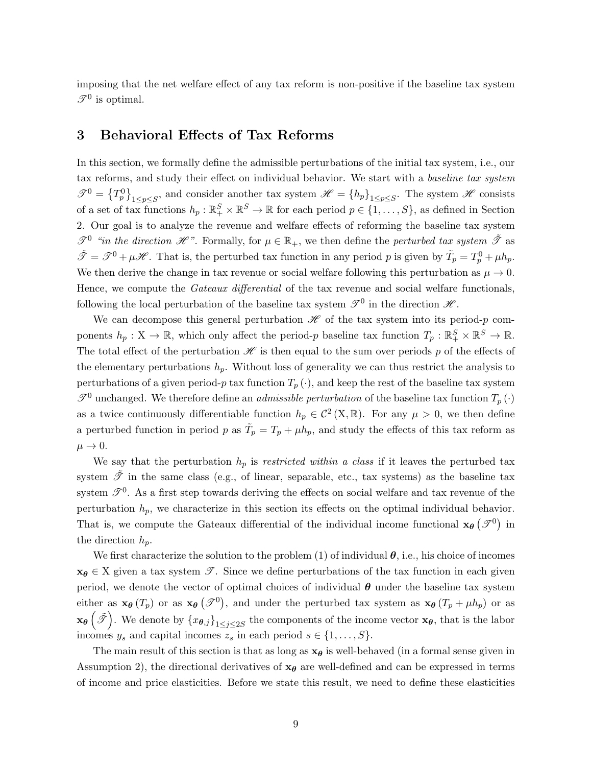imposing that the net welfare effect of any tax reform is non-positive if the baseline tax system $\mathscr{T}^0$ is optimal.

## 3 Behavioral Effects of Tax Reforms

In this section, we formally define the admissible perturbations of the initial tax system, i.e., our tax reforms, and study their effect on individual behavior. We start with a *baseline tax system* $\mathscr{T}^0 = \left\{T_p^0\right\}_{1 \leq p \leq S}$, and consider another tax system $\mathscr{H} = \{h_p\}_{1 \leq p \leq S}$. The system $\mathscr{H}$ consists of a set of tax functions $h_p : \mathbb{R}_+^S \times \mathbb{R}^S \to \mathbb{R}$ for each period $p \in \{1, \ldots, S\}$, as defined in Section 2. Our goal is to analyze the revenue and welfare effects of reforming the baseline tax system $\mathscr{T}^0$ *"in the direction $\mathscr{H}$"*. Formally, for $\mu \in \mathbb{R}_+$, we then define the *perturbed tax system* $\tilde{\mathscr{T}}$ as $\tilde{\mathscr{T}} = \mathscr{T}^0 + \mu \mathscr{H}$. That is, the perturbed tax function in any period $p$ is given by $\tilde{T}_p = T_p^0 + \mu h_p$. We then derive the change in tax revenue or social welfare following this perturbation as $\mu \to 0$. Hence, we compute the *Gateaux differential* of the tax revenue and social welfare functionals, following the local perturbation of the baseline tax system $\mathscr{T}^0$ in the direction $\mathscr{H}$.

We can decompose this general perturbation $\mathscr{H}$ of the tax system into its period-$p$ components $h_p : \mathrm{X} \to \mathbb{R}$, which only affect the period-$p$ baseline tax function $T_p : \mathbb{R}_+^S \times \mathbb{R}^S \to \mathbb{R}$. The total effect of the perturbation $\mathscr{H}$ is then equal to the sum over periods $p$ of the effects of the elementary perturbations $h_p$. Without loss of generality we can thus restrict the analysis to perturbations of a given period-$p$ tax function $T_p(\cdot)$, and keep the rest of the baseline tax system $\mathscr{T}^0$ unchanged. We therefore define an *admissible perturbation* of the baseline tax function $T_p(\cdot)$ as a twice continuously differentiable function $h_p \in \mathcal{C}^2(\mathrm{X}, \mathbb{R})$. For any $\mu > 0$, we then define a perturbed function in period $p$ as $\tilde{T}_p = T_p + \mu h_p$, and study the effects of this tax reform as $\mu \to 0$.

We say that the perturbation $h_p$ is *restricted within a class* if it leaves the perturbed tax system $\tilde{\mathscr{T}}$ in the same class (e.g., of linear, separable, etc., tax systems) as the baseline tax system $\mathscr{T}^0$. As a first step towards deriving the effects on social welfare and tax revenue of the perturbation $h_p$, we characterize in this section its effects on the optimal individual behavior. That is, we compute the Gateaux differential of the individual income functional $\mathbf{x}_{\boldsymbol{\theta}}\left(\mathscr{T}^0\right)$ in the direction $h_p$.

We first characterize the solution to the problem (1) of individual $\boldsymbol{\theta}$, i.e., his choice of incomes $\mathbf{x}_{\boldsymbol{\theta}} \in \mathrm{X}$ given a tax system $\mathscr{T}$. Since we define perturbations of the tax function in each given period, we denote the vector of optimal choices of individual $\boldsymbol{\theta}$ under the baseline tax system either as $\mathbf{x}_{\boldsymbol{\theta}}(T_p)$ or as $\mathbf{x}_{\boldsymbol{\theta}}\left(\mathscr{T}^0\right)$, and under the perturbed tax system as $\mathbf{x}_{\boldsymbol{\theta}}(T_p + \mu h_p)$ or as $\mathbf{x}_{\boldsymbol{\theta}}\left(\tilde{\mathscr{T}}\right)$. We denote by $\{x_{\boldsymbol{\theta},j}\}_{1 \leq j \leq 2S}$ the components of the income vector $\mathbf{x}_{\boldsymbol{\theta}}$, that is the labor incomes $y_s$ and capital incomes $z_s$ in each period $s \in \{1, \ldots, S\}$.

The main result of this section is that as long as $\mathbf{x}_{\boldsymbol{\theta}}$ is well-behaved (in a formal sense given in Assumption 2), the directional derivatives of $\mathbf{x}_{\boldsymbol{\theta}}$ are well-defined and can be expressed in terms of income and price elasticities. Before we state this result, we need to define these elasticities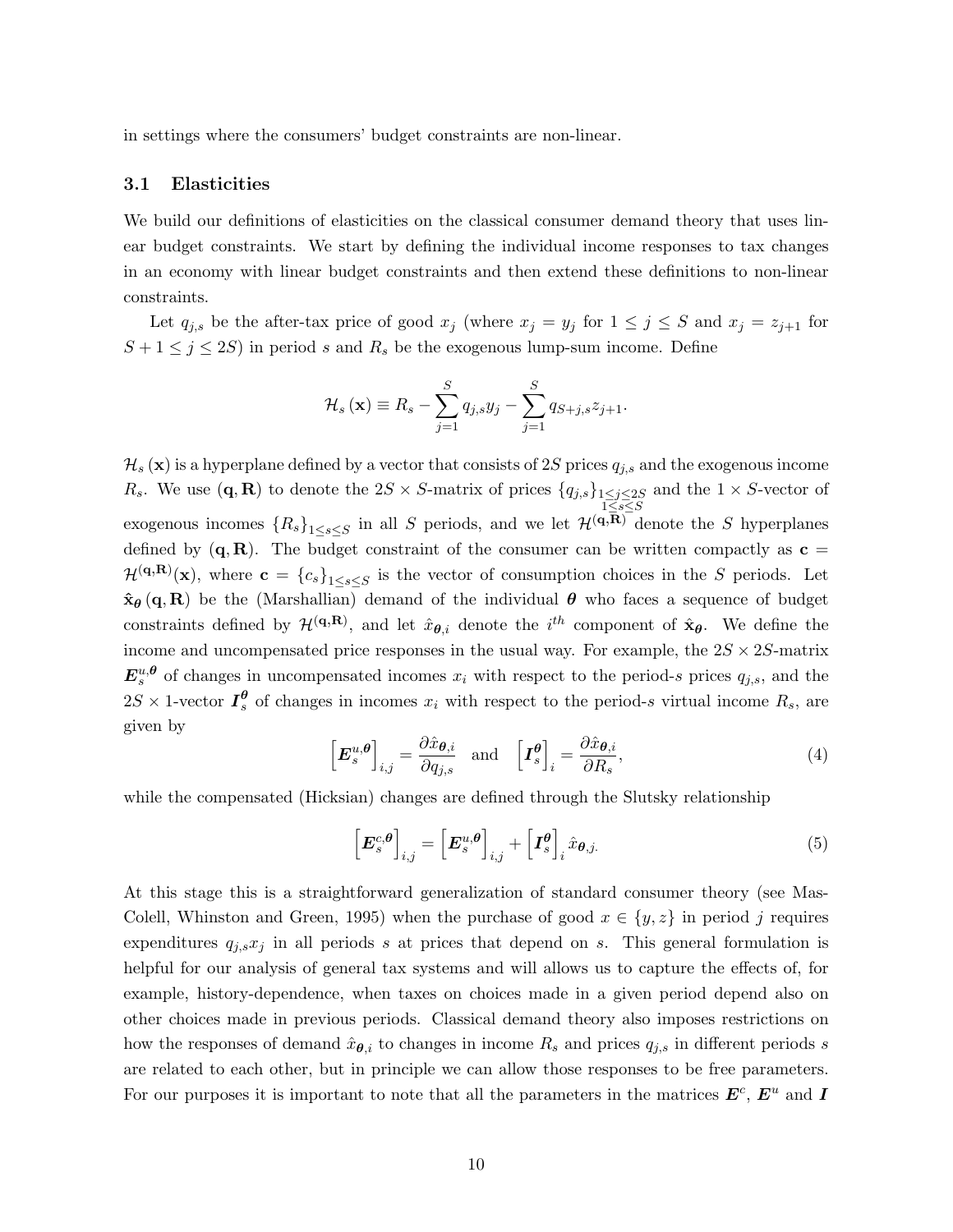in settings where the consumers' budget constraints are non-linear.

### 3.1 Elasticities

We build our definitions of elasticities on the classical consumer demand theory that uses linear budget constraints. We start by defining the individual income responses to tax changes in an economy with linear budget constraints and then extend these definitions to non-linear constraints.

Let $q_{j,s}$ be the after-tax price of good $x_j$ (where $x_j = y_j$ for $1 \leq j \leq S$ and $x_j = z_{j+1}$ for $S+1 \leq j \leq 2S$) in period $s$ and $R_s$ be the exogenous lump-sum income. Define

$$\mathcal{H}_s(\mathbf{x}) \equiv R_s - \sum_{j=1}^{S} q_{j,s} y_j - \sum_{j=1}^{S} q_{S+j,s} z_{j+1}.$$

$\mathcal{H}_s(\mathbf{x})$ is a hyperplane defined by a vector that consists of $2S$ prices $q_{j,s}$ and the exogenous income $R_s$. We use $(\mathbf{q}, \mathbf{R})$ to denote the $2S \times S$-matrix of prices $\{q_{j,s}\}_{\substack{1\leq j\leq 2S \\ 1\leq s\leq S}}$ and the $1 \times S$-vector of exogenous incomes $\{R_s\}_{1\leq s\leq S}$ in all $S$ periods, and we let $\mathcal{H}^{(\mathbf{q},\mathbf{R})}$ denote the $S$ hyperplanes defined by $(\mathbf{q}, \mathbf{R})$. The budget constraint of the consumer can be written compactly as $\mathbf{c} = \mathcal{H}^{(\mathbf{q},\mathbf{R})}(\mathbf{x})$, where $\mathbf{c} = \{c_s\}_{1\leq s\leq S}$ is the vector of consumption choices in the $S$ periods. Let $\hat{\mathbf{x}}_{\boldsymbol{\theta}}(\mathbf{q}, \mathbf{R})$ be the (Marshallian) demand of the individual $\boldsymbol{\theta}$ who faces a sequence of budget constraints defined by $\mathcal{H}^{(\mathbf{q},\mathbf{R})}$, and let $\hat{x}_{\boldsymbol{\theta},i}$ denote the $i^{th}$ component of $\hat{\mathbf{x}}_{\boldsymbol{\theta}}$. We define the income and uncompensated price responses in the usual way. For example, the $2S \times 2S$-matrix $\boldsymbol{E}_s^{u,\boldsymbol{\theta}}$ of changes in uncompensated incomes $x_i$ with respect to the period-$s$ prices $q_{j,s}$, and the $2S \times 1$-vector $\boldsymbol{I}_s^{\boldsymbol{\theta}}$ of changes in incomes $x_i$ with respect to the period-$s$ virtual income $R_s$, are given by

$$\left[\boldsymbol{E}_s^{u,\boldsymbol{\theta}}\right]_{i,j} = \frac{\partial \hat{x}_{\boldsymbol{\theta},i}}{\partial q_{j,s}} \quad \text{and} \quad \left[\boldsymbol{I}_s^{\boldsymbol{\theta}}\right]_i = \frac{\partial \hat{x}_{\boldsymbol{\theta},i}}{\partial R_s}, \tag{4}$$

while the compensated (Hicksian) changes are defined through the Slutsky relationship

$$\left[\boldsymbol{E}_s^{c,\boldsymbol{\theta}}\right]_{i,j} = \left[\boldsymbol{E}_s^{u,\boldsymbol{\theta}}\right]_{i,j} + \left[\boldsymbol{I}_s^{\boldsymbol{\theta}}\right]_i \hat{x}_{\boldsymbol{\theta},j}. \tag{5}$$

At this stage this is a straightforward generalization of standard consumer theory (see Mas-Colell, Whinston and Green, 1995) when the purchase of good $x \in \{y, z\}$ in period $j$ requires expenditures $q_{j,s} x_j$ in all periods $s$ at prices that depend on $s$. This general formulation is helpful for our analysis of general tax systems and will allows us to capture the effects of, for example, history-dependence, when taxes on choices made in a given period depend also on other choices made in previous periods. Classical demand theory also imposes restrictions on how the responses of demand $\hat{x}_{\boldsymbol{\theta},i}$ to changes in income $R_s$ and prices $q_{j,s}$ in different periods $s$ are related to each other, but in principle we can allow those responses to be free parameters. For our purposes it is important to note that all the parameters in the matrices $\boldsymbol{E}^c$, $\boldsymbol{E}^u$ and $\boldsymbol{I}$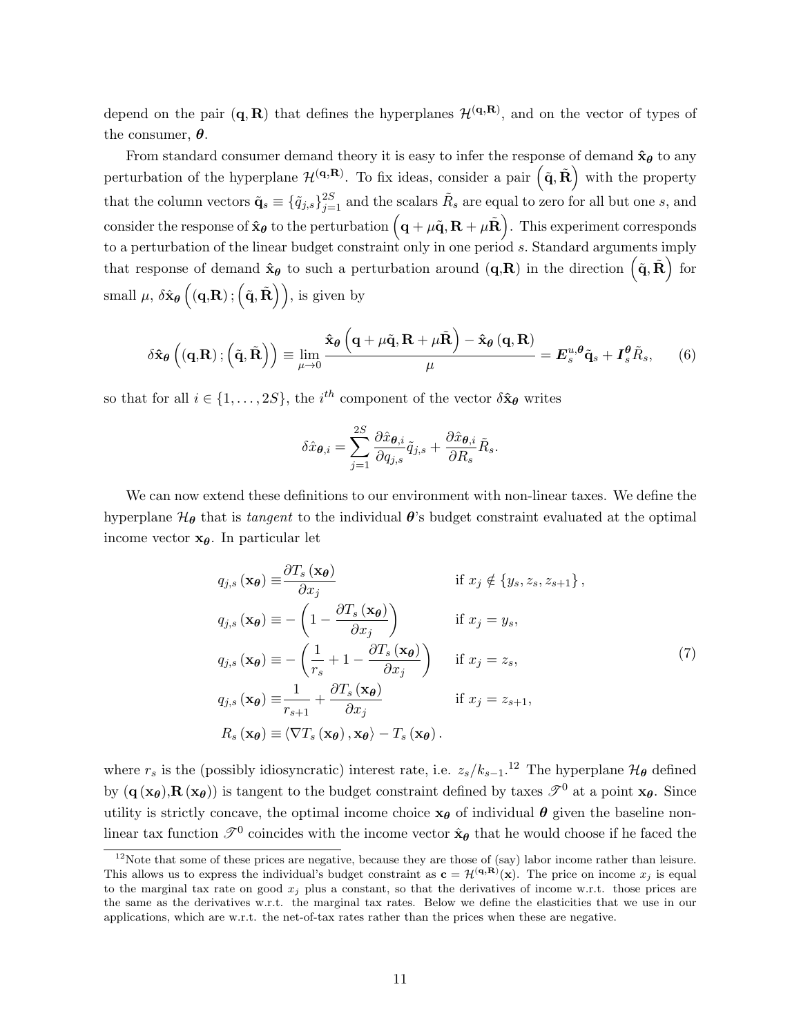depend on the pair $(\mathbf{q}, \mathbf{R})$ that defines the hyperplanes $\mathcal{H}^{(\mathbf{q},\mathbf{R})}$, and on the vector of types of the consumer, $\boldsymbol{\theta}$.

From standard consumer demand theory it is easy to infer the response of demand $\hat{\mathbf{x}}_{\boldsymbol{\theta}}$ to any perturbation of the hyperplane $\mathcal{H}^{(\mathbf{q},\mathbf{R})}$. To fix ideas, consider a pair $\left(\tilde{\mathbf{q}}, \tilde{\mathbf{R}}\right)$ with the property that the column vectors $\tilde{\mathbf{q}}_s \equiv \{\tilde{q}_{j,s}\}_{j=1}^{2S}$ and the scalars $\tilde{R}_s$ are equal to zero for all but one $s$, and consider the response of $\hat{\mathbf{x}}_{\boldsymbol{\theta}}$ to the perturbation $\left(\mathbf{q} + \mu\tilde{\mathbf{q}}, \mathbf{R} + \mu\tilde{\mathbf{R}}\right)$. This experiment corresponds to a perturbation of the linear budget constraint only in one period $s$. Standard arguments imply that response of demand $\hat{\mathbf{x}}_{\boldsymbol{\theta}}$ to such a perturbation around $(\mathbf{q},\mathbf{R})$ in the direction $\left(\tilde{\mathbf{q}}, \tilde{\mathbf{R}}\right)$ for small $\mu$, $\delta\hat{\mathbf{x}}_{\boldsymbol{\theta}}\left((\mathbf{q},\mathbf{R}); \left(\tilde{\mathbf{q}}, \tilde{\mathbf{R}}\right)\right)$, is given by

$$\delta\hat{\mathbf{x}}_{\boldsymbol{\theta}}\left((\mathbf{q},\mathbf{R}); \left(\tilde{\mathbf{q}}, \tilde{\mathbf{R}}\right)\right) \equiv \lim_{\mu \to 0} \frac{\hat{\mathbf{x}}_{\boldsymbol{\theta}}\left(\mathbf{q} + \mu\tilde{\mathbf{q}}, \mathbf{R} + \mu\tilde{\mathbf{R}}\right) - \hat{\mathbf{x}}_{\boldsymbol{\theta}}(\mathbf{q}, \mathbf{R})}{\mu} = \boldsymbol{E}_s^{u,\boldsymbol{\theta}}\tilde{\mathbf{q}}_s + \boldsymbol{I}_s^{\boldsymbol{\theta}}\tilde{R}_s, \tag{6}$$

so that for all $i \in \{1, \ldots, 2S\}$, the $i^{th}$ component of the vector $\delta\hat{\mathbf{x}}_{\boldsymbol{\theta}}$ writes

$$\delta\hat{x}_{\boldsymbol{\theta},i} = \sum_{j=1}^{2S} \frac{\partial \hat{x}_{\boldsymbol{\theta},i}}{\partial q_{j,s}}\tilde{q}_{j,s} + \frac{\partial \hat{x}_{\boldsymbol{\theta},i}}{\partial R_s}\tilde{R}_s.$$

We can now extend these definitions to our environment with non-linear taxes. We define the hyperplane $\mathcal{H}_{\boldsymbol{\theta}}$ that is *tangent* to the individual $\boldsymbol{\theta}$'s budget constraint evaluated at the optimal income vector $\mathbf{x}_{\boldsymbol{\theta}}$. In particular let

$$\begin{aligned}
q_{j,s}(\mathbf{x}_{\boldsymbol{\theta}}) &\equiv \frac{\partial T_s(\mathbf{x}_{\boldsymbol{\theta}})}{\partial x_j} && \text{if } x_j \notin \{y_s, z_s, z_{s+1}\}, \\
q_{j,s}(\mathbf{x}_{\boldsymbol{\theta}}) &\equiv -\left(1 - \frac{\partial T_s(\mathbf{x}_{\boldsymbol{\theta}})}{\partial x_j}\right) && \text{if } x_j = y_s, \\
q_{j,s}(\mathbf{x}_{\boldsymbol{\theta}}) &\equiv -\left(\frac{1}{r_s} + 1 - \frac{\partial T_s(\mathbf{x}_{\boldsymbol{\theta}})}{\partial x_j}\right) && \text{if } x_j = z_s, \\
q_{j,s}(\mathbf{x}_{\boldsymbol{\theta}}) &\equiv \frac{1}{r_{s+1}} + \frac{\partial T_s(\mathbf{x}_{\boldsymbol{\theta}})}{\partial x_j} && \text{if } x_j = z_{s+1}, \\
R_s(\mathbf{x}_{\boldsymbol{\theta}}) &\equiv \langle \nabla T_s(\mathbf{x}_{\boldsymbol{\theta}}), \mathbf{x}_{\boldsymbol{\theta}} \rangle - T_s(\mathbf{x}_{\boldsymbol{\theta}}).
\end{aligned} \tag{7}$$

where $r_s$ is the (possibly idiosyncratic) interest rate, i.e. $z_s/k_{s-1}$.[12] The hyperplane $\mathcal{H}_{\boldsymbol{\theta}}$ defined by $(\mathbf{q}(\mathbf{x}_{\boldsymbol{\theta}}), \mathbf{R}(\mathbf{x}_{\boldsymbol{\theta}}))$ is tangent to the budget constraint defined by taxes $\mathscr{T}^0$ at a point $\mathbf{x}_{\boldsymbol{\theta}}$. Since utility is strictly concave, the optimal income choice $\mathbf{x}_{\boldsymbol{\theta}}$ of individual $\boldsymbol{\theta}$ given the baseline non-linear tax function $\mathscr{T}^0$ coincides with the income vector $\hat{\mathbf{x}}_{\boldsymbol{\theta}}$ that he would choose if he faced the

[12] Note that some of these prices are negative, because they are those of (say) labor income rather than leisure. This allows us to express the individual's budget constraint as $\mathbf{c} = \mathcal{H}^{(\mathbf{q},\mathbf{R})}(\mathbf{x})$. The price on income $x_j$ is equal to the marginal tax rate on good $x_j$ plus a constant, so that the derivatives of income w.r.t. those prices are the same as the derivatives w.r.t. the marginal tax rates. Below we define the elasticities that we use in our applications, which are w.r.t. the net-of-tax rates rather than the prices when these are negative.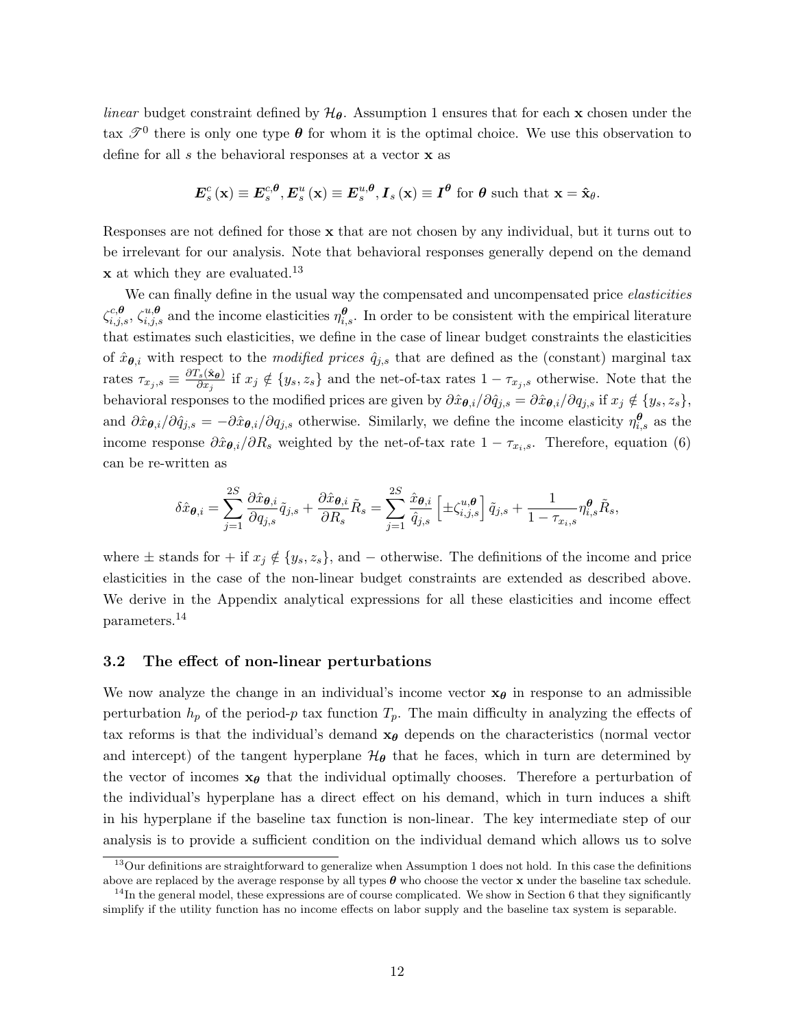*linear* budget constraint defined by $\mathcal{H}_{\boldsymbol{\theta}}$. Assumption 1 ensures that for each $\mathbf{x}$ chosen under the tax $\mathscr{T}^0$ there is only one type $\boldsymbol{\theta}$ for whom it is the optimal choice. We use this observation to define for all $s$ the behavioral responses at a vector $\mathbf{x}$ as

$$\boldsymbol{E}_s^c(\mathbf{x}) \equiv \boldsymbol{E}_s^{c,\boldsymbol{\theta}}, \boldsymbol{E}_s^u(\mathbf{x}) \equiv \boldsymbol{E}_s^{u,\boldsymbol{\theta}}, \boldsymbol{I}_s(\mathbf{x}) \equiv \boldsymbol{I}^{\boldsymbol{\theta}} \text{ for } \boldsymbol{\theta} \text{ such that } \mathbf{x} = \hat{\mathbf{x}}_\theta.$$

Responses are not defined for those $\mathbf{x}$ that are not chosen by any individual, but it turns out to be irrelevant for our analysis. Note that behavioral responses generally depend on the demand $\mathbf{x}$ at which they are evaluated.[13]

We can finally define in the usual way the compensated and uncompensated price *elasticities* $\zeta_{i,j,s}^{c,\boldsymbol{\theta}}$, $\zeta_{i,j,s}^{u,\boldsymbol{\theta}}$ and the income elasticities $\eta_{i,s}^{\boldsymbol{\theta}}$. In order to be consistent with the empirical literature that estimates such elasticities, we define in the case of linear budget constraints the elasticities of $\hat{x}_{\boldsymbol{\theta},i}$ with respect to the *modified prices* $\hat{q}_{j,s}$ that are defined as the (constant) marginal tax rates $\tau_{x_j,s} \equiv \frac{\partial T_s(\hat{\mathbf{x}}_{\boldsymbol{\theta}})}{\partial x_j}$ if $x_j \notin \{y_s, z_s\}$ and the net-of-tax rates $1 - \tau_{x_j,s}$ otherwise. Note that the behavioral responses to the modified prices are given by $\partial \hat{x}_{\boldsymbol{\theta},i}/\partial \hat{q}_{j,s} = \partial \hat{x}_{\boldsymbol{\theta},i}/\partial q_{j,s}$ if $x_j \notin \{y_s, z_s\}$, and $\partial \hat{x}_{\boldsymbol{\theta},i}/\partial \hat{q}_{j,s} = -\partial \hat{x}_{\boldsymbol{\theta},i}/\partial q_{j,s}$ otherwise. Similarly, we define the income elasticity $\eta_{i,s}^{\boldsymbol{\theta}}$ as the income response $\partial \hat{x}_{\boldsymbol{\theta},i}/\partial R_s$ weighted by the net-of-tax rate $1 - \tau_{x_i,s}$. Therefore, equation (6) can be re-written as

$$\delta \hat{x}_{\boldsymbol{\theta},i} = \sum_{j=1}^{2S} \frac{\partial \hat{x}_{\boldsymbol{\theta},i}}{\partial q_{j,s}} \tilde{q}_{j,s} + \frac{\partial \hat{x}_{\boldsymbol{\theta},i}}{\partial R_s} \tilde{R}_s = \sum_{j=1}^{2S} \frac{\hat{x}_{\boldsymbol{\theta},i}}{\hat{q}_{j,s}} \left[ \pm \zeta_{i,j,s}^{u,\boldsymbol{\theta}} \right] \tilde{q}_{j,s} + \frac{1}{1 - \tau_{x_i,s}} \eta_{i,s}^{\boldsymbol{\theta}} \tilde{R}_s,$$

where $\pm$ stands for $+$ if $x_j \notin \{y_s, z_s\}$, and $-$ otherwise. The definitions of the income and price elasticities in the case of the non-linear budget constraints are extended as described above. We derive in the Appendix analytical expressions for all these elasticities and income effect parameters.[14]

### 3.2 The effect of non-linear perturbations

We now analyze the change in an individual's income vector $\mathbf{x}_{\boldsymbol{\theta}}$ in response to an admissible perturbation $h_p$ of the period-$p$ tax function $T_p$. The main difficulty in analyzing the effects of tax reforms is that the individual's demand $\mathbf{x}_{\boldsymbol{\theta}}$ depends on the characteristics (normal vector and intercept) of the tangent hyperplane $\mathcal{H}_{\boldsymbol{\theta}}$ that he faces, which in turn are determined by the vector of incomes $\mathbf{x}_{\boldsymbol{\theta}}$ that the individual optimally chooses. Therefore a perturbation of the individual's hyperplane has a direct effect on his demand, which in turn induces a shift in his hyperplane if the baseline tax function is non-linear. The key intermediate step of our analysis is to provide a sufficient condition on the individual demand which allows us to solve

[13] Our definitions are straightforward to generalize when Assumption 1 does not hold. In this case the definitions above are replaced by the average response by all types $\boldsymbol{\theta}$ who choose the vector $\mathbf{x}$ under the baseline tax schedule.

[14] In the general model, these expressions are of course complicated. We show in Section 6 that they significantly simplify if the utility function has no income effects on labor supply and the baseline tax system is separable.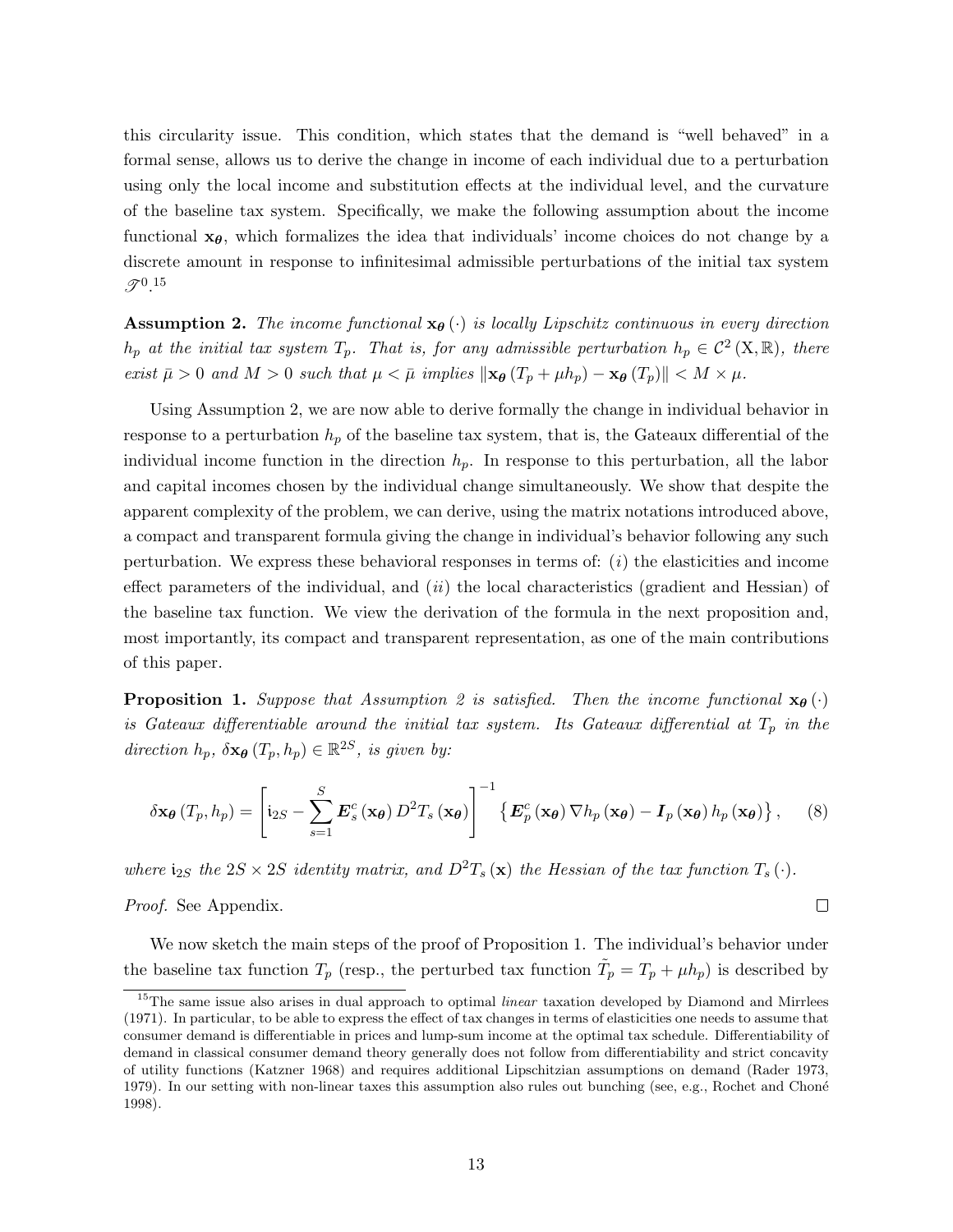this circularity issue. This condition, which states that the demand is "well behaved" in a formal sense, allows us to derive the change in income of each individual due to a perturbation using only the local income and substitution effects at the individual level, and the curvature of the baseline tax system. Specifically, we make the following assumption about the income functional $\mathbf{x}_{\boldsymbol{\theta}}$, which formalizes the idea that individuals' income choices do not change by a discrete amount in response to infinitesimal admissible perturbations of the initial tax system $\mathscr{T}^0$.[15]

**Assumption 2.** *The income functional $\mathbf{x}_{\boldsymbol{\theta}}(\cdot)$ is locally Lipschitz continuous in every direction $h_p$ at the initial tax system $T_p$. That is, for any admissible perturbation $h_p \in \mathcal{C}^2(\mathrm{X}, \mathbb{R})$, there exist $\bar{\mu} > 0$ and $M > 0$ such that $\mu < \bar{\mu}$ implies $\|\mathbf{x}_{\boldsymbol{\theta}}(T_p + \mu h_p) - \mathbf{x}_{\boldsymbol{\theta}}(T_p)\| < M \times \mu$.*

Using Assumption 2, we are now able to derive formally the change in individual behavior in response to a perturbation $h_p$ of the baseline tax system, that is, the Gateaux differential of the individual income function in the direction $h_p$. In response to this perturbation, all the labor and capital incomes chosen by the individual change simultaneously. We show that despite the apparent complexity of the problem, we can derive, using the matrix notations introduced above, a compact and transparent formula giving the change in individual's behavior following any such perturbation. We express these behavioral responses in terms of: $(i)$ the elasticities and income effect parameters of the individual, and $(ii)$ the local characteristics (gradient and Hessian) of the baseline tax function. We view the derivation of the formula in the next proposition and, most importantly, its compact and transparent representation, as one of the main contributions of this paper.

**Proposition 1.** *Suppose that Assumption 2 is satisfied. Then the income functional $\mathbf{x}_{\boldsymbol{\theta}}(\cdot)$ is Gateaux differentiable around the initial tax system. Its Gateaux differential at $T_p$ in the direction $h_p$, $\delta\mathbf{x}_{\boldsymbol{\theta}}(T_p, h_p) \in \mathbb{R}^{2S}$, is given by:*

$$\delta\mathbf{x}_{\boldsymbol{\theta}}(T_p, h_p) = \left[\mathrm{i}_{2S} - \sum_{s=1}^{S} \boldsymbol{E}_s^c(\mathbf{x}_{\boldsymbol{\theta}}) D^2 T_s(\mathbf{x}_{\boldsymbol{\theta}})\right]^{-1} \left\{\boldsymbol{E}_p^c(\mathbf{x}_{\boldsymbol{\theta}}) \nabla h_p(\mathbf{x}_{\boldsymbol{\theta}}) - \boldsymbol{I}_p(\mathbf{x}_{\boldsymbol{\theta}}) h_p(\mathbf{x}_{\boldsymbol{\theta}})\right\}, \quad (8)$$

*where $\mathrm{i}_{2S}$ the $2S \times 2S$ identity matrix, and $D^2 T_s(\mathbf{x})$ the Hessian of the tax function $T_s(\cdot)$.*

*Proof.* See Appendix. $\square$

We now sketch the main steps of the proof of Proposition 1. The individual's behavior under the baseline tax function $T_p$ (resp., the perturbed tax function $\tilde{T}_p = T_p + \mu h_p$) is described by

[15] The same issue also arises in dual approach to optimal *linear* taxation developed by Diamond and Mirrlees (1971). In particular, to be able to express the effect of tax changes in terms of elasticities one needs to assume that consumer demand is differentiable in prices and lump-sum income at the optimal tax schedule. Differentiability of demand in classical consumer demand theory generally does not follow from differentiability and strict concavity of utility functions (Katzner 1968) and requires additional Lipschitzian assumptions on demand (Rader 1973, 1979). In our setting with non-linear taxes this assumption also rules out bunching (see, e.g., Rochet and Choné 1998).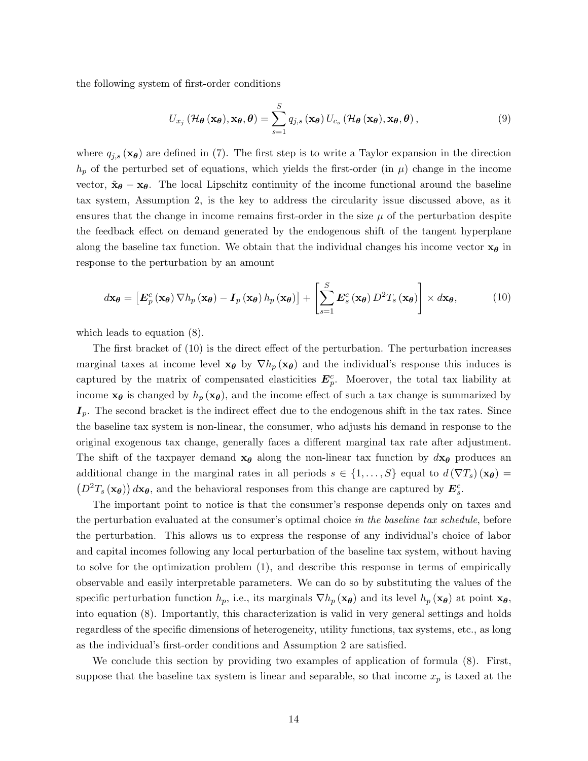the following system of first-order conditions

$$U_{x_j}\left(\mathcal{H}_{\boldsymbol{\theta}}\left(\mathbf{x}_{\boldsymbol{\theta}}\right), \mathbf{x}_{\boldsymbol{\theta}}, \boldsymbol{\theta}\right)=\sum_{s=1}^{S} q_{j,s}\left(\mathbf{x}_{\boldsymbol{\theta}}\right) U_{c_s}\left(\mathcal{H}_{\boldsymbol{\theta}}\left(\mathbf{x}_{\boldsymbol{\theta}}\right), \mathbf{x}_{\boldsymbol{\theta}}, \boldsymbol{\theta}\right), \tag{9}$$

where $q_{j,s}\left(\mathbf{x}_{\boldsymbol{\theta}}\right)$ are defined in (7). The first step is to write a Taylor expansion in the direction $h_p$ of the perturbed set of equations, which yields the first-order (in $\mu$) change in the income vector, $\tilde{\mathbf{x}}_{\boldsymbol{\theta}}-\mathbf{x}_{\boldsymbol{\theta}}$. The local Lipschitz continuity of the income functional around the baseline tax system, Assumption 2, is the key to address the circularity issue discussed above, as it ensures that the change in income remains first-order in the size $\mu$ of the perturbation despite the feedback effect on demand generated by the endogenous shift of the tangent hyperplane along the baseline tax function. We obtain that the individual changes his income vector $\mathbf{x}_{\boldsymbol{\theta}}$ in response to the perturbation by an amount

$$d\mathbf{x}_{\boldsymbol{\theta}}=\left[\boldsymbol{E}_p^c\left(\mathbf{x}_{\boldsymbol{\theta}}\right) \nabla h_p\left(\mathbf{x}_{\boldsymbol{\theta}}\right)-\boldsymbol{I}_p\left(\mathbf{x}_{\boldsymbol{\theta}}\right) h_p\left(\mathbf{x}_{\boldsymbol{\theta}}\right)\right]+\left[\sum_{s=1}^{S} \boldsymbol{E}_s^c\left(\mathbf{x}_{\boldsymbol{\theta}}\right) D^2 T_s\left(\mathbf{x}_{\boldsymbol{\theta}}\right)\right] \times d\mathbf{x}_{\boldsymbol{\theta}}, \tag{10}$$

which leads to equation (8).

The first bracket of (10) is the direct effect of the perturbation. The perturbation increases marginal taxes at income level $\mathbf{x}_{\boldsymbol{\theta}}$ by $\nabla h_p\left(\mathbf{x}_{\boldsymbol{\theta}}\right)$ and the individual's response this induces is captured by the matrix of compensated elasticities $\boldsymbol{E}_p^c$. Moerover, the total tax liability at income $\mathbf{x}_{\boldsymbol{\theta}}$ is changed by $h_p\left(\mathbf{x}_{\boldsymbol{\theta}}\right)$, and the income effect of such a tax change is summarized by $\boldsymbol{I}_p$. The second bracket is the indirect effect due to the endogenous shift in the tax rates. Since the baseline tax system is non-linear, the consumer, who adjusts his demand in response to the original exogenous tax change, generally faces a different marginal tax rate after adjustment. The shift of the taxpayer demand $\mathbf{x}_{\boldsymbol{\theta}}$ along the non-linear tax function by $d\mathbf{x}_{\boldsymbol{\theta}}$ produces an additional change in the marginal rates in all periods $s \in \{1, \ldots, S\}$ equal to $d\left(\nabla T_s\right)\left(\mathbf{x}_{\boldsymbol{\theta}}\right)=\left(D^2 T_s\left(\mathbf{x}_{\boldsymbol{\theta}}\right)\right) d\mathbf{x}_{\boldsymbol{\theta}}$, and the behavioral responses from this change are captured by $\boldsymbol{E}_s^c$.

The important point to notice is that the consumer's response depends only on taxes and the perturbation evaluated at the consumer's optimal choice *in the baseline tax schedule*, before the perturbation. This allows us to express the response of any individual's choice of labor and capital incomes following any local perturbation of the baseline tax system, without having to solve for the optimization problem (1), and describe this response in terms of empirically observable and easily interpretable parameters. We can do so by substituting the values of the specific perturbation function $h_p$, i.e., its marginals $\nabla h_p\left(\mathbf{x}_{\boldsymbol{\theta}}\right)$ and its level $h_p\left(\mathbf{x}_{\boldsymbol{\theta}}\right)$ at point $\mathbf{x}_{\boldsymbol{\theta}}$, into equation (8). Importantly, this characterization is valid in very general settings and holds regardless of the specific dimensions of heterogeneity, utility functions, tax systems, etc., as long as the individual's first-order conditions and Assumption 2 are satisfied.

We conclude this section by providing two examples of application of formula (8). First, suppose that the baseline tax system is linear and separable, so that income $x_p$ is taxed at the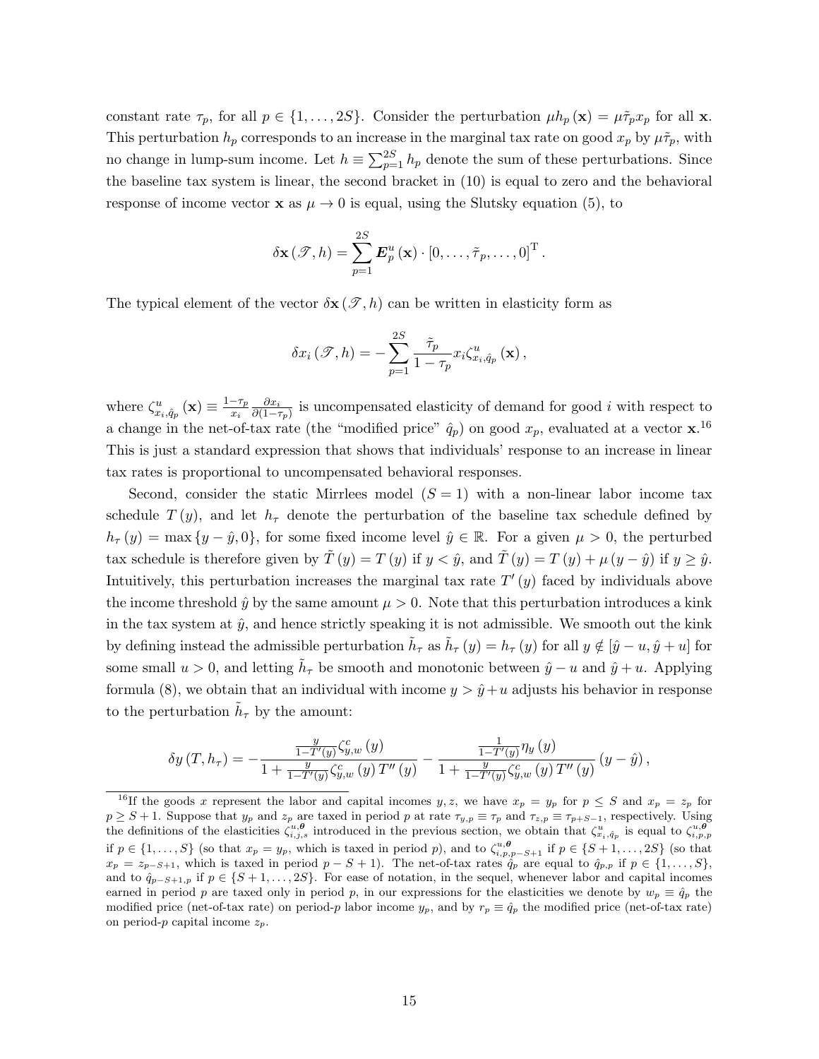constant rate $\tau_p$, for all $p \in \{1, \ldots, 2S\}$. Consider the perturbation $\mu h_p(\mathbf{x}) = \mu \tilde{\tau}_p x_p$ for all $\mathbf{x}$. This perturbation $h_p$ corresponds to an increase in the marginal tax rate on good $x_p$ by $\mu \tilde{\tau}_p$, with no change in lump-sum income. Let $h \equiv \sum_{p=1}^{2S} h_p$ denote the sum of these perturbations. Since the baseline tax system is linear, the second bracket in (10) is equal to zero and the behavioral response of income vector $\mathbf{x}$ as $\mu \to 0$ is equal, using the Slutsky equation (5), to

$$\delta \mathbf{x}(\mathscr{T}, h) = \sum_{p=1}^{2S} \boldsymbol{E}_p^u(\mathbf{x}) \cdot [0, \ldots, \tilde{\tau}_p, \ldots, 0]^{\mathrm{T}}.$$

The typical element of the vector $\delta \mathbf{x}(\mathscr{T}, h)$ can be written in elasticity form as

$$\delta x_i(\mathscr{T}, h) = -\sum_{p=1}^{2S} \frac{\tilde{\tau}_p}{1 - \tau_p} x_i \zeta_{x_i, \hat{q}_p}^u(\mathbf{x}),$$

where $\zeta_{x_i, \hat{q}_p}^u(\mathbf{x}) \equiv \frac{1-\tau_p}{x_i} \frac{\partial x_i}{\partial(1-\tau_p)}$ is uncompensated elasticity of demand for good $i$ with respect to a change in the net-of-tax rate (the "modified price" $\hat{q}_p$) on good $x_p$, evaluated at a vector $\mathbf{x}$.[16] This is just a standard expression that shows that individuals' response to an increase in linear tax rates is proportional to uncompensated behavioral responses.

Second, consider the static Mirrlees model ($S = 1$) with a non-linear labor income tax schedule $T(y)$, and let $h_\tau$ denote the perturbation of the baseline tax schedule defined by $h_\tau(y) = \max\{y - \hat{y}, 0\}$, for some fixed income level $\hat{y} \in \mathbb{R}$. For a given $\mu > 0$, the perturbed tax schedule is therefore given by $\tilde{T}(y) = T(y)$ if $y < \hat{y}$, and $\tilde{T}(y) = T(y) + \mu(y - \hat{y})$ if $y \geq \hat{y}$. Intuitively, this perturbation increases the marginal tax rate $T'(y)$ faced by individuals above the income threshold $\hat{y}$ by the same amount $\mu > 0$. Note that this perturbation introduces a kink in the tax system at $\hat{y}$, and hence strictly speaking it is not admissible. We smooth out the kink by defining instead the admissible perturbation $\tilde{h}_\tau$ as $\tilde{h}_\tau(y) = h_\tau(y)$ for all $y \notin [\hat{y} - u, \hat{y} + u]$ for some small $u > 0$, and letting $\tilde{h}_\tau$ be smooth and monotonic between $\hat{y} - u$ and $\hat{y} + u$. Applying formula (8), we obtain that an individual with income $y > \hat{y} + u$ adjusts his behavior in response to the perturbation $\tilde{h}_\tau$ by the amount:

$$\delta y(T, h_\tau) = -\frac{\frac{y}{1-T'(y)} \zeta_{y,w}^c(y)}{1 + \frac{y}{1-T'(y)} \zeta_{y,w}^c(y) T''(y)} - \frac{\frac{1}{1-T'(y)} \eta_y(y)}{1 + \frac{y}{1-T'(y)} \zeta_{y,w}^c(y) T''(y)} (y - \hat{y}),$$

[16] If the goods $x$ represent the labor and capital incomes $y, z$, we have $x_p = y_p$ for $p \leq S$ and $x_p = z_p$ for $p \geq S + 1$. Suppose that $y_p$ and $z_p$ are taxed in period $p$ at rate $\tau_{y,p} \equiv \tau_p$ and $\tau_{z,p} \equiv \tau_{p+S-1}$, respectively. Using the definitions of the elasticities $\zeta_{i,j,s}^{u,\boldsymbol{\theta}}$ introduced in the previous section, we obtain that $\zeta_{x_i,\hat{q}_p}^u$ is equal to $\zeta_{i,p,p}^{u,\boldsymbol{\theta}}$ if $p \in \{1, \ldots, S\}$ (so that $x_p = y_p$, which is taxed in period $p$), and to $\zeta_{i,p,p-S+1}^{u,\boldsymbol{\theta}}$ if $p \in \{S+1, \ldots, 2S\}$ (so that $x_p = z_{p-S+1}$, which is taxed in period $p - S + 1$). The net-of-tax rates $\hat{q}_p$ are equal to $\hat{q}_{p,p}$ if $p \in \{1, \ldots, S\}$, and to $\hat{q}_{p-S+1,p}$ if $p \in \{S+1, \ldots, 2S\}$. For ease of notation, in the sequel, whenever labor and capital incomes earned in period $p$ are taxed only in period $p$, in our expressions for the elasticities we denote by $w_p \equiv \hat{q}_p$ the modified price (net-of-tax rate) on period-$p$ labor income $y_p$, and by $r_p \equiv \hat{q}_p$ the modified price (net-of-tax rate) on period-$p$ capital income $z_p$.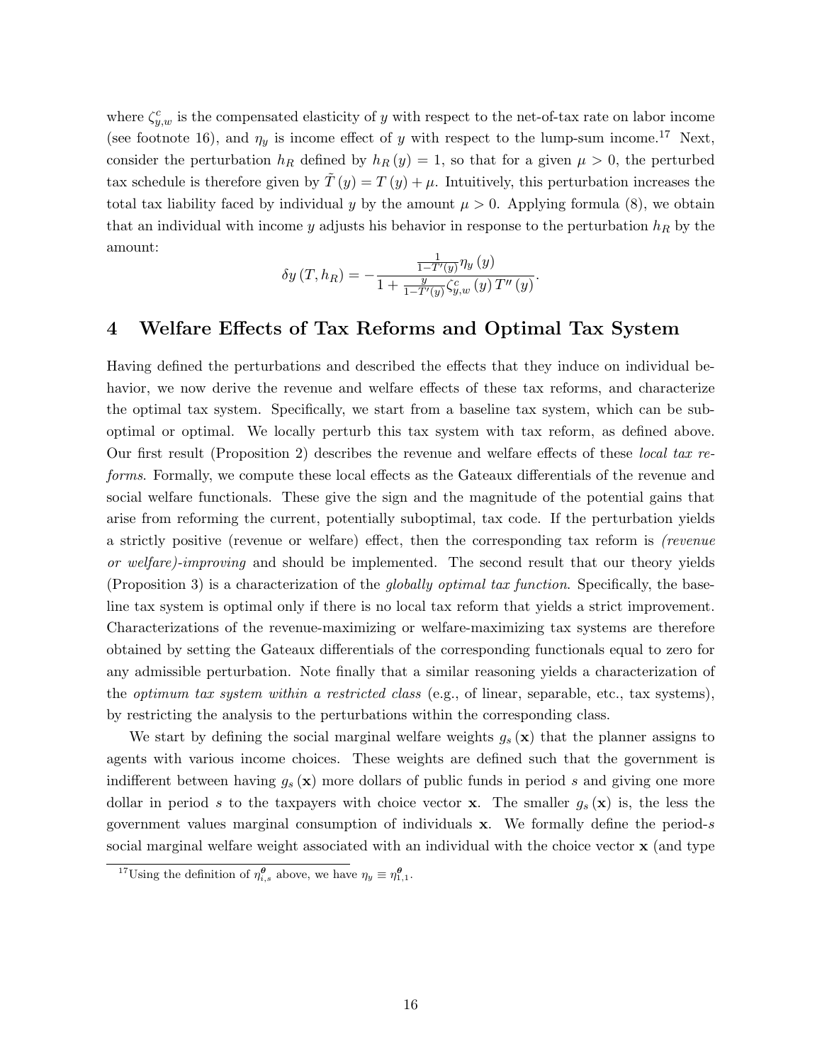where $\zeta_{y,w}^c$ is the compensated elasticity of $y$ with respect to the net-of-tax rate on labor income (see footnote 16), and $\eta_y$ is income effect of $y$ with respect to the lump-sum income.[17] Next, consider the perturbation $h_R$ defined by $h_R(y) = 1$, so that for a given $\mu > 0$, the perturbed tax schedule is therefore given by $\tilde{T}(y) = T(y) + \mu$. Intuitively, this perturbation increases the total tax liability faced by individual $y$ by the amount $\mu > 0$. Applying formula (8), we obtain that an individual with income $y$ adjusts his behavior in response to the perturbation $h_R$ by the amount:

$$\delta y(T, h_R) = -\frac{\frac{1}{1-T'(y)}\eta_y(y)}{1 + \frac{y}{1-T'(y)}\zeta_{y,w}^c(y) T''(y)}.$$

## 4 Welfare Effects of Tax Reforms and Optimal Tax System

Having defined the perturbations and described the effects that they induce on individual behavior, we now derive the revenue and welfare effects of these tax reforms, and characterize the optimal tax system. Specifically, we start from a baseline tax system, which can be suboptimal or optimal. We locally perturb this tax system with tax reform, as defined above. Our first result (Proposition 2) describes the revenue and welfare effects of these *local tax reforms*. Formally, we compute these local effects as the Gateaux differentials of the revenue and social welfare functionals. These give the sign and the magnitude of the potential gains that arise from reforming the current, potentially suboptimal, tax code. If the perturbation yields a strictly positive (revenue or welfare) effect, then the corresponding tax reform is *(revenue or welfare)-improving* and should be implemented. The second result that our theory yields (Proposition 3) is a characterization of the *globally optimal tax function*. Specifically, the baseline tax system is optimal only if there is no local tax reform that yields a strict improvement. Characterizations of the revenue-maximizing or welfare-maximizing tax systems are therefore obtained by setting the Gateaux differentials of the corresponding functionals equal to zero for any admissible perturbation. Note finally that a similar reasoning yields a characterization of the *optimum tax system within a restricted class* (e.g., of linear, separable, etc., tax systems), by restricting the analysis to the perturbations within the corresponding class.

We start by defining the social marginal welfare weights $g_s(\mathbf{x})$ that the planner assigns to agents with various income choices. These weights are defined such that the government is indifferent between having $g_s(\mathbf{x})$ more dollars of public funds in period $s$ and giving one more dollar in period $s$ to the taxpayers with choice vector $\mathbf{x}$. The smaller $g_s(\mathbf{x})$ is, the less the government values marginal consumption of individuals $\mathbf{x}$. We formally define the period-$s$ social marginal welfare weight associated with an individual with the choice vector $\mathbf{x}$ (and type

[17] Using the definition of $\eta_{i,s}^{\boldsymbol{\theta}}$ above, we have $\eta_y \equiv \eta_{1,1}^{\boldsymbol{\theta}}$.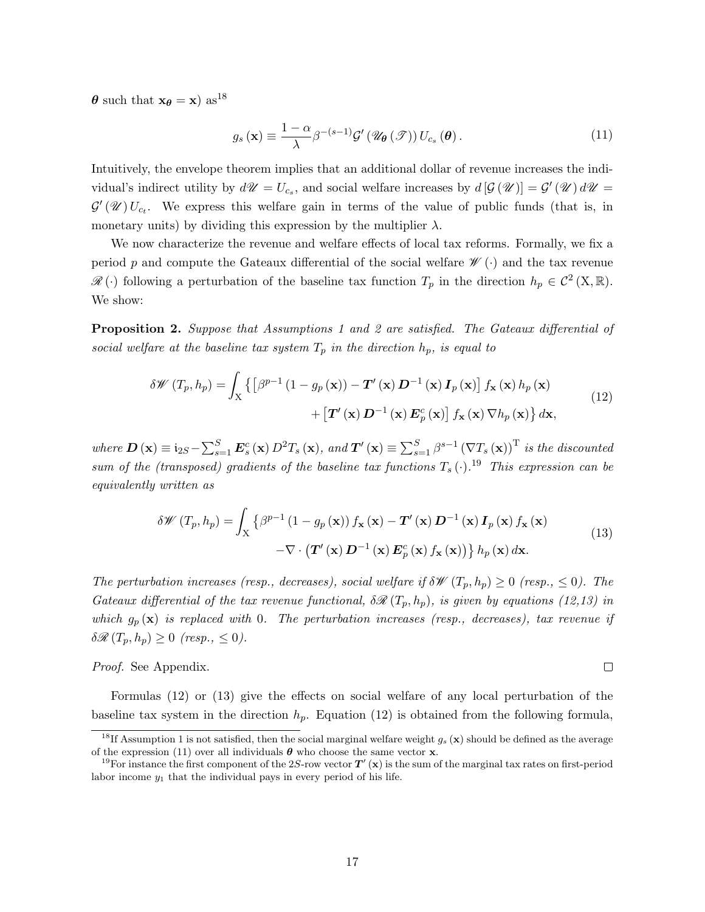$\boldsymbol{\theta}$ such that $\mathbf{x}_{\boldsymbol{\theta}} = \mathbf{x}$) as[18]

$$g_s(\mathbf{x}) \equiv \frac{1-\alpha}{\lambda} \beta^{-(s-1)} \mathcal{G}'\left(\mathscr{U}_{\boldsymbol{\theta}}(\mathscr{T})\right) U_{c_s}(\boldsymbol{\theta}). \tag{11}$$

Intuitively, the envelope theorem implies that an additional dollar of revenue increases the individual's indirect utility by $d\mathscr{U} = U_{c_s}$, and social welfare increases by $d[\mathcal{G}(\mathscr{U})] = \mathcal{G}'(\mathscr{U})\, d\mathscr{U} = \mathcal{G}'(\mathscr{U})\, U_{c_t}$. We express this welfare gain in terms of the value of public funds (that is, in monetary units) by dividing this expression by the multiplier $\lambda$.

We now characterize the revenue and welfare effects of local tax reforms. Formally, we fix a period $p$ and compute the Gateaux differential of the social welfare $\mathscr{W}(\cdot)$ and the tax revenue $\mathscr{R}(\cdot)$ following a perturbation of the baseline tax function $T_p$ in the direction $h_p \in \mathcal{C}^2(\mathrm{X}, \mathbb{R})$. We show:

**Proposition 2.** *Suppose that Assumptions 1 and 2 are satisfied. The Gateaux differential of social welfare at the baseline tax system $T_p$ in the direction $h_p$, is equal to*

$$\begin{aligned} \delta\mathscr{W}(T_p, h_p) = \int_{\mathrm{X}} \Big\{ & \left[\beta^{p-1}(1 - g_p(\mathbf{x})) - \boldsymbol{T}'(\mathbf{x})\, \boldsymbol{D}^{-1}(\mathbf{x})\, \boldsymbol{I}_p(\mathbf{x})\right] f_{\mathbf{x}}(\mathbf{x})\, h_p(\mathbf{x}) \\ & + \left[\boldsymbol{T}'(\mathbf{x})\, \boldsymbol{D}^{-1}(\mathbf{x})\, \boldsymbol{E}_p^c(\mathbf{x})\right] f_{\mathbf{x}}(\mathbf{x})\, \nabla h_p(\mathbf{x}) \Big\}\, d\mathbf{x}, \end{aligned} \tag{12}$$

*where $\boldsymbol{D}(\mathbf{x}) \equiv \mathfrak{i}_{2S} - \sum_{s=1}^{S} \boldsymbol{E}_s^c(\mathbf{x})\, D^2 T_s(\mathbf{x})$, and $\boldsymbol{T}'(\mathbf{x}) \equiv \sum_{s=1}^{S} \beta^{s-1} \left(\nabla T_s(\mathbf{x})\right)^{\mathrm{T}}$ is the discounted sum of the (transposed) gradients of the baseline tax functions $T_s(\cdot)$.*[19] *This expression can be equivalently written as*

$$\begin{aligned} \delta\mathscr{W}(T_p, h_p) = \int_{\mathrm{X}} \Big\{ & \beta^{p-1}(1 - g_p(\mathbf{x}))\, f_{\mathbf{x}}(\mathbf{x}) - \boldsymbol{T}'(\mathbf{x})\, \boldsymbol{D}^{-1}(\mathbf{x})\, \boldsymbol{I}_p(\mathbf{x})\, f_{\mathbf{x}}(\mathbf{x}) \\ & - \nabla \cdot \left(\boldsymbol{T}'(\mathbf{x})\, \boldsymbol{D}^{-1}(\mathbf{x})\, \boldsymbol{E}_p^c(\mathbf{x})\, f_{\mathbf{x}}(\mathbf{x})\right) \Big\}\, h_p(\mathbf{x})\, d\mathbf{x}. \end{aligned} \tag{13}$$

*The perturbation increases (resp., decreases), social welfare if $\delta\mathscr{W}(T_p, h_p) \geq 0$ (resp., $\leq 0$). The Gateaux differential of the tax revenue functional, $\delta\mathscr{R}(T_p, h_p)$, is given by equations (12,13) in which $g_p(\mathbf{x})$ is replaced with 0. The perturbation increases (resp., decreases), tax revenue if $\delta\mathscr{R}(T_p, h_p) \geq 0$ (resp., $\leq 0$).*

*Proof.* See Appendix. ∎

Formulas (12) or (13) give the effects on social welfare of any local perturbation of the baseline tax system in the direction $h_p$. Equation (12) is obtained from the following formula,

[18] If Assumption 1 is not satisfied, then the social marginal welfare weight $g_s(\mathbf{x})$ should be defined as the average of the expression (11) over all individuals $\boldsymbol{\theta}$ who choose the same vector $\mathbf{x}$.

[19] For instance the first component of the $2S$-row vector $\boldsymbol{T}'(\mathbf{x})$ is the sum of the marginal tax rates on first-period labor income $y_1$ that the individual pays in every period of his life.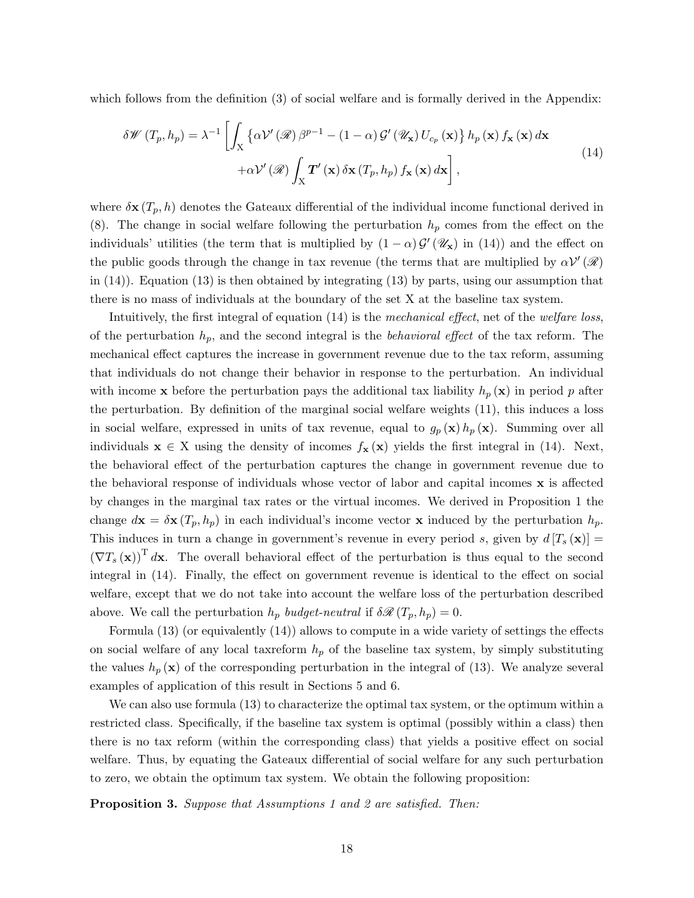which follows from the definition (3) of social welfare and is formally derived in the Appendix:

$$
\begin{aligned}
\delta \mathscr{W}\left(T_p, h_p\right)=\lambda^{-1}\Bigg[&\int_{\mathrm{X}}\left\{\alpha \mathcal{V}^{\prime}(\mathscr{R}) \beta^{p-1}-(1-\alpha) \mathcal{G}^{\prime}\left(\mathscr{U}_{\mathbf{x}}\right) U_{c_p}(\mathbf{x})\right\} h_p(\mathbf{x}) f_{\mathbf{x}}(\mathbf{x}) d \mathbf{x} \\
&+\alpha \mathcal{V}^{\prime}(\mathscr{R}) \int_{\mathrm{X}} \boldsymbol{T}^{\prime}(\mathbf{x}) \delta \mathbf{x}\left(T_p, h_p\right) f_{\mathbf{x}}(\mathbf{x}) d \mathbf{x}\Bigg],
\end{aligned} \tag{14}
$$

where $\delta \mathbf{x}(T_p, h)$ denotes the Gateaux differential of the individual income functional derived in (8). The change in social welfare following the perturbation $h_p$ comes from the effect on the individuals' utilities (the term that is multiplied by $(1-\alpha)\mathcal{G}'(\mathscr{U}_{\mathbf{x}})$ in (14)) and the effect on the public goods through the change in tax revenue (the terms that are multiplied by $\alpha\mathcal{V}'(\mathscr{R})$ in (14)). Equation (13) is then obtained by integrating (13) by parts, using our assumption that there is no mass of individuals at the boundary of the set X at the baseline tax system.

Intuitively, the first integral of equation (14) is the *mechanical effect*, net of the *welfare loss*, of the perturbation $h_p$, and the second integral is the *behavioral effect* of the tax reform. The mechanical effect captures the increase in government revenue due to the tax reform, assuming that individuals do not change their behavior in response to the perturbation. An individual with income $\mathbf{x}$ before the perturbation pays the additional tax liability $h_p(\mathbf{x})$ in period $p$ after the perturbation. By definition of the marginal social welfare weights (11), this induces a loss in social welfare, expressed in units of tax revenue, equal to $g_p(\mathbf{x})\, h_p(\mathbf{x})$. Summing over all individuals $\mathbf{x} \in \mathrm{X}$ using the density of incomes $f_{\mathbf{x}}(\mathbf{x})$ yields the first integral in (14). Next, the behavioral effect of the perturbation captures the change in government revenue due to the behavioral response of individuals whose vector of labor and capital incomes $\mathbf{x}$ is affected by changes in the marginal tax rates or the virtual incomes. We derived in Proposition 1 the change $d\mathbf{x} = \delta\mathbf{x}(T_p, h_p)$ in each individual's income vector $\mathbf{x}$ induced by the perturbation $h_p$. This induces in turn a change in government's revenue in every period $s$, given by $d[T_s(\mathbf{x})] = (\nabla T_s(\mathbf{x}))^{\mathrm{T}} d\mathbf{x}$. The overall behavioral effect of the perturbation is thus equal to the second integral in (14). Finally, the effect on government revenue is identical to the effect on social welfare, except that we do not take into account the welfare loss of the perturbation described above. We call the perturbation $h_p$ *budget-neutral* if $\delta\mathscr{R}(T_p, h_p) = 0$.

Formula (13) (or equivalently (14)) allows to compute in a wide variety of settings the effects on social welfare of any local taxreform $h_p$ of the baseline tax system, by simply substituting the values $h_p(\mathbf{x})$ of the corresponding perturbation in the integral of (13). We analyze several examples of application of this result in Sections 5 and 6.

We can also use formula (13) to characterize the optimal tax system, or the optimum within a restricted class. Specifically, if the baseline tax system is optimal (possibly within a class) then there is no tax reform (within the corresponding class) that yields a positive effect on social welfare. Thus, by equating the Gateaux differential of social welfare for any such perturbation to zero, we obtain the optimum tax system. We obtain the following proposition:

**Proposition 3.** *Suppose that Assumptions 1 and 2 are satisfied. Then:*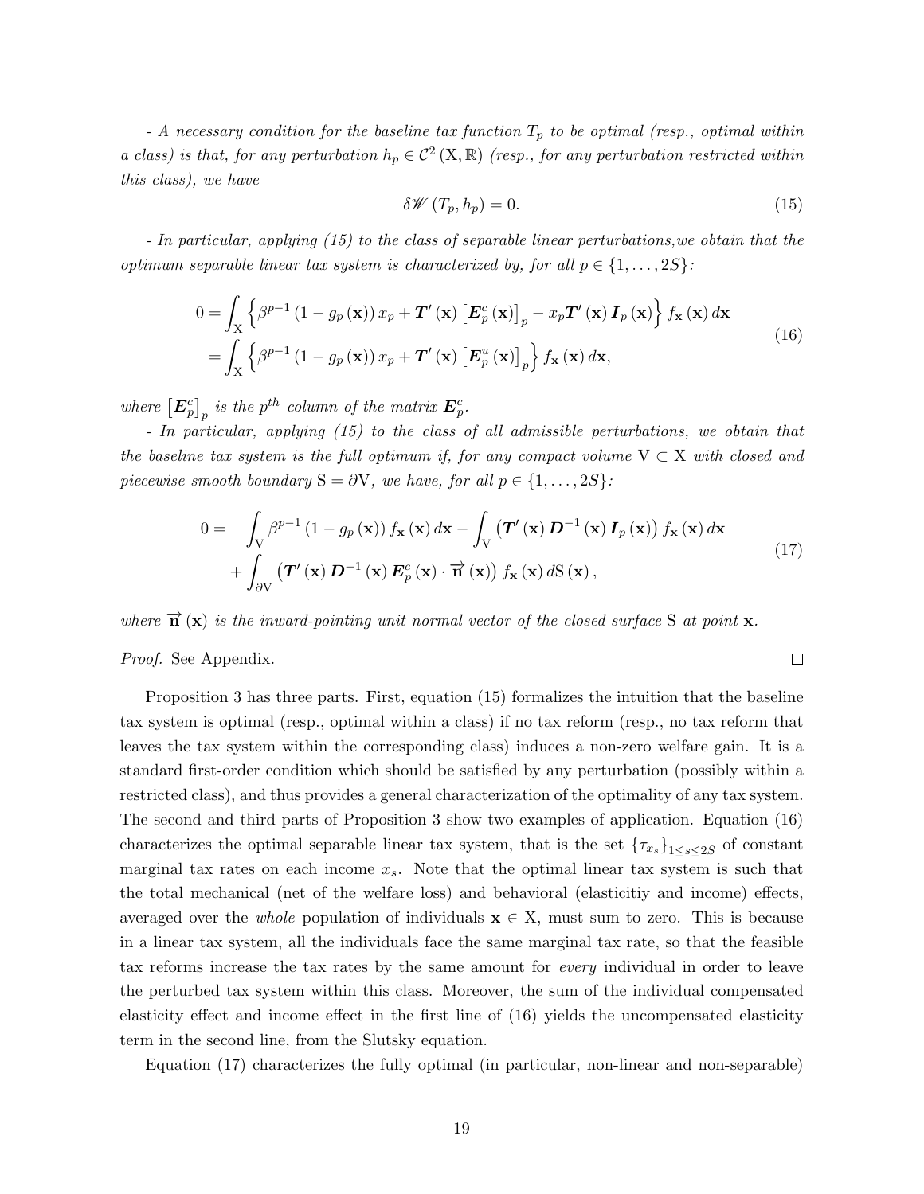*- A necessary condition for the baseline tax function $T_p$ to be optimal (resp., optimal within a class) is that, for any perturbation $h_p \in \mathcal{C}^2(\mathrm{X}, \mathbb{R})$ (resp., for any perturbation restricted within this class), we have*

$$\delta \mathscr{W}(T_p, h_p) = 0. \tag{15}$$

*- In particular, applying (15) to the class of separable linear perturbations,we obtain that the optimum separable linear tax system is characterized by, for all $p \in \{1, \ldots, 2S\}$:*

$$\begin{aligned} 0 &= \int_{\mathrm{X}} \left\{ \beta^{p-1} (1 - g_p(\mathbf{x})) x_p + \boldsymbol{T}'(\mathbf{x}) \left[\boldsymbol{E}_p^c(\mathbf{x})\right]_p - x_p \boldsymbol{T}'(\mathbf{x}) \boldsymbol{I}_p(\mathbf{x}) \right\} f_{\mathbf{x}}(\mathbf{x})\, d\mathbf{x} \\ &= \int_{\mathrm{X}} \left\{ \beta^{p-1} (1 - g_p(\mathbf{x})) x_p + \boldsymbol{T}'(\mathbf{x}) \left[\boldsymbol{E}_p^u(\mathbf{x})\right]_p \right\} f_{\mathbf{x}}(\mathbf{x})\, d\mathbf{x}, \end{aligned} \tag{16}$$

*where $\left[\boldsymbol{E}_p^c\right]_p$ is the $p^{th}$ column of the matrix $\boldsymbol{E}_p^c$.*

*- In particular, applying (15) to the class of all admissible perturbations, we obtain that the baseline tax system is the full optimum if, for any compact volume $\mathrm{V} \subset \mathrm{X}$ with closed and piecewise smooth boundary $\mathrm{S} = \partial \mathrm{V}$, we have, for all $p \in \{1, \ldots, 2S\}$:*

$$\begin{aligned} 0 = \quad & \int_{\mathrm{V}} \beta^{p-1} (1 - g_p(\mathbf{x})) f_{\mathbf{x}}(\mathbf{x})\, d\mathbf{x} - \int_{\mathrm{V}} \left( \boldsymbol{T}'(\mathbf{x}) \boldsymbol{D}^{-1}(\mathbf{x}) \boldsymbol{I}_p(\mathbf{x}) \right) f_{\mathbf{x}}(\mathbf{x})\, d\mathbf{x} \\ & + \int_{\partial \mathrm{V}} \left( \boldsymbol{T}'(\mathbf{x}) \boldsymbol{D}^{-1}(\mathbf{x}) \boldsymbol{E}_p^c(\mathbf{x}) \cdot \overrightarrow{\mathbf{n}}(\mathbf{x}) \right) f_{\mathbf{x}}(\mathbf{x})\, d\mathrm{S}(\mathbf{x}), \end{aligned} \tag{17}$$

*where $\overrightarrow{\mathbf{n}}(\mathbf{x})$ is the inward-pointing unit normal vector of the closed surface $\mathrm{S}$ at point $\mathbf{x}$.*

*Proof.* See Appendix. □

Proposition 3 has three parts. First, equation (15) formalizes the intuition that the baseline tax system is optimal (resp., optimal within a class) if no tax reform (resp., no tax reform that leaves the tax system within the corresponding class) induces a non-zero welfare gain. It is a standard first-order condition which should be satisfied by any perturbation (possibly within a restricted class), and thus provides a general characterization of the optimality of any tax system. The second and third parts of Proposition 3 show two examples of application. Equation (16) characterizes the optimal separable linear tax system, that is the set $\{\tau_{x_s}\}_{1 \leq s \leq 2S}$ of constant marginal tax rates on each income $x_s$. Note that the optimal linear tax system is such that the total mechanical (net of the welfare loss) and behavioral (elasticitiy and income) effects, averaged over the *whole* population of individuals $\mathbf{x} \in \mathrm{X}$, must sum to zero. This is because in a linear tax system, all the individuals face the same marginal tax rate, so that the feasible tax reforms increase the tax rates by the same amount for *every* individual in order to leave the perturbed tax system within this class. Moreover, the sum of the individual compensated elasticity effect and income effect in the first line of (16) yields the uncompensated elasticity term in the second line, from the Slutsky equation.

Equation (17) characterizes the fully optimal (in particular, non-linear and non-separable)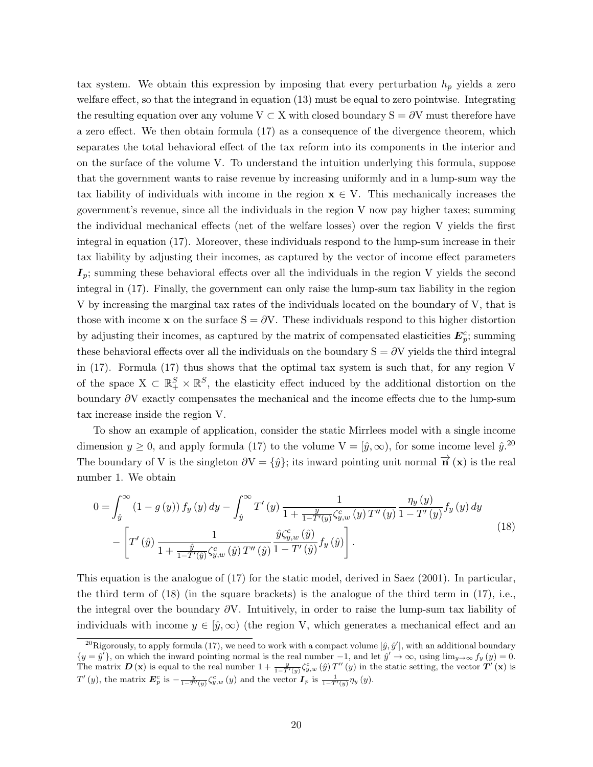tax system. We obtain this expression by imposing that every perturbation $h_p$ yields a zero welfare effect, so that the integrand in equation (13) must be equal to zero pointwise. Integrating the resulting equation over any volume $\mathrm{V} \subset \mathrm{X}$ with closed boundary $\mathrm{S} = \partial \mathrm{V}$ must therefore have a zero effect. We then obtain formula (17) as a consequence of the divergence theorem, which separates the total behavioral effect of the tax reform into its components in the interior and on the surface of the volume V. To understand the intuition underlying this formula, suppose that the government wants to raise revenue by increasing uniformly and in a lump-sum way the tax liability of individuals with income in the region $\mathbf{x} \in \mathrm{V}$. This mechanically increases the government's revenue, since all the individuals in the region V now pay higher taxes; summing the individual mechanical effects (net of the welfare losses) over the region V yields the first integral in equation (17). Moreover, these individuals respond to the lump-sum increase in their tax liability by adjusting their incomes, as captured by the vector of income effect parameters $\boldsymbol{I}_p$; summing these behavioral effects over all the individuals in the region V yields the second integral in (17). Finally, the government can only raise the lump-sum tax liability in the region V by increasing the marginal tax rates of the individuals located on the boundary of V, that is those with income $\mathbf{x}$ on the surface $\mathrm{S} = \partial \mathrm{V}$. These individuals respond to this higher distortion by adjusting their incomes, as captured by the matrix of compensated elasticities $\boldsymbol{E}_p^c$; summing these behavioral effects over all the individuals on the boundary $\mathrm{S} = \partial \mathrm{V}$ yields the third integral in (17). Formula (17) thus shows that the optimal tax system is such that, for any region V of the space $\mathrm{X} \subset \mathbb{R}_+^S \times \mathbb{R}^S$, the elasticity effect induced by the additional distortion on the boundary $\partial \mathrm{V}$ exactly compensates the mechanical and the income effects due to the lump-sum tax increase inside the region V.

To show an example of application, consider the static Mirrlees model with a single income dimension $y \geq 0$, and apply formula (17) to the volume $\mathrm{V} = [\hat{y}, \infty)$, for some income level $\hat{y}$.[20] The boundary of V is the singleton $\partial \mathrm{V} = \{\hat{y}\}$; its inward pointing unit normal $\overrightarrow{\mathbf{n}}(\mathbf{x})$ is the real number 1. We obtain

$$
\begin{aligned}
0 = & \int_{\hat{y}}^{\infty} (1 - g(y)) f_y(y)\, dy - \int_{\hat{y}}^{\infty} T'(y) \frac{1}{1 + \frac{y}{1 - T'(y)} \zeta_{y,w}^c(y) T''(y)} \frac{\eta_y(y)}{1 - T'(y)} f_y(y)\, dy \\
& - \left[ T'(\hat{y}) \frac{1}{1 + \frac{\hat{y}}{1 - T'(\hat{y})} \zeta_{y,w}^c(\hat{y}) T''(\hat{y})} \frac{\hat{y} \zeta_{y,w}^c(\hat{y})}{1 - T'(\hat{y})} f_y(\hat{y}) \right].
\end{aligned}
\tag{18}
$$

This equation is the analogue of (17) for the static model, derived in Saez (2001). In particular, the third term of (18) (in the square brackets) is the analogue of the third term in (17), i.e., the integral over the boundary $\partial \mathrm{V}$. Intuitively, in order to raise the lump-sum tax liability of individuals with income $y \in [\hat{y}, \infty)$ (the region V, which generates a mechanical effect and an

[20] Rigorously, to apply formula (17), we need to work with a compact volume $[\hat{y}, \hat{y}']$, with an additional boundary $\{y = \hat{y}'\}$, on which the inward pointing normal is the real number $-1$, and let $\hat{y}' \to \infty$, using $\lim_{y \to \infty} f_y(y) = 0$. The matrix $\boldsymbol{D}(\mathbf{x})$ is equal to the real number $1 + \frac{y}{1 - T'(y)} \zeta_{y,w}^c(\hat{y}) T''(y)$ in the static setting, the vector $\boldsymbol{T}'(\mathbf{x})$ is $T'(y)$, the matrix $\boldsymbol{E}_p^c$ is $-\frac{y}{1 - T'(y)} \zeta_{y,w}^c(y)$ and the vector $\boldsymbol{I}_p$ is $\frac{1}{1 - T'(y)} \eta_y(y)$.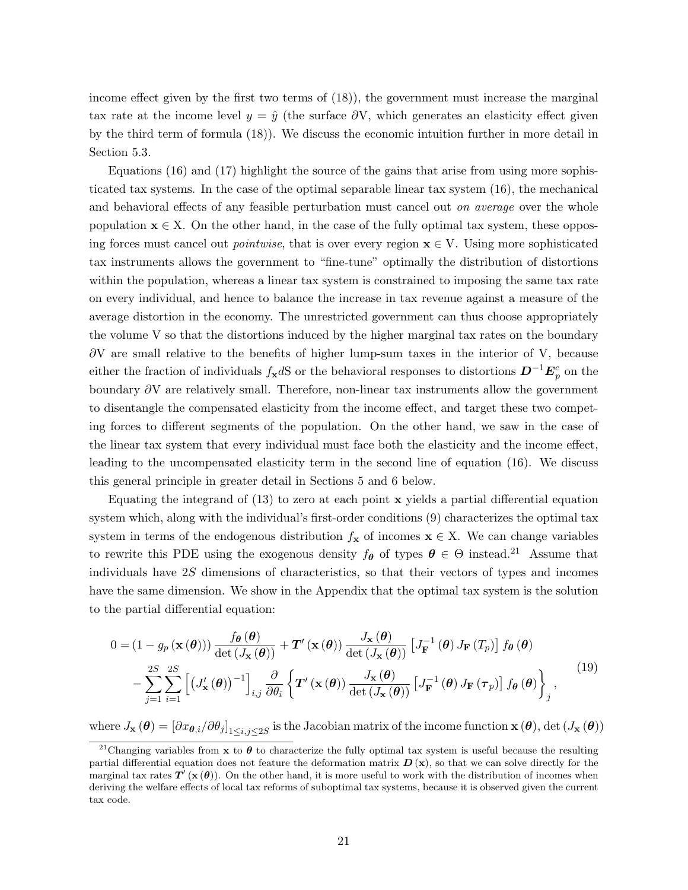income effect given by the first two terms of (18)), the government must increase the marginal tax rate at the income level $y = \hat{y}$ (the surface $\partial \mathrm{V}$, which generates an elasticity effect given by the third term of formula (18)). We discuss the economic intuition further in more detail in Section 5.3.

Equations (16) and (17) highlight the source of the gains that arise from using more sophisticated tax systems. In the case of the optimal separable linear tax system (16), the mechanical and behavioral effects of any feasible perturbation must cancel out *on average* over the whole population $\mathbf{x} \in \mathrm{X}$. On the other hand, in the case of the fully optimal tax system, these opposing forces must cancel out *pointwise*, that is over every region $\mathbf{x} \in \mathrm{V}$. Using more sophisticated tax instruments allows the government to "fine-tune" optimally the distribution of distortions within the population, whereas a linear tax system is constrained to imposing the same tax rate on every individual, and hence to balance the increase in tax revenue against a measure of the average distortion in the economy. The unrestricted government can thus choose appropriately the volume V so that the distortions induced by the higher marginal tax rates on the boundary $\partial \mathrm{V}$ are small relative to the benefits of higher lump-sum taxes in the interior of V, because either the fraction of individuals $f_{\mathbf{x}} d\mathrm{S}$ or the behavioral responses to distortions $\boldsymbol{D}^{-1} \boldsymbol{E}_p^c$ on the boundary $\partial \mathrm{V}$ are relatively small. Therefore, non-linear tax instruments allow the government to disentangle the compensated elasticity from the income effect, and target these two competing forces to different segments of the population. On the other hand, we saw in the case of the linear tax system that every individual must face both the elasticity and the income effect, leading to the uncompensated elasticity term in the second line of equation (16). We discuss this general principle in greater detail in Sections 5 and 6 below.

Equating the integrand of (13) to zero at each point $\mathbf{x}$ yields a partial differential equation system which, along with the individual's first-order conditions (9) characterizes the optimal tax system in terms of the endogenous distribution $f_{\mathbf{x}}$ of incomes $\mathbf{x} \in \mathrm{X}$. We can change variables to rewrite this PDE using the exogenous density $f_{\boldsymbol{\theta}}$ of types $\boldsymbol{\theta} \in \Theta$ instead.[21] Assume that individuals have $2S$ dimensions of characteristics, so that their vectors of types and incomes have the same dimension. We show in the Appendix that the optimal tax system is the solution to the partial differential equation:

$$
\begin{aligned}
0 = & \left(1 - g_p\left(\mathbf{x}\left(\boldsymbol{\theta}\right)\right)\right) \frac{f_{\boldsymbol{\theta}}\left(\boldsymbol{\theta}\right)}{\det\left(J_{\mathbf{x}}\left(\boldsymbol{\theta}\right)\right)} + \boldsymbol{T}'\left(\mathbf{x}\left(\boldsymbol{\theta}\right)\right) \frac{J_{\mathbf{x}}\left(\boldsymbol{\theta}\right)}{\det\left(J_{\mathbf{x}}\left(\boldsymbol{\theta}\right)\right)} \left[J_{\mathbf{F}}^{-1}\left(\boldsymbol{\theta}\right) J_{\mathbf{F}}\left(T_p\right)\right] f_{\boldsymbol{\theta}}\left(\boldsymbol{\theta}\right) \\
& - \sum_{j=1}^{2S} \sum_{i=1}^{2S} \left[\left(J'_{\mathbf{x}}\left(\boldsymbol{\theta}\right)\right)^{-1}\right]_{i,j} \frac{\partial}{\partial \theta_i} \left\{ \boldsymbol{T}'\left(\mathbf{x}\left(\boldsymbol{\theta}\right)\right) \frac{J_{\mathbf{x}}\left(\boldsymbol{\theta}\right)}{\det\left(J_{\mathbf{x}}\left(\boldsymbol{\theta}\right)\right)} \left[J_{\mathbf{F}}^{-1}\left(\boldsymbol{\theta}\right) J_{\mathbf{F}}\left(\boldsymbol{\tau}_p\right)\right] f_{\boldsymbol{\theta}}\left(\boldsymbol{\theta}\right) \right\}_j ,
\end{aligned}
\tag{19}
$$

where $J_{\mathbf{x}}\left(\boldsymbol{\theta}\right) = \left[\partial x_{\boldsymbol{\theta},i} / \partial \theta_j\right]_{1 \leq i,j \leq 2S}$ is the Jacobian matrix of the income function $\mathbf{x}\left(\boldsymbol{\theta}\right)$, $\det\left(J_{\mathbf{x}}\left(\boldsymbol{\theta}\right)\right)$

[21] Changing variables from $\mathbf{x}$ to $\boldsymbol{\theta}$ to characterize the fully optimal tax system is useful because the resulting partial differential equation does not feature the deformation matrix $\boldsymbol{D}\left(\mathbf{x}\right)$, so that we can solve directly for the marginal tax rates $\boldsymbol{T}'\left(\mathbf{x}\left(\boldsymbol{\theta}\right)\right)$. On the other hand, it is more useful to work with the distribution of incomes when deriving the welfare effects of local tax reforms of suboptimal tax systems, because it is observed given the current tax code.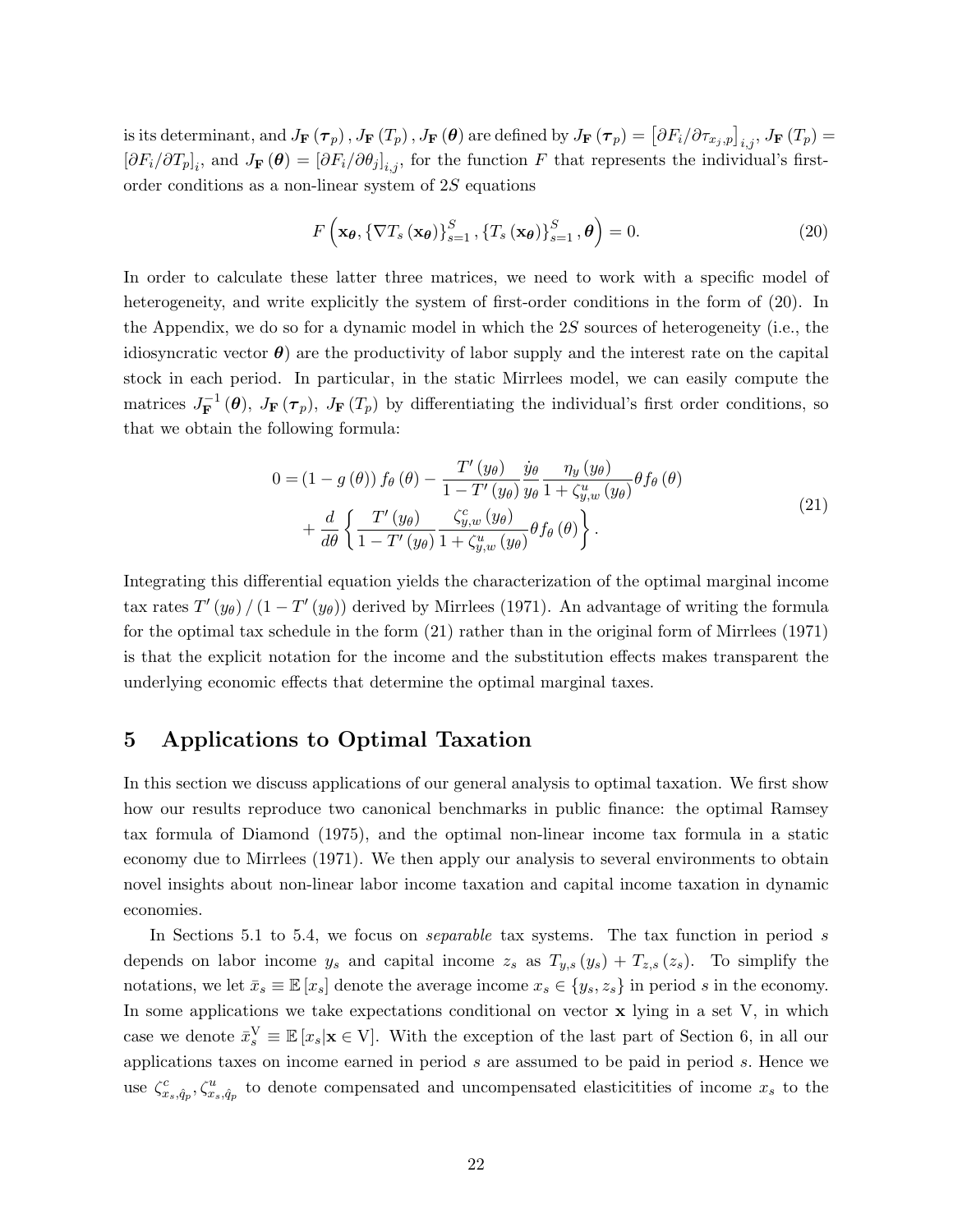is its determinant, and $J_{\mathbf{F}}(\boldsymbol{\tau}_p), J_{\mathbf{F}}(T_p), J_{\mathbf{F}}(\boldsymbol{\theta})$ are defined by $J_{\mathbf{F}}(\boldsymbol{\tau}_p) = \left[\partial F_i / \partial \tau_{x_j,p}\right]_{i,j}$, $J_{\mathbf{F}}(T_p) = [\partial F_i / \partial T_p]_i$, and $J_{\mathbf{F}}(\boldsymbol{\theta}) = [\partial F_i / \partial \theta_j]_{i,j}$, for the function $F$ that represents the individual's first-order conditions as a non-linear system of $2S$ equations

$$F\left(\mathbf{x}_{\boldsymbol{\theta}}, \left\{\nabla T_s\left(\mathbf{x}_{\boldsymbol{\theta}}\right)\right\}_{s=1}^{S}, \left\{T_s\left(\mathbf{x}_{\boldsymbol{\theta}}\right)\right\}_{s=1}^{S}, \boldsymbol{\theta}\right) = 0. \tag{20}$$

In order to calculate these latter three matrices, we need to work with a specific model of heterogeneity, and write explicitly the system of first-order conditions in the form of (20). In the Appendix, we do so for a dynamic model in which the $2S$ sources of heterogeneity (i.e., the idiosyncratic vector $\boldsymbol{\theta}$) are the productivity of labor supply and the interest rate on the capital stock in each period. In particular, in the static Mirrlees model, we can easily compute the matrices $J_{\mathbf{F}}^{-1}(\boldsymbol{\theta})$, $J_{\mathbf{F}}(\boldsymbol{\tau}_p)$, $J_{\mathbf{F}}(T_p)$ by differentiating the individual's first order conditions, so that we obtain the following formula:

$$\begin{aligned} 0 = (1 - g(\theta)) f_\theta(\theta) - \frac{T'(y_\theta)}{1 - T'(y_\theta)} \frac{\dot{y}_\theta}{y_\theta} \frac{\eta_y(y_\theta)}{1 + \zeta_{y,w}^u(y_\theta)} \theta f_\theta(\theta) \\ + \frac{d}{d\theta}\left\{\frac{T'(y_\theta)}{1 - T'(y_\theta)} \frac{\zeta_{y,w}^c(y_\theta)}{1 + \zeta_{y,w}^u(y_\theta)} \theta f_\theta(\theta)\right\}. \end{aligned} \tag{21}$$

Integrating this differential equation yields the characterization of the optimal marginal income tax rates $T'(y_\theta) / (1 - T'(y_\theta))$ derived by Mirrlees (1971). An advantage of writing the formula for the optimal tax schedule in the form (21) rather than in the original form of Mirrlees (1971) is that the explicit notation for the income and the substitution effects makes transparent the underlying economic effects that determine the optimal marginal taxes.

## 5 Applications to Optimal Taxation

In this section we discuss applications of our general analysis to optimal taxation. We first show how our results reproduce two canonical benchmarks in public finance: the optimal Ramsey tax formula of Diamond (1975), and the optimal non-linear income tax formula in a static economy due to Mirrlees (1971). We then apply our analysis to several environments to obtain novel insights about non-linear labor income taxation and capital income taxation in dynamic economies.

In Sections 5.1 to 5.4, we focus on *separable* tax systems. The tax function in period $s$ depends on labor income $y_s$ and capital income $z_s$ as $T_{y,s}(y_s) + T_{z,s}(z_s)$. To simplify the notations, we let $\bar{x}_s \equiv \mathbb{E}[x_s]$ denote the average income $x_s \in \{y_s, z_s\}$ in period $s$ in the economy. In some applications we take expectations conditional on vector $\mathbf{x}$ lying in a set V, in which case we denote $\bar{x}_s^{\mathrm{V}} \equiv \mathbb{E}[x_s | \mathbf{x} \in \mathrm{V}]$. With the exception of the last part of Section 6, in all our applications taxes on income earned in period $s$ are assumed to be paid in period $s$. Hence we use $\zeta_{x_s,\hat{q}_p}^c, \zeta_{x_s,\hat{q}_p}^u$ to denote compensated and uncompensated elasticitities of income $x_s$ to the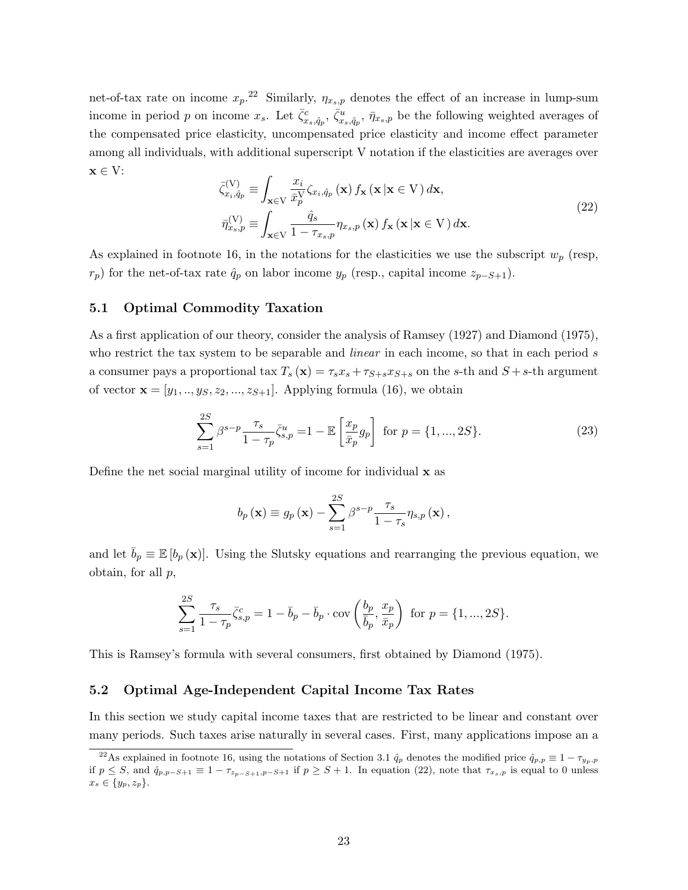net-of-tax rate on income $x_p$.[22] Similarly, $\eta_{x_s,p}$ denotes the effect of an increase in lump-sum income in period $p$ on income $x_s$. Let $\bar{\zeta}^c_{x_s,\hat{q}_p}$, $\bar{\zeta}^u_{x_s,\hat{q}_p}$, $\bar{\eta}_{x_s,p}$ be the following weighted averages of the compensated price elasticity, uncompensated price elasticity and income effect parameter among all individuals, with additional superscript V notation if the elasticities are averages over $\mathbf{x} \in \mathrm{V}$:

$$
\begin{aligned}
\bar{\zeta}^{(\mathrm{V})}_{x_i,\hat{q}_p} &\equiv \int_{\mathbf{x}\in \mathrm{V}} \frac{x_i}{\bar{x}^{\mathrm{V}}_p} \zeta_{x_i,\hat{q}_p}(\mathbf{x}) \, f_{\mathbf{x}}(\mathbf{x} \,|\mathbf{x} \in \mathrm{V}) \, d\mathbf{x}, \\
\bar{\eta}^{(\mathrm{V})}_{x_s,p} &\equiv \int_{\mathbf{x}\in \mathrm{V}} \frac{\hat{q}_s}{1-\tau_{x_s,p}} \eta_{x_s,p}(\mathbf{x}) \, f_{\mathbf{x}}(\mathbf{x} \,|\mathbf{x} \in \mathrm{V}) \, d\mathbf{x}.
\end{aligned}
\tag{22}
$$

As explained in footnote 16, in the notations for the elasticities we use the subscript $w_p$ (resp, $r_p$) for the net-of-tax rate $\hat{q}_p$ on labor income $y_p$ (resp., capital income $z_{p-S+1}$).

### 5.1 Optimal Commodity Taxation

As a first application of our theory, consider the analysis of Ramsey (1927) and Diamond (1975), who restrict the tax system to be separable and *linear* in each income, so that in each period $s$ a consumer pays a proportional tax $T_s(\mathbf{x}) = \tau_s x_s + \tau_{S+s} x_{S+s}$ on the $s$-th and $S+s$-th argument of vector $\mathbf{x} = [y_1, .., y_S, z_2, ..., z_{S+1}]$. Applying formula (16), we obtain

$$
\sum_{s=1}^{2S} \beta^{s-p} \frac{\tau_s}{1-\tau_p} \bar{\zeta}^u_{s,p} = 1 - \mathbb{E}\left[\frac{x_p}{\bar{x}_p} g_p\right] \text{ for } p = \{1, ..., 2S\}. \tag{23}
$$

Define the net social marginal utility of income for individual $\mathbf{x}$ as

$$
b_p(\mathbf{x}) \equiv g_p(\mathbf{x}) - \sum_{s=1}^{2S} \beta^{s-p} \frac{\tau_s}{1-\tau_s} \eta_{s,p}(\mathbf{x}),
$$

and let $\bar{b}_p \equiv \mathbb{E}[b_p(\mathbf{x})]$. Using the Slutsky equations and rearranging the previous equation, we obtain, for all $p$,

$$
\sum_{s=1}^{2S} \frac{\tau_s}{1-\tau_p} \bar{\zeta}^c_{s,p} = 1 - \bar{b}_p - \bar{b}_p \cdot \mathrm{cov}\left(\frac{b_p}{\bar{b}_p}, \frac{x_p}{\bar{x}_p}\right) \text{ for } p = \{1, ..., 2S\}.
$$

This is Ramsey's formula with several consumers, first obtained by Diamond (1975).

### 5.2 Optimal Age-Independent Capital Income Tax Rates

In this section we study capital income taxes that are restricted to be linear and constant over many periods. Such taxes arise naturally in several cases. First, many applications impose an a

[22] As explained in footnote 16, using the notations of Section 3.1 $\hat{q}_p$ denotes the modified price $\hat{q}_{p,p} \equiv 1 - \tau_{y_p,p}$ if $p \leq S$, and $\hat{q}_{p,p-S+1} \equiv 1 - \tau_{z_{p-S+1},p-S+1}$ if $p \geq S+1$. In equation (22), note that $\tau_{x_s,p}$ is equal to 0 unless $x_s \in \{y_p, z_p\}$.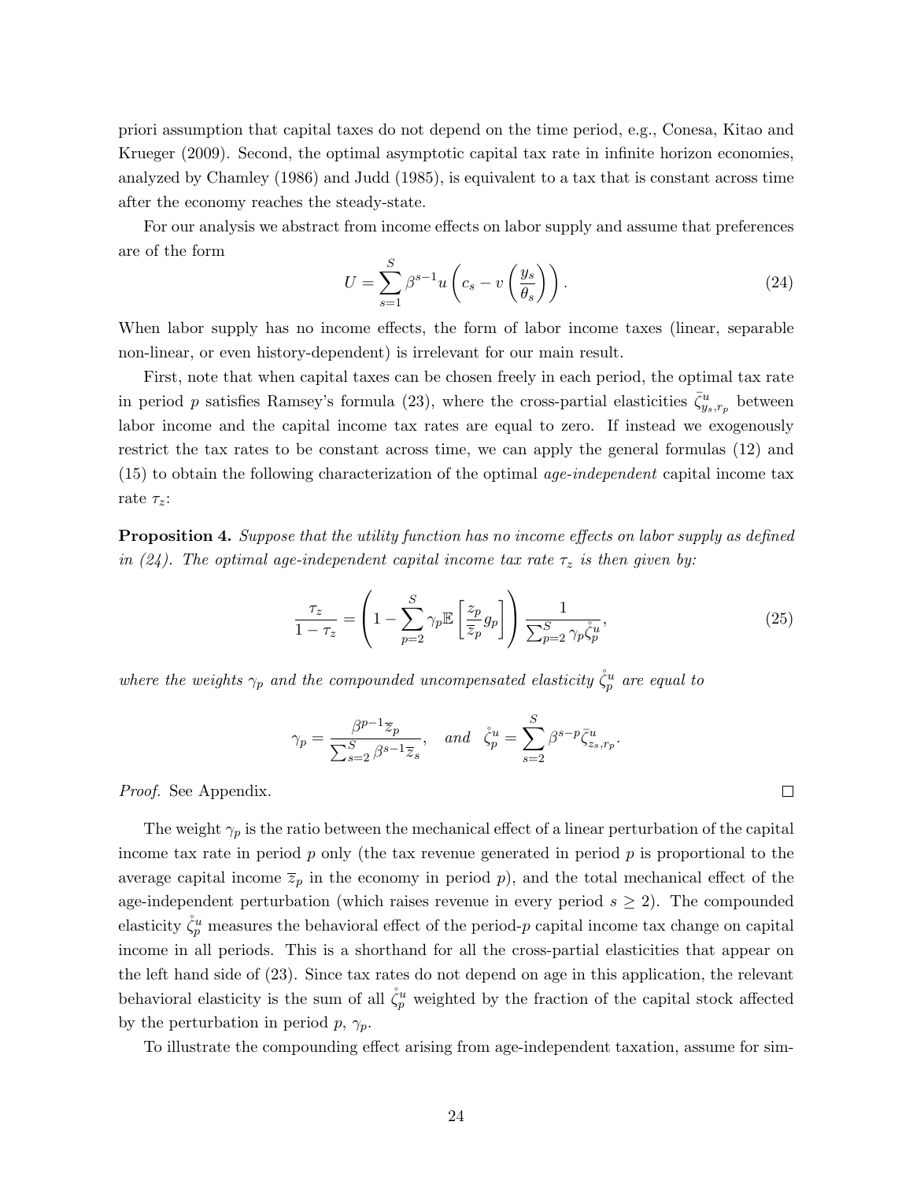priori assumption that capital taxes do not depend on the time period, e.g., Conesa, Kitao and Krueger (2009). Second, the optimal asymptotic capital tax rate in infinite horizon economies, analyzed by Chamley (1986) and Judd (1985), is equivalent to a tax that is constant across time after the economy reaches the steady-state.

For our analysis we abstract from income effects on labor supply and assume that preferences are of the form

$$U = \sum_{s=1}^{S} \beta^{s-1} u\left(c_s - v\left(\frac{y_s}{\theta_s}\right)\right). \tag{24}$$

When labor supply has no income effects, the form of labor income taxes (linear, separable non-linear, or even history-dependent) is irrelevant for our main result.

First, note that when capital taxes can be chosen freely in each period, the optimal tax rate in period $p$ satisfies Ramsey's formula (23), where the cross-partial elasticities $\bar{\zeta}^u_{y_s,r_p}$ between labor income and the capital income tax rates are equal to zero. If instead we exogenously restrict the tax rates to be constant across time, we can apply the general formulas (12) and (15) to obtain the following characterization of the optimal *age-independent* capital income tax rate $\tau_z$:

**Proposition 4.** *Suppose that the utility function has no income effects on labor supply as defined in (24). The optimal age-independent capital income tax rate $\tau_z$ is then given by:*

$$\frac{\tau_z}{1-\tau_z} = \left(1 - \sum_{p=2}^{S} \gamma_p \mathbb{E}\left[\frac{z_p}{\overline{z}_p} g_p\right]\right) \frac{1}{\sum_{p=2}^{S} \gamma_p \mathring{\zeta}^u_p}, \tag{25}$$

*where the weights $\gamma_p$ and the compounded uncompensated elasticity $\mathring{\zeta}^u_p$ are equal to*

$$\gamma_p = \frac{\beta^{p-1}\overline{z}_p}{\sum_{s=2}^{S} \beta^{s-1}\overline{z}_s}, \quad \text{and} \quad \mathring{\zeta}^u_p = \sum_{s=2}^{S} \beta^{s-p} \bar{\zeta}^u_{z_s,r_p}.$$

*Proof.* See Appendix. □

The weight $\gamma_p$ is the ratio between the mechanical effect of a linear perturbation of the capital income tax rate in period $p$ only (the tax revenue generated in period $p$ is proportional to the average capital income $\overline{z}_p$ in the economy in period $p$), and the total mechanical effect of the age-independent perturbation (which raises revenue in every period $s \geq 2$). The compounded elasticity $\mathring{\zeta}^u_p$ measures the behavioral effect of the period-$p$ capital income tax change on capital income in all periods. This is a shorthand for all the cross-partial elasticities that appear on the left hand side of (23). Since tax rates do not depend on age in this application, the relevant behavioral elasticity is the sum of all $\mathring{\zeta}^u_p$ weighted by the fraction of the capital stock affected by the perturbation in period $p$, $\gamma_p$.

To illustrate the compounding effect arising from age-independent taxation, assume for sim-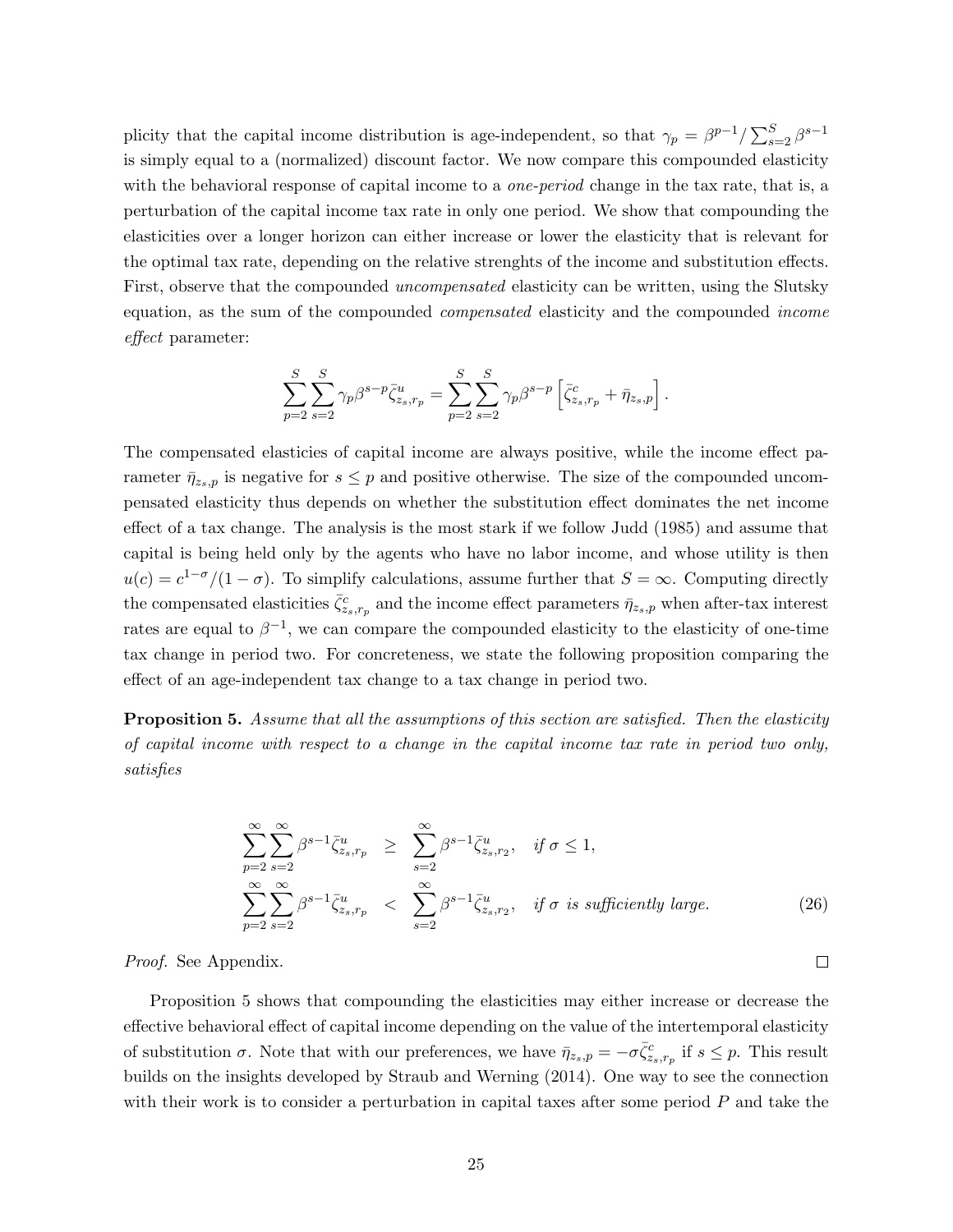plicity that the capital income distribution is age-independent, so that $\gamma_p = \beta^{p-1}/\sum_{s=2}^{S}\beta^{s-1}$ is simply equal to a (normalized) discount factor. We now compare this compounded elasticity with the behavioral response of capital income to a *one-period* change in the tax rate, that is, a perturbation of the capital income tax rate in only one period. We show that compounding the elasticities over a longer horizon can either increase or lower the elasticity that is relevant for the optimal tax rate, depending on the relative strenghts of the income and substitution effects. First, observe that the compounded *uncompensated* elasticity can be written, using the Slutsky equation, as the sum of the compounded *compensated* elasticity and the compounded *income effect* parameter:

$$\sum_{p=2}^{S}\sum_{s=2}^{S}\gamma_p\beta^{s-p}\bar{\zeta}^{u}_{z_s,r_p} = \sum_{p=2}^{S}\sum_{s=2}^{S}\gamma_p\beta^{s-p}\left[\bar{\zeta}^{c}_{z_s,r_p} + \bar{\eta}_{z_s,p}\right].$$

The compensated elasticies of capital income are always positive, while the income effect parameter $\bar{\eta}_{z_s,p}$ is negative for $s \leq p$ and positive otherwise. The size of the compounded uncompensated elasticity thus depends on whether the substitution effect dominates the net income effect of a tax change. The analysis is the most stark if we follow Judd (1985) and assume that capital is being held only by the agents who have no labor income, and whose utility is then $u(c) = c^{1-\sigma}/(1-\sigma)$. To simplify calculations, assume further that $S = \infty$. Computing directly the compensated elasticities $\bar{\zeta}^{c}_{z_s,r_p}$ and the income effect parameters $\bar{\eta}_{z_s,p}$ when after-tax interest rates are equal to $\beta^{-1}$, we can compare the compounded elasticity to the elasticity of one-time tax change in period two. For concreteness, we state the following proposition comparing the effect of an age-independent tax change to a tax change in period two.

**Proposition 5.** *Assume that all the assumptions of this section are satisfied. Then the elasticity of capital income with respect to a change in the capital income tax rate in period two only, satisfies*

$$\begin{aligned}
\sum_{p=2}^{\infty}\sum_{s=2}^{\infty}\beta^{s-1}\bar{\zeta}^{u}_{z_s,r_p} &\geq \sum_{s=2}^{\infty}\beta^{s-1}\bar{\zeta}^{u}_{z_s,r_2}, \quad \textit{if } \sigma \leq 1, \\
\sum_{p=2}^{\infty}\sum_{s=2}^{\infty}\beta^{s-1}\bar{\zeta}^{u}_{z_s,r_p} &< \sum_{s=2}^{\infty}\beta^{s-1}\bar{\zeta}^{u}_{z_s,r_2}, \quad \textit{if } \sigma \textit{ is sufficiently large.}
\end{aligned} \tag{26}$$

*Proof.* See Appendix. ∎

Proposition 5 shows that compounding the elasticities may either increase or decrease the effective behavioral effect of capital income depending on the value of the intertemporal elasticity of substitution $\sigma$. Note that with our preferences, we have $\bar{\eta}_{z_s,p} = -\sigma\bar{\zeta}^{c}_{z_s,r_p}$ if $s \leq p$. This result builds on the insights developed by Straub and Werning (2014). One way to see the connection with their work is to consider a perturbation in capital taxes after some period $P$ and take the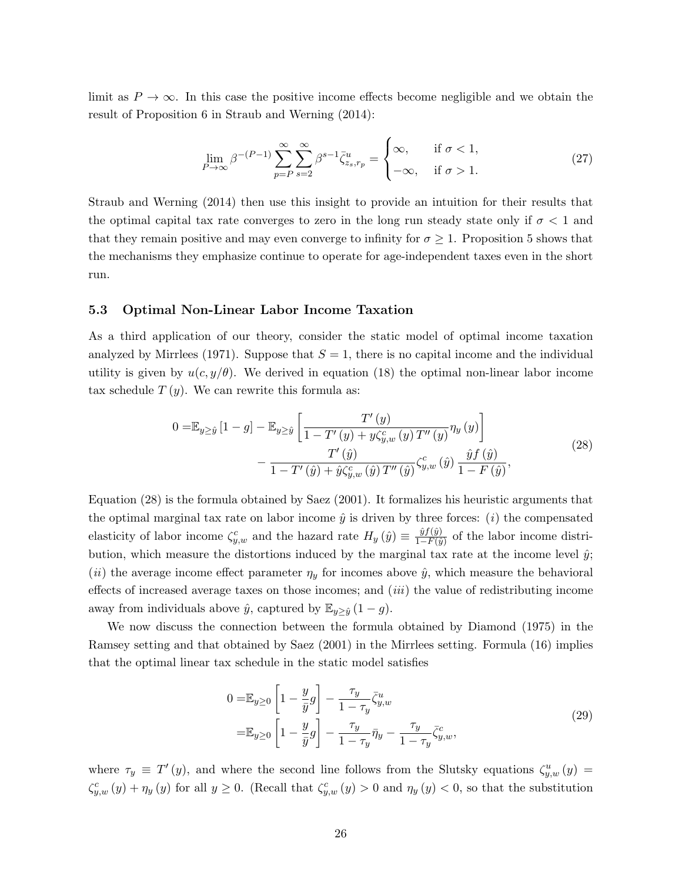limit as $P \to \infty$. In this case the positive income effects become negligible and we obtain the result of Proposition 6 in Straub and Werning (2014):

$$\lim_{P\to\infty} \beta^{-(P-1)} \sum_{p=P}^{\infty} \sum_{s=2}^{\infty} \beta^{s-1} \bar{\zeta}^{u}_{z_s, r_p} = \begin{cases} \infty, & \text{if } \sigma < 1, \\ -\infty, & \text{if } \sigma > 1. \end{cases} \tag{27}$$

Straub and Werning (2014) then use this insight to provide an intuition for their results that the optimal capital tax rate converges to zero in the long run steady state only if $\sigma < 1$ and that they remain positive and may even converge to infinity for $\sigma \geq 1$. Proposition 5 shows that the mechanisms they emphasize continue to operate for age-independent taxes even in the short run.

### 5.3 Optimal Non-Linear Labor Income Taxation

As a third application of our theory, consider the static model of optimal income taxation analyzed by Mirrlees (1971). Suppose that $S = 1$, there is no capital income and the individual utility is given by $u(c, y/\theta)$. We derived in equation (18) the optimal non-linear labor income tax schedule $T(y)$. We can rewrite this formula as:

$$\begin{aligned} 0 =& \mathbb{E}_{y \geq \hat{y}} \left[1 - g\right] - \mathbb{E}_{y \geq \hat{y}} \left[ \frac{T'(y)}{1 - T'(y) + y\zeta^{c}_{y,w}(y) T''(y)} \eta_y(y) \right] \\ & - \frac{T'(\hat{y})}{1 - T'(\hat{y}) + \hat{y}\zeta^{c}_{y,w}(\hat{y}) T''(\hat{y})} \zeta^{c}_{y,w}(\hat{y}) \frac{\hat{y} f(\hat{y})}{1 - F(\hat{y})}, \end{aligned} \tag{28}$$

Equation (28) is the formula obtained by Saez (2001). It formalizes his heuristic arguments that the optimal marginal tax rate on labor income $\hat{y}$ is driven by three forces: $(i)$ the compensated elasticity of labor income $\zeta^{c}_{y,w}$ and the hazard rate $H_y(\hat{y}) \equiv \frac{\hat{y} f(\hat{y})}{1 - F(\hat{y})}$ of the labor income distribution, which measure the distortions induced by the marginal tax rate at the income level $\hat{y}$; $(ii)$ the average income effect parameter $\eta_y$ for incomes above $\hat{y}$, which measure the behavioral effects of increased average taxes on those incomes; and $(iii)$ the value of redistributing income away from individuals above $\hat{y}$, captured by $\mathbb{E}_{y \geq \hat{y}}(1 - g)$.

We now discuss the connection between the formula obtained by Diamond (1975) in the Ramsey setting and that obtained by Saez (2001) in the Mirrlees setting. Formula (16) implies that the optimal linear tax schedule in the static model satisfies

$$\begin{aligned} 0 =& \mathbb{E}_{y \geq 0} \left[1 - \frac{y}{\bar{y}} g\right] - \frac{\tau_y}{1 - \tau_y} \bar{\zeta}^{u}_{y,w} \\ =& \mathbb{E}_{y \geq 0} \left[1 - \frac{y}{\bar{y}} g\right] - \frac{\tau_y}{1 - \tau_y} \bar{\eta}_y - \frac{\tau_y}{1 - \tau_y} \bar{\zeta}^{c}_{y,w}, \end{aligned} \tag{29}$$

where $\tau_y \equiv T'(y)$, and where the second line follows from the Slutsky equations $\zeta^{u}_{y,w}(y) = \zeta^{c}_{y,w}(y) + \eta_y(y)$ for all $y \geq 0$. (Recall that $\zeta^{c}_{y,w}(y) > 0$ and $\eta_y(y) < 0$, so that the substitution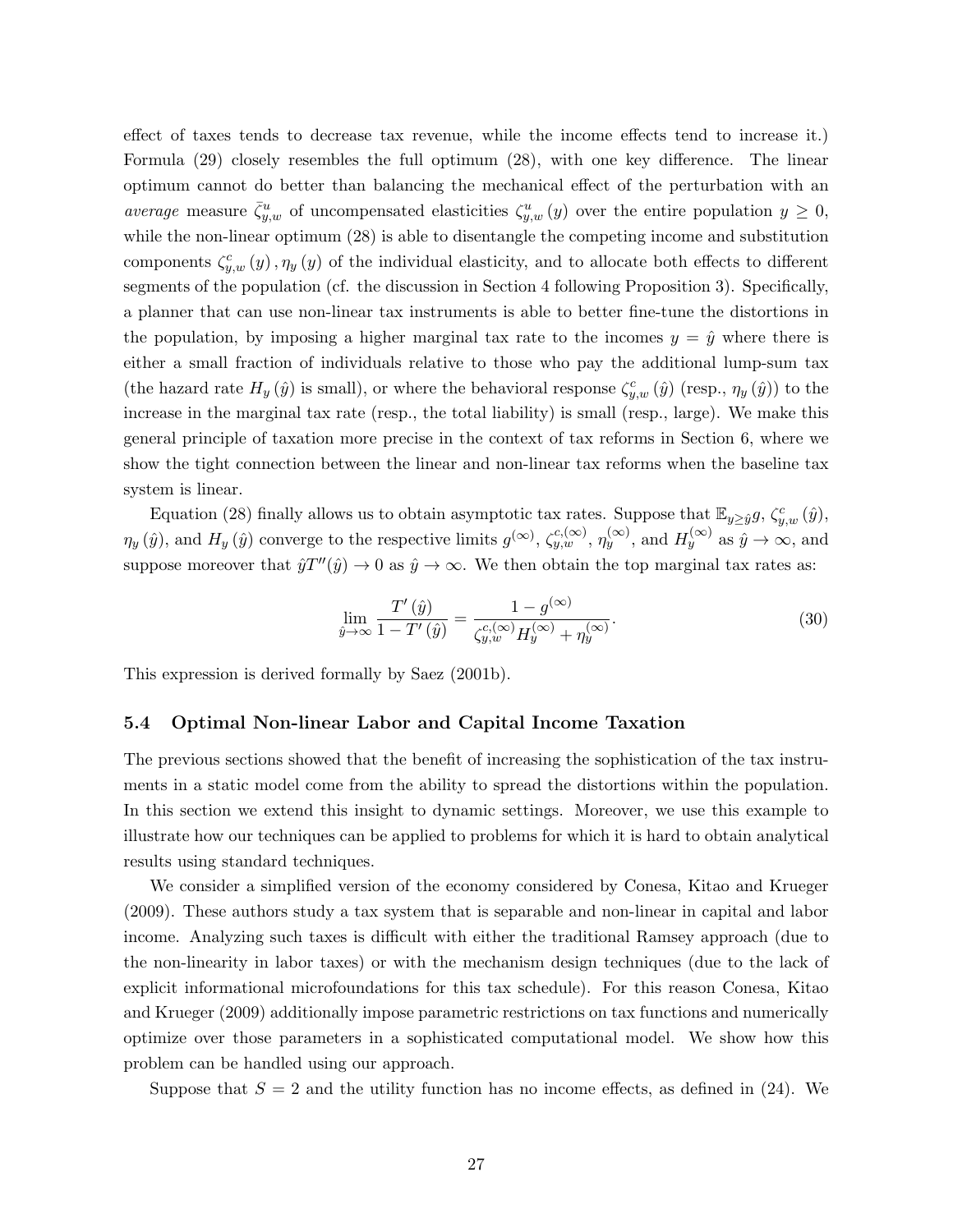effect of taxes tends to decrease tax revenue, while the income effects tend to increase it.) Formula (29) closely resembles the full optimum (28), with one key difference. The linear optimum cannot do better than balancing the mechanical effect of the perturbation with an *average* measure $\bar{\zeta}^u_{y,w}$ of uncompensated elasticities $\zeta^u_{y,w}(y)$ over the entire population $y \geq 0$, while the non-linear optimum (28) is able to disentangle the competing income and substitution components $\zeta^c_{y,w}(y), \eta_y(y)$ of the individual elasticity, and to allocate both effects to different segments of the population (cf. the discussion in Section 4 following Proposition 3). Specifically, a planner that can use non-linear tax instruments is able to better fine-tune the distortions in the population, by imposing a higher marginal tax rate to the incomes $y = \hat{y}$ where there is either a small fraction of individuals relative to those who pay the additional lump-sum tax (the hazard rate $H_y(\hat{y})$ is small), or where the behavioral response $\zeta^c_{y,w}(\hat{y})$ (resp., $\eta_y(\hat{y})$) to the increase in the marginal tax rate (resp., the total liability) is small (resp., large). We make this general principle of taxation more precise in the context of tax reforms in Section 6, where we show the tight connection between the linear and non-linear tax reforms when the baseline tax system is linear.

Equation (28) finally allows us to obtain asymptotic tax rates. Suppose that $\mathbb{E}_{y \geq \hat{y}} g$, $\zeta^c_{y,w}(\hat{y})$, $\eta_y(\hat{y})$, and $H_y(\hat{y})$ converge to the respective limits $g^{(\infty)}$, $\zeta^{c,(\infty)}_{y,w}$, $\eta^{(\infty)}_y$, and $H^{(\infty)}_y$ as $\hat{y} \to \infty$, and suppose moreover that $\hat{y}T''(\hat{y}) \to 0$ as $\hat{y} \to \infty$. We then obtain the top marginal tax rates as:

$$\lim_{\hat{y} \to \infty} \frac{T'(\hat{y})}{1 - T'(\hat{y})} = \frac{1 - g^{(\infty)}}{\zeta^{c,(\infty)}_{y,w} H^{(\infty)}_y + \eta^{(\infty)}_y}. \tag{30}$$

This expression is derived formally by Saez (2001b).

### 5.4 Optimal Non-linear Labor and Capital Income Taxation

The previous sections showed that the benefit of increasing the sophistication of the tax instruments in a static model come from the ability to spread the distortions within the population. In this section we extend this insight to dynamic settings. Moreover, we use this example to illustrate how our techniques can be applied to problems for which it is hard to obtain analytical results using standard techniques.

We consider a simplified version of the economy considered by Conesa, Kitao and Krueger (2009). These authors study a tax system that is separable and non-linear in capital and labor income. Analyzing such taxes is difficult with either the traditional Ramsey approach (due to the non-linearity in labor taxes) or with the mechanism design techniques (due to the lack of explicit informational microfoundations for this tax schedule). For this reason Conesa, Kitao and Krueger (2009) additionally impose parametric restrictions on tax functions and numerically optimize over those parameters in a sophisticated computational model. We show how this problem can be handled using our approach.

Suppose that $S = 2$ and the utility function has no income effects, as defined in (24). We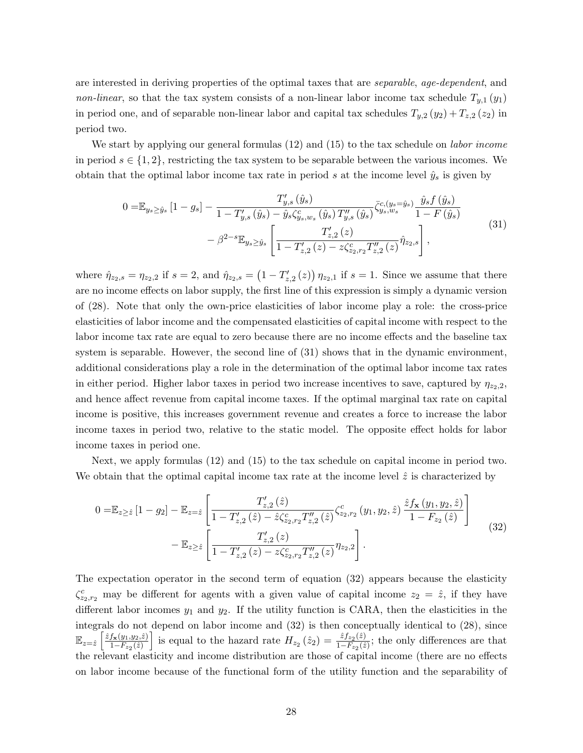are interested in deriving properties of the optimal taxes that are *separable*, *age-dependent*, and *non-linear*, so that the tax system consists of a non-linear labor income tax schedule $T_{y,1}(y_1)$ in period one, and of separable non-linear labor and capital tax schedules $T_{y,2}(y_2) + T_{z,2}(z_2)$ in period two.

We start by applying our general formulas (12) and (15) to the tax schedule on *labor income* in period $s \in \{1, 2\}$, restricting the tax system to be separable between the various incomes. We obtain that the optimal labor income tax rate in period $s$ at the income level $\hat{y}_s$ is given by

$$
\begin{aligned}
0 =& \mathbb{E}_{y_s \geq \hat{y}_s} [1 - g_s] - \frac{T'_{y,s}(\hat{y}_s)}{1 - T'_{y,s}(\hat{y}_s) - \hat{y}_s \zeta^c_{y_s,w_s}(\hat{y}_s) T''_{y,s}(\hat{y}_s)} \bar{\zeta}^{c,(y_s = \hat{y}_s)}_{y_s,w_s} \frac{\hat{y}_s f(\hat{y}_s)}{1 - F(\hat{y}_s)} \\
& - \beta^{2-s} \mathbb{E}_{y_s \geq \hat{y}_s} \left[ \frac{T'_{z,2}(z)}{1 - T'_{z,2}(z) - z \zeta^c_{z_2,r_2} T''_{z,2}(z)} \hat{\eta}_{z_2,s} \right],
\end{aligned}
\tag{31}
$$

where $\hat{\eta}_{z_2,s} = \eta_{z_2,2}$ if $s = 2$, and $\hat{\eta}_{z_2,s} = \left(1 - T'_{z,2}(z)\right) \eta_{z_2,1}$ if $s = 1$. Since we assume that there are no income effects on labor supply, the first line of this expression is simply a dynamic version of (28). Note that only the own-price elasticities of labor income play a role: the cross-price elasticities of labor income and the compensated elasticities of capital income with respect to the labor income tax rate are equal to zero because there are no income effects and the baseline tax system is separable. However, the second line of (31) shows that in the dynamic environment, additional considerations play a role in the determination of the optimal labor income tax rates in either period. Higher labor taxes in period two increase incentives to save, captured by $\eta_{z_2,2}$, and hence affect revenue from capital income taxes. If the optimal marginal tax rate on capital income is positive, this increases government revenue and creates a force to increase the labor income taxes in period two, relative to the static model. The opposite effect holds for labor income taxes in period one.

Next, we apply formulas (12) and (15) to the tax schedule on capital income in period two. We obtain that the optimal capital income tax rate at the income level $\hat{z}$ is characterized by

$$
\begin{aligned}
0 =& \mathbb{E}_{z \geq \hat{z}} [1 - g_2] - \mathbb{E}_{z = \hat{z}} \left[ \frac{T'_{z,2}(\hat{z})}{1 - T'_{z,2}(\hat{z}) - \hat{z} \zeta^c_{z_2,r_2} T''_{z,2}(\hat{z})} \zeta^c_{z_2,r_2}(y_1, y_2, \hat{z}) \frac{\hat{z} f_{\mathbf{x}}(y_1, y_2, \hat{z})}{1 - F_{z_2}(\hat{z})} \right] \\
& - \mathbb{E}_{z \geq \hat{z}} \left[ \frac{T'_{z,2}(z)}{1 - T'_{z,2}(z) - z \zeta^c_{z_2,r_2} T''_{z,2}(z)} \eta_{z_2,2} \right].
\end{aligned}
\tag{32}
$$

The expectation operator in the second term of equation (32) appears because the elasticity $\zeta^c_{z_2,r_2}$ may be different for agents with a given value of capital income $z_2 = \hat{z}$, if they have different labor incomes $y_1$ and $y_2$. If the utility function is CARA, then the elasticities in the integrals do not depend on labor income and (32) is then conceptually identical to (28), since $\mathbb{E}_{z=\hat{z}} \left[ \frac{\hat{z} f_{\mathbf{x}}(y_1, y_2, \hat{z})}{1 - F_{z_2}(\hat{z})} \right]$ is equal to the hazard rate $H_{z_2}(\hat{z}_2) = \frac{\hat{z} f_{z_2}(\hat{z})}{1 - F_{z_2}(\hat{z})}$; the only differences are that the relevant elasticity and income distribution are those of capital income (there are no effects on labor income because of the functional form of the utility function and the separability of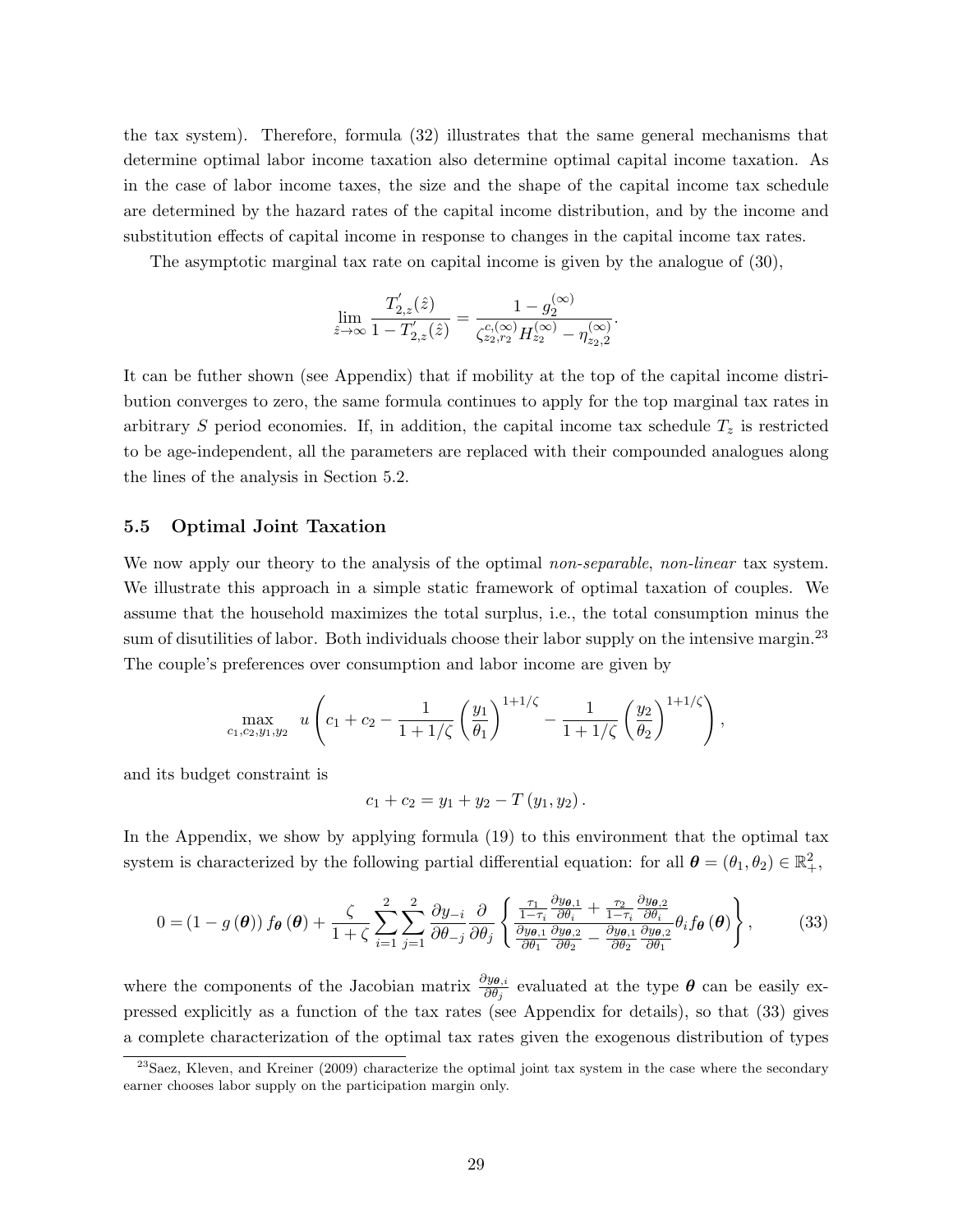the tax system). Therefore, formula (32) illustrates that the same general mechanisms that determine optimal labor income taxation also determine optimal capital income taxation. As in the case of labor income taxes, the size and the shape of the capital income tax schedule are determined by the hazard rates of the capital income distribution, and by the income and substitution effects of capital income in response to changes in the capital income tax rates.

The asymptotic marginal tax rate on capital income is given by the analogue of (30),

$$\lim_{\hat{z}\to\infty}\frac{T_{2,z}^{'}(\hat{z})}{1-T_{2,z}^{'}(\hat{z})}=\frac{1-g_2^{(\infty)}}{\zeta_{z_2,r_2}^{c,(\infty)}H_{z_2}^{(\infty)}-\eta_{z_2,2}^{(\infty)}}.$$

It can be futher shown (see Appendix) that if mobility at the top of the capital income distribution converges to zero, the same formula continues to apply for the top marginal tax rates in arbitrary $S$ period economies. If, in addition, the capital income tax schedule $T_z$ is restricted to be age-independent, all the parameters are replaced with their compounded analogues along the lines of the analysis in Section 5.2.

### 5.5 Optimal Joint Taxation

We now apply our theory to the analysis of the optimal *non-separable*, *non-linear* tax system. We illustrate this approach in a simple static framework of optimal taxation of couples. We assume that the household maximizes the total surplus, i.e., the total consumption minus the sum of disutilities of labor. Both individuals choose their labor supply on the intensive margin.[23] The couple's preferences over consumption and labor income are given by

$$\max_{c_1,c_2,y_1,y_2}\ u\left(c_1+c_2-\frac{1}{1+1/\zeta}\left(\frac{y_1}{\theta_1}\right)^{1+1/\zeta}-\frac{1}{1+1/\zeta}\left(\frac{y_2}{\theta_2}\right)^{1+1/\zeta}\right),$$

and its budget constraint is

$$c_1+c_2=y_1+y_2-T\left(y_1,y_2\right).$$

In the Appendix, we show by applying formula (19) to this environment that the optimal tax system is characterized by the following partial differential equation: for all $\boldsymbol{\theta}=(\theta_1,\theta_2)\in\mathbb{R}_+^2$,

$$0=\left(1-g\left(\boldsymbol{\theta}\right)\right)f_{\boldsymbol{\theta}}\left(\boldsymbol{\theta}\right)+\frac{\zeta}{1+\zeta}\sum_{i=1}^{2}\sum_{j=1}^{2}\frac{\partial y_{-i}}{\partial\theta_{-j}}\frac{\partial}{\partial\theta_j}\left\{\frac{\frac{\tau_1}{1-\tau_i}\frac{\partial y_{\boldsymbol{\theta},1}}{\partial\theta_i}+\frac{\tau_2}{1-\tau_i}\frac{\partial y_{\boldsymbol{\theta},2}}{\partial\theta_i}}{\frac{\partial y_{\boldsymbol{\theta},1}}{\partial\theta_1}\frac{\partial y_{\boldsymbol{\theta},2}}{\partial\theta_2}-\frac{\partial y_{\boldsymbol{\theta},1}}{\partial\theta_2}\frac{\partial y_{\boldsymbol{\theta},2}}{\partial\theta_1}}\theta_i f_{\boldsymbol{\theta}}\left(\boldsymbol{\theta}\right)\right\},\qquad(33)$$

where the components of the Jacobian matrix $\frac{\partial y_{\boldsymbol{\theta},i}}{\partial\theta_j}$ evaluated at the type $\boldsymbol{\theta}$ can be easily expressed explicitly as a function of the tax rates (see Appendix for details), so that (33) gives a complete characterization of the optimal tax rates given the exogenous distribution of types

[23] Saez, Kleven, and Kreiner (2009) characterize the optimal joint tax system in the case where the secondary earner chooses labor supply on the participation margin only.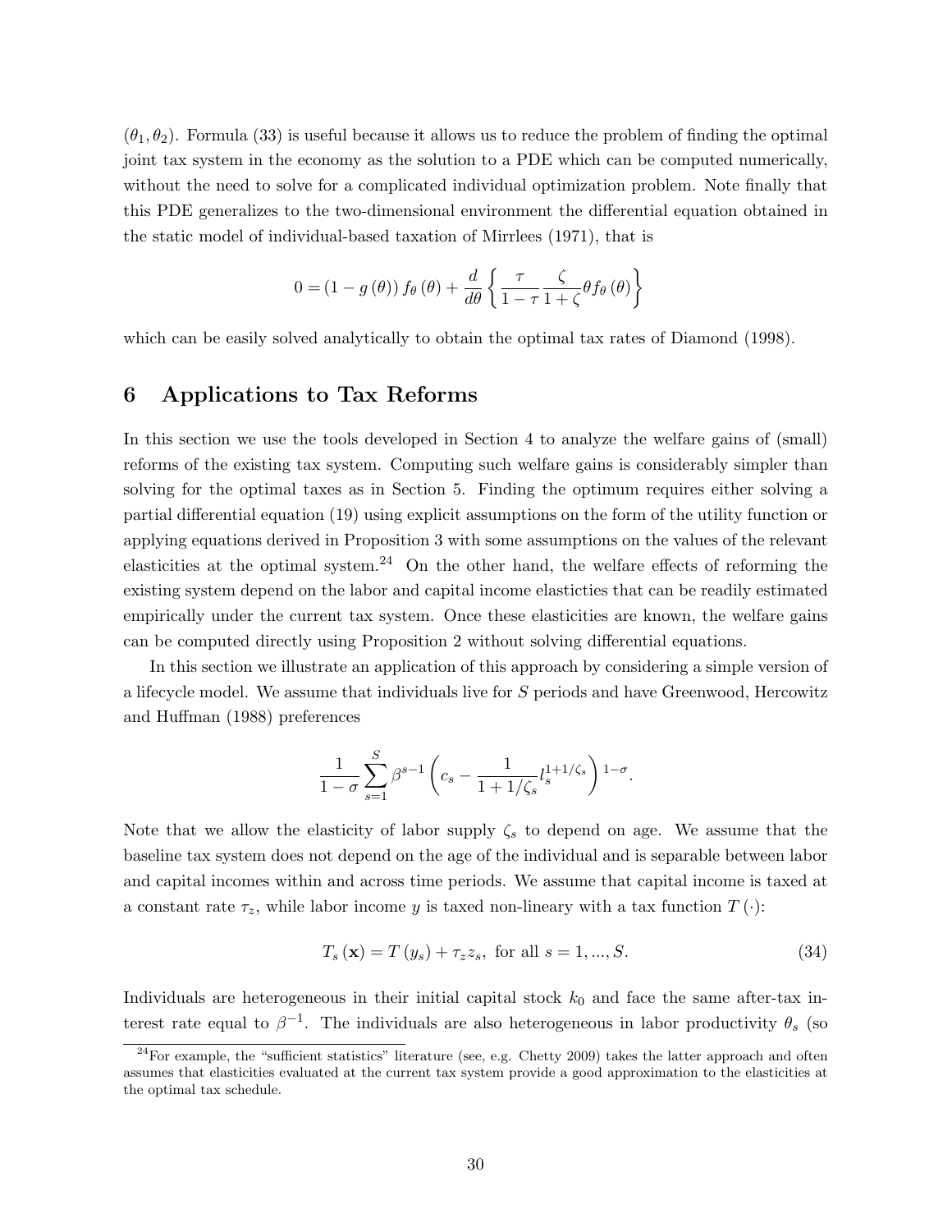$(\theta_1, \theta_2)$. Formula (33) is useful because it allows us to reduce the problem of finding the optimal joint tax system in the economy as the solution to a PDE which can be computed numerically, without the need to solve for a complicated individual optimization problem. Note finally that this PDE generalizes to the two-dimensional environment the differential equation obtained in the static model of individual-based taxation of Mirrlees (1971), that is

$$0 = (1 - g(\theta)) f_\theta(\theta) + \frac{d}{d\theta}\left\{\frac{\tau}{1-\tau}\frac{\zeta}{1+\zeta}\theta f_\theta(\theta)\right\}$$

which can be easily solved analytically to obtain the optimal tax rates of Diamond (1998).

# 6 Applications to Tax Reforms

In this section we use the tools developed in Section 4 to analyze the welfare gains of (small) reforms of the existing tax system. Computing such welfare gains is considerably simpler than solving for the optimal taxes as in Section 5. Finding the optimum requires either solving a partial differential equation (19) using explicit assumptions on the form of the utility function or applying equations derived in Proposition 3 with some assumptions on the values of the relevant elasticities at the optimal system.[24] On the other hand, the welfare effects of reforming the existing system depend on the labor and capital income elasticties that can be readily estimated empirically under the current tax system. Once these elasticities are known, the welfare gains can be computed directly using Proposition 2 without solving differential equations.

In this section we illustrate an application of this approach by considering a simple version of a lifecycle model. We assume that individuals live for $S$ periods and have Greenwood, Hercowitz and Huffman (1988) preferences

$$\frac{1}{1-\sigma}\sum_{s=1}^{S}\beta^{s-1}\left(c_s - \frac{1}{1+1/\zeta_s}l_s^{1+1/\zeta_s}\right)^{1-\sigma}.$$

Note that we allow the elasticity of labor supply $\zeta_s$ to depend on age. We assume that the baseline tax system does not depend on the age of the individual and is separable between labor and capital incomes within and across time periods. We assume that capital income is taxed at a constant rate $\tau_z$, while labor income $y$ is taxed non-lineary with a tax function $T(\cdot)$:

$$T_s(\mathbf{x}) = T(y_s) + \tau_z z_s, \text{ for all } s = 1, ..., S. \tag{34}$$

Individuals are heterogeneous in their initial capital stock $k_0$ and face the same after-tax interest rate equal to $\beta^{-1}$. The individuals are also heterogeneous in labor productivity $\theta_s$ (so

[24] For example, the "sufficient statistics" literature (see, e.g. Chetty 2009) takes the latter approach and often assumes that elasticities evaluated at the current tax system provide a good approximation to the elasticities at the optimal tax schedule.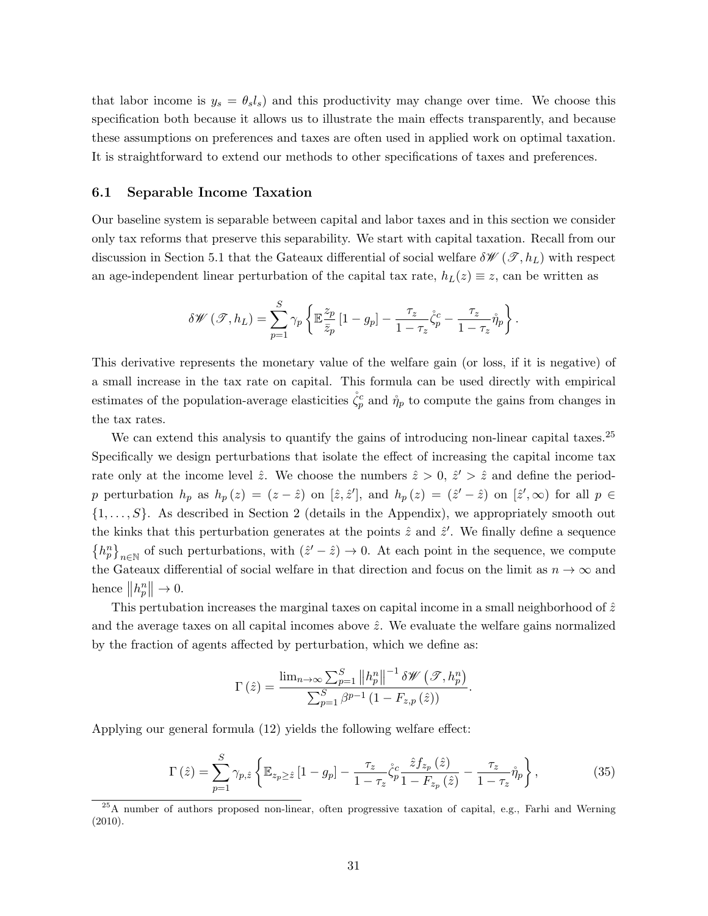that labor income is $y_s = \theta_s l_s$) and this productivity may change over time. We choose this specification both because it allows us to illustrate the main effects transparently, and because these assumptions on preferences and taxes are often used in applied work on optimal taxation. It is straightforward to extend our methods to other specifications of taxes and preferences.

### 6.1 Separable Income Taxation

Our baseline system is separable between capital and labor taxes and in this section we consider only tax reforms that preserve this separability. We start with capital taxation. Recall from our discussion in Section 5.1 that the Gateaux differential of social welfare $\delta\mathscr{W}(\mathscr{T}, h_L)$ with respect an age-independent linear perturbation of the capital tax rate, $h_L(z) \equiv z$, can be written as

$$\delta\mathscr{W}(\mathscr{T}, h_L) = \sum_{p=1}^{S} \gamma_p \left\{ \mathbb{E}\frac{z_p}{\bar{z}_p}\left[1 - g_p\right] - \frac{\tau_z}{1-\tau_z}\mathring{\zeta}_p^c - \frac{\tau_z}{1-\tau_z}\mathring{\eta}_p \right\}.$$

This derivative represents the monetary value of the welfare gain (or loss, if it is negative) of a small increase in the tax rate on capital. This formula can be used directly with empirical estimates of the population-average elasticities $\mathring{\zeta}_p^c$ and $\mathring{\eta}_p$ to compute the gains from changes in the tax rates.

We can extend this analysis to quantify the gains of introducing non-linear capital taxes.[25] Specifically we design perturbations that isolate the effect of increasing the capital income tax rate only at the income level $\hat{z}$. We choose the numbers $\hat{z} > 0$, $\hat{z}' > \hat{z}$ and define the period-$p$ perturbation $h_p$ as $h_p(z) = (z - \hat{z})$ on $[\hat{z}, \hat{z}']$, and $h_p(z) = (\hat{z}' - \hat{z})$ on $[\hat{z}', \infty)$ for all $p \in \{1, \ldots, S\}$. As described in Section 2 (details in the Appendix), we appropriately smooth out the kinks that this perturbation generates at the points $\hat{z}$ and $\hat{z}'$. We finally define a sequence $\{h_p^n\}_{n\in\mathbb{N}}$ of such perturbations, with $(\hat{z}' - \hat{z}) \to 0$. At each point in the sequence, we compute the Gateaux differential of social welfare in that direction and focus on the limit as $n \to \infty$ and hence $\|h_p^n\| \to 0$.

This pertubation increases the marginal taxes on capital income in a small neighborhood of $\hat{z}$ and the average taxes on all capital incomes above $\hat{z}$. We evaluate the welfare gains normalized by the fraction of agents affected by perturbation, which we define as:

$$\Gamma(\hat{z}) = \frac{\lim_{n\to\infty}\sum_{p=1}^{S}\|h_p^n\|^{-1}\delta\mathscr{W}(\mathscr{T}, h_p^n)}{\sum_{p=1}^{S}\beta^{p-1}(1 - F_{z,p}(\hat{z}))}.$$

Applying our general formula (12) yields the following welfare effect:

$$\Gamma(\hat{z}) = \sum_{p=1}^{S} \gamma_{p,\hat{z}} \left\{ \mathbb{E}_{z_p \geq \hat{z}}\left[1 - g_p\right] - \frac{\tau_z}{1-\tau_z}\mathring{\zeta}_p^c \frac{\hat{z} f_{z_p}(\hat{z})}{1 - F_{z_p}(\hat{z})} - \frac{\tau_z}{1-\tau_z}\mathring{\eta}_p \right\}, \tag{35}$$

[25] A number of authors proposed non-linear, often progressive taxation of capital, e.g., Farhi and Werning (2010).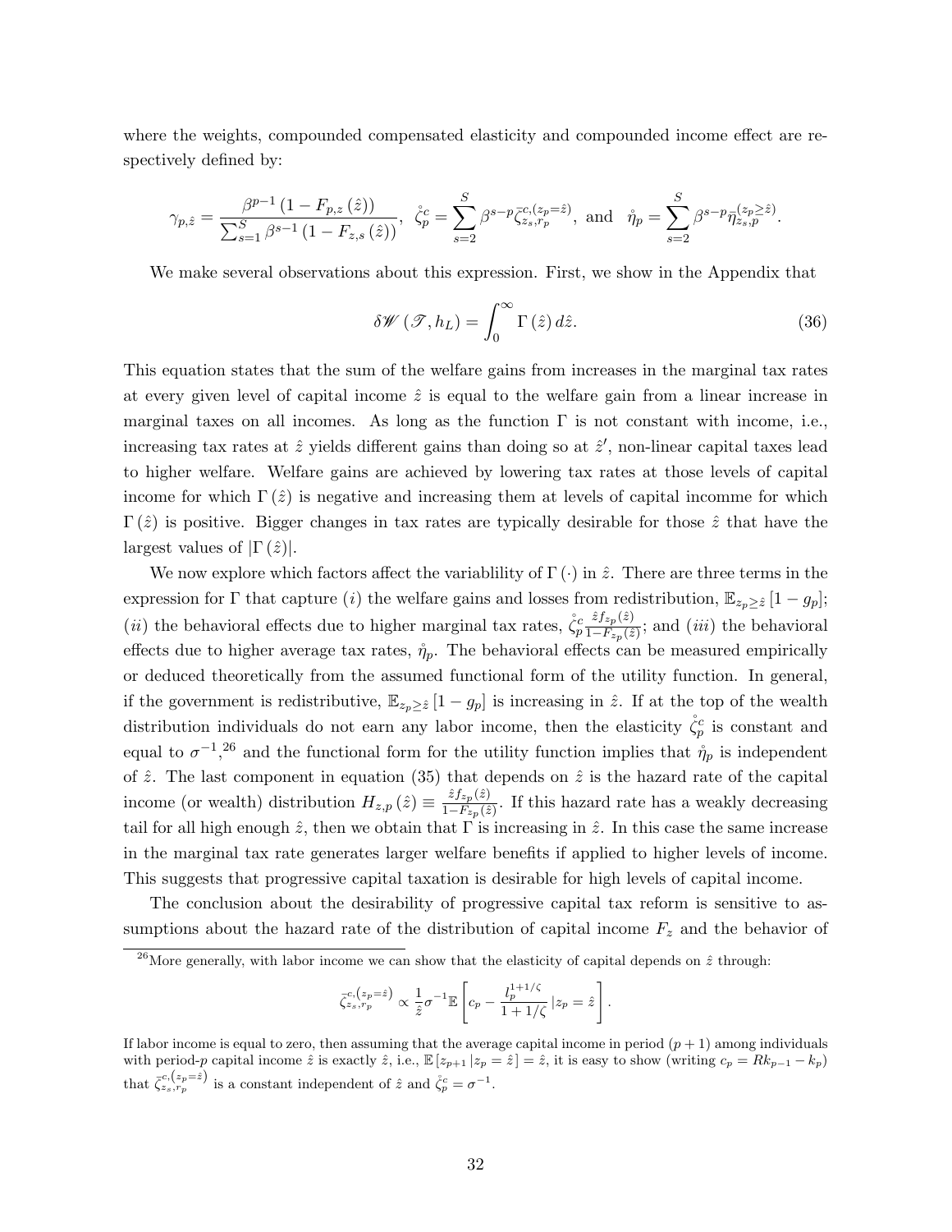where the weights, compounded compensated elasticity and compounded income effect are respectively defined by:

$$\gamma_{p,\hat{z}} = \frac{\beta^{p-1}\left(1 - F_{p,z}\left(\hat{z}\right)\right)}{\sum_{s=1}^{S} \beta^{s-1}\left(1 - F_{z,s}\left(\hat{z}\right)\right)}, \;\; \mathring{\zeta}_p^c = \sum_{s=2}^{S} \beta^{s-p} \bar{\zeta}_{z_s, r_p}^{c,(z_p=\hat{z})}, \text{ and } \;\; \mathring{\eta}_p = \sum_{s=2}^{S} \beta^{s-p} \bar{\eta}_{z_s,p}^{(z_p \geq \hat{z})}.$$

We make several observations about this expression. First, we show in the Appendix that

$$\delta \mathscr{W}\left(\mathscr{T}, h_L\right) = \int_0^{\infty} \Gamma\left(\hat{z}\right) d\hat{z}. \tag{36}$$

This equation states that the sum of the welfare gains from increases in the marginal tax rates at every given level of capital income $\hat{z}$ is equal to the welfare gain from a linear increase in marginal taxes on all incomes. As long as the function $\Gamma$ is not constant with income, i.e., increasing tax rates at $\hat{z}$ yields different gains than doing so at $\hat{z}'$, non-linear capital taxes lead to higher welfare. Welfare gains are achieved by lowering tax rates at those levels of capital income for which $\Gamma\left(\hat{z}\right)$ is negative and increasing them at levels of capital incomme for which $\Gamma\left(\hat{z}\right)$ is positive. Bigger changes in tax rates are typically desirable for those $\hat{z}$ that have the largest values of $|\Gamma\left(\hat{z}\right)|$.

We now explore which factors affect the variablility of $\Gamma\left(\cdot\right)$ in $\hat{z}$. There are three terms in the expression for $\Gamma$ that capture $(i)$ the welfare gains and losses from redistribution, $\mathbb{E}_{z_p \geq \hat{z}}\left[1 - g_p\right]$; $(ii)$ the behavioral effects due to higher marginal tax rates, $\mathring{\zeta}_p^c \frac{\hat{z} f_{z_p}(\hat{z})}{1 - F_{z_p}(\hat{z})}$; and $(iii)$ the behavioral effects due to higher average tax rates, $\mathring{\eta}_p$. The behavioral effects can be measured empirically or deduced theoretically from the assumed functional form of the utility function. In general, if the government is redistributive, $\mathbb{E}_{z_p \geq \hat{z}}\left[1 - g_p\right]$ is increasing in $\hat{z}$. If at the top of the wealth distribution individuals do not earn any labor income, then the elasticity $\mathring{\zeta}_p^c$ is constant and equal to $\sigma^{-1}$,[26] and the functional form for the utility function implies that $\mathring{\eta}_p$ is independent of $\hat{z}$. The last component in equation (35) that depends on $\hat{z}$ is the hazard rate of the capital income (or wealth) distribution $H_{z,p}\left(\hat{z}\right) \equiv \frac{\hat{z} f_{z_p}(\hat{z})}{1 - F_{z_p}(\hat{z})}$. If this hazard rate has a weakly decreasing tail for all high enough $\hat{z}$, then we obtain that $\Gamma$ is increasing in $\hat{z}$. In this case the same increase in the marginal tax rate generates larger welfare benefits if applied to higher levels of income. This suggests that progressive capital taxation is desirable for high levels of capital income.

The conclusion about the desirability of progressive capital tax reform is sensitive to assumptions about the hazard rate of the distribution of capital income $F_z$ and the behavior of

---

[26] More generally, with labor income we can show that the elasticity of capital depends on $\hat{z}$ through:

$$\bar{\zeta}_{z_s, r_p}^{c,\left(z_p = \hat{z}\right)} \propto \frac{1}{\hat{z}} \sigma^{-1} \mathbb{E}\left[c_p - \frac{l_p^{1+1/\zeta}}{1 + 1/\zeta} | z_p = \hat{z}\right].$$

If labor income is equal to zero, then assuming that the average capital income in period $(p+1)$ among individuals with period-$p$ capital income $\hat{z}$ is exactly $\hat{z}$, i.e., $\mathbb{E}\left[z_{p+1} | z_p = \hat{z}\right] = \hat{z}$, it is easy to show (writing $c_p = Rk_{p-1} - k_p$) that $\bar{\zeta}_{z_s, r_p}^{c,\left(z_p = \hat{z}\right)}$ is a constant independent of $\hat{z}$ and $\mathring{\zeta}_p^c = \sigma^{-1}$.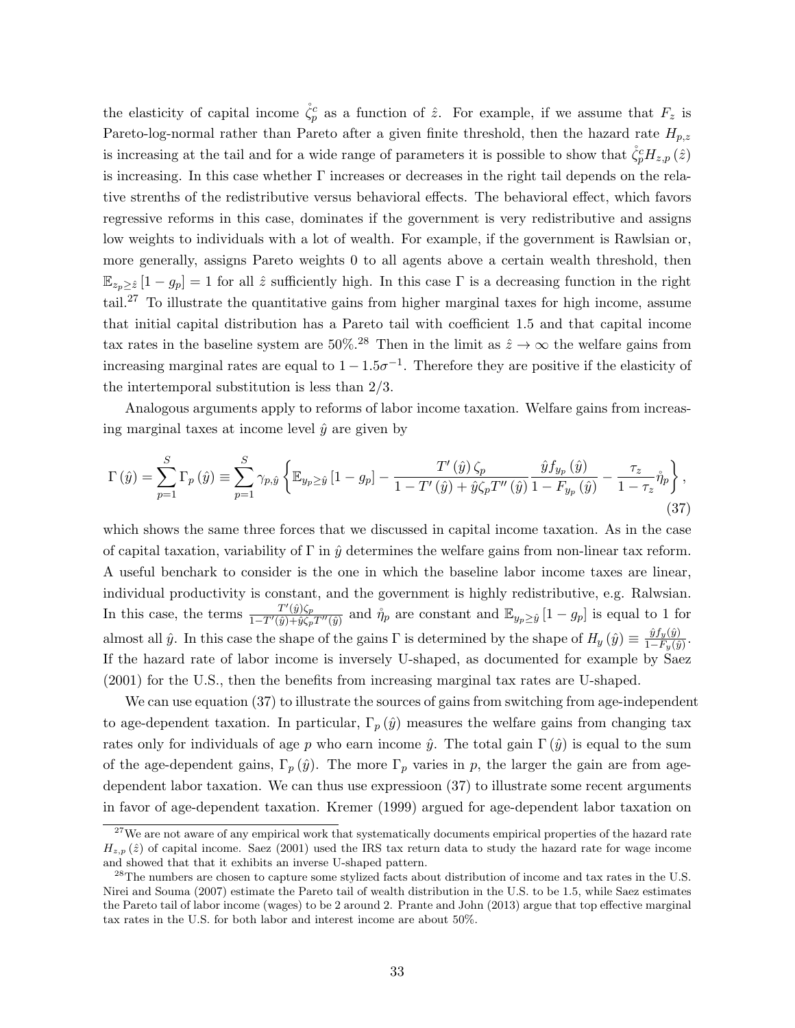the elasticity of capital income $\mathring{\zeta}^c_p$ as a function of $\hat{z}$. For example, if we assume that $F_z$ is Pareto-log-normal rather than Pareto after a given finite threshold, then the hazard rate $H_{p,z}$ is increasing at the tail and for a wide range of parameters it is possible to show that $\mathring{\zeta}^c_p H_{z,p}(\hat{z})$ is increasing. In this case whether $\Gamma$ increases or decreases in the right tail depends on the relative strenths of the redistributive versus behavioral effects. The behavioral effect, which favors regressive reforms in this case, dominates if the government is very redistributive and assigns low weights to individuals with a lot of wealth. For example, if the government is Rawlsian or, more generally, assigns Pareto weights 0 to all agents above a certain wealth threshold, then $\mathbb{E}_{z_p \geq \hat{z}}[1 - g_p] = 1$ for all $\hat{z}$ sufficiently high. In this case $\Gamma$ is a decreasing function in the right tail.[27] To illustrate the quantitative gains from higher marginal taxes for high income, assume that initial capital distribution has a Pareto tail with coefficient 1.5 and that capital income tax rates in the baseline system are 50%.[28] Then in the limit as $\hat{z} \to \infty$ the welfare gains from increasing marginal rates are equal to $1 - 1.5\sigma^{-1}$. Therefore they are positive if the elasticity of the intertemporal substitution is less than 2/3.

Analogous arguments apply to reforms of labor income taxation. Welfare gains from increasing marginal taxes at income level $\hat{y}$ are given by

$$\Gamma(\hat{y}) = \sum_{p=1}^{S} \Gamma_p(\hat{y}) \equiv \sum_{p=1}^{S} \gamma_{p,\hat{y}} \left\{ \mathbb{E}_{y_p \geq \hat{y}}[1 - g_p] - \frac{T'(\hat{y})\zeta_p}{1 - T'(\hat{y}) + \hat{y}\zeta_p T''(\hat{y})} \frac{\hat{y} f_{y_p}(\hat{y})}{1 - F_{y_p}(\hat{y})} - \frac{\tau_z}{1 - \tau_z} \mathring{\eta}_p \right\}, \tag{37}$$

which shows the same three forces that we discussed in capital income taxation. As in the case of capital taxation, variability of $\Gamma$ in $\hat{y}$ determines the welfare gains from non-linear tax reform. A useful benchark to consider is the one in which the baseline labor income taxes are linear, individual productivity is constant, and the government is highly redistributive, e.g. Ralwsian. In this case, the terms $\frac{T'(\hat{y})\zeta_p}{1 - T'(\hat{y}) + \hat{y}\zeta_p T''(\hat{y})}$ and $\mathring{\eta}_p$ are constant and $\mathbb{E}_{y_p \geq \hat{y}}[1 - g_p]$ is equal to 1 for almost all $\hat{y}$. In this case the shape of the gains $\Gamma$ is determined by the shape of $H_y(\hat{y}) \equiv \frac{\hat{y} f_y(\hat{y})}{1 - F_y(\hat{y})}$. If the hazard rate of labor income is inversely U-shaped, as documented for example by Saez (2001) for the U.S., then the benefits from increasing marginal tax rates are U-shaped.

We can use equation (37) to illustrate the sources of gains from switching from age-independent to age-dependent taxation. In particular, $\Gamma_p(\hat{y})$ measures the welfare gains from changing tax rates only for individuals of age $p$ who earn income $\hat{y}$. The total gain $\Gamma(\hat{y})$ is equal to the sum of the age-dependent gains, $\Gamma_p(\hat{y})$. The more $\Gamma_p$ varies in $p$, the larger the gain are from age-dependent labor taxation. We can thus use expressioon (37) to illustrate some recent arguments in favor of age-dependent taxation. Kremer (1999) argued for age-dependent labor taxation on

[27] We are not aware of any empirical work that systematically documents empirical properties of the hazard rate $H_{z,p}(\hat{z})$ of capital income. Saez (2001) used the IRS tax return data to study the hazard rate for wage income and showed that that it exhibits an inverse U-shaped pattern.

[28] The numbers are chosen to capture some stylized facts about distribution of income and tax rates in the U.S. Nirei and Souma (2007) estimate the Pareto tail of wealth distribution in the U.S. to be 1.5, while Saez estimates the Pareto tail of labor income (wages) to be 2 around 2. Prante and John (2013) argue that top effective marginal tax rates in the U.S. for both labor and interest income are about 50%.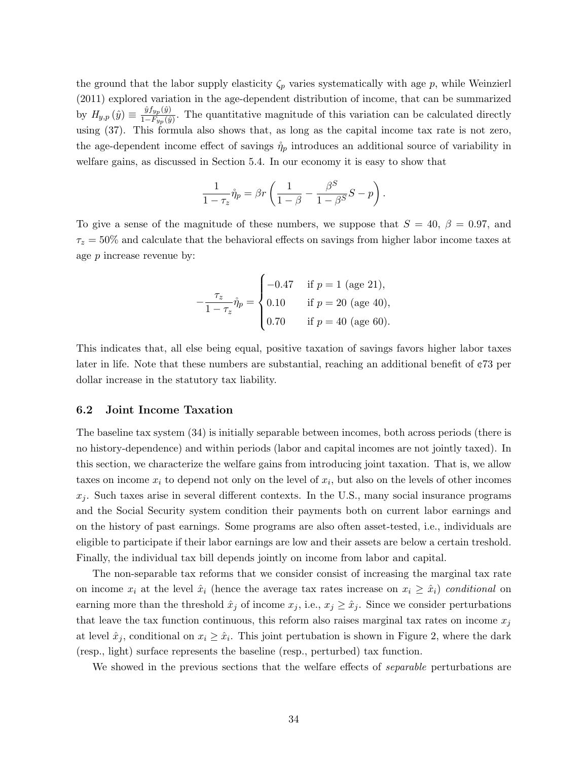the ground that the labor supply elasticity $\zeta_p$ varies systematically with age $p$, while Weinzierl (2011) explored variation in the age-dependent distribution of income, that can be summarized by $H_{y,p}(\hat{y}) \equiv \frac{\hat{y} f_{y_p}(\hat{y})}{1-F_{y_p}(\hat{y})}$. The quantitative magnitude of this variation can be calculated directly using (37). This formula also shows that, as long as the capital income tax rate is not zero, the age-dependent income effect of savings $\mathring{\eta}_p$ introduces an additional source of variability in welfare gains, as discussed in Section 5.4. In our economy it is easy to show that

$$\frac{1}{1-\tau_z}\mathring{\eta}_p = \beta r \left( \frac{1}{1-\beta} - \frac{\beta^S}{1-\beta^S} S - p \right).$$

To give a sense of the magnitude of these numbers, we suppose that $S = 40$, $\beta = 0.97$, and $\tau_z = 50\%$ and calculate that the behavioral effects on savings from higher labor income taxes at age $p$ increase revenue by:

$$-\frac{\tau_z}{1-\tau_z}\mathring{\eta}_p = \begin{cases} -0.47 & \text{if } p = 1 \text{ (age 21)}, \\ 0.10 & \text{if } p = 20 \text{ (age 40)}, \\ 0.70 & \text{if } p = 40 \text{ (age 60)}. \end{cases}$$

This indicates that, all else being equal, positive taxation of savings favors higher labor taxes later in life. Note that these numbers are substantial, reaching an additional benefit of ¢73 per dollar increase in the statutory tax liability.

## 6.2 Joint Income Taxation

The baseline tax system (34) is initially separable between incomes, both across periods (there is no history-dependence) and within periods (labor and capital incomes are not jointly taxed). In this section, we characterize the welfare gains from introducing joint taxation. That is, we allow taxes on income $x_i$ to depend not only on the level of $x_i$, but also on the levels of other incomes $x_j$. Such taxes arise in several different contexts. In the U.S., many social insurance programs and the Social Security system condition their payments both on current labor earnings and on the history of past earnings. Some programs are also often asset-tested, i.e., individuals are eligible to participate if their labor earnings are low and their assets are below a certain treshold. Finally, the individual tax bill depends jointly on income from labor and capital.

The non-separable tax reforms that we consider consist of increasing the marginal tax rate on income $x_i$ at the level $\hat{x}_i$ (hence the average tax rates increase on $x_i \geq \hat{x}_i$) *conditional* on earning more than the threshold $\hat{x}_j$ of income $x_j$, i.e., $x_j \geq \hat{x}_j$. Since we consider perturbations that leave the tax function continuous, this reform also raises marginal tax rates on income $x_j$ at level $\hat{x}_j$, conditional on $x_i \geq \hat{x}_i$. This joint pertubation is shown in Figure 2, where the dark (resp., light) surface represents the baseline (resp., perturbed) tax function.

We showed in the previous sections that the welfare effects of *separable* perturbations are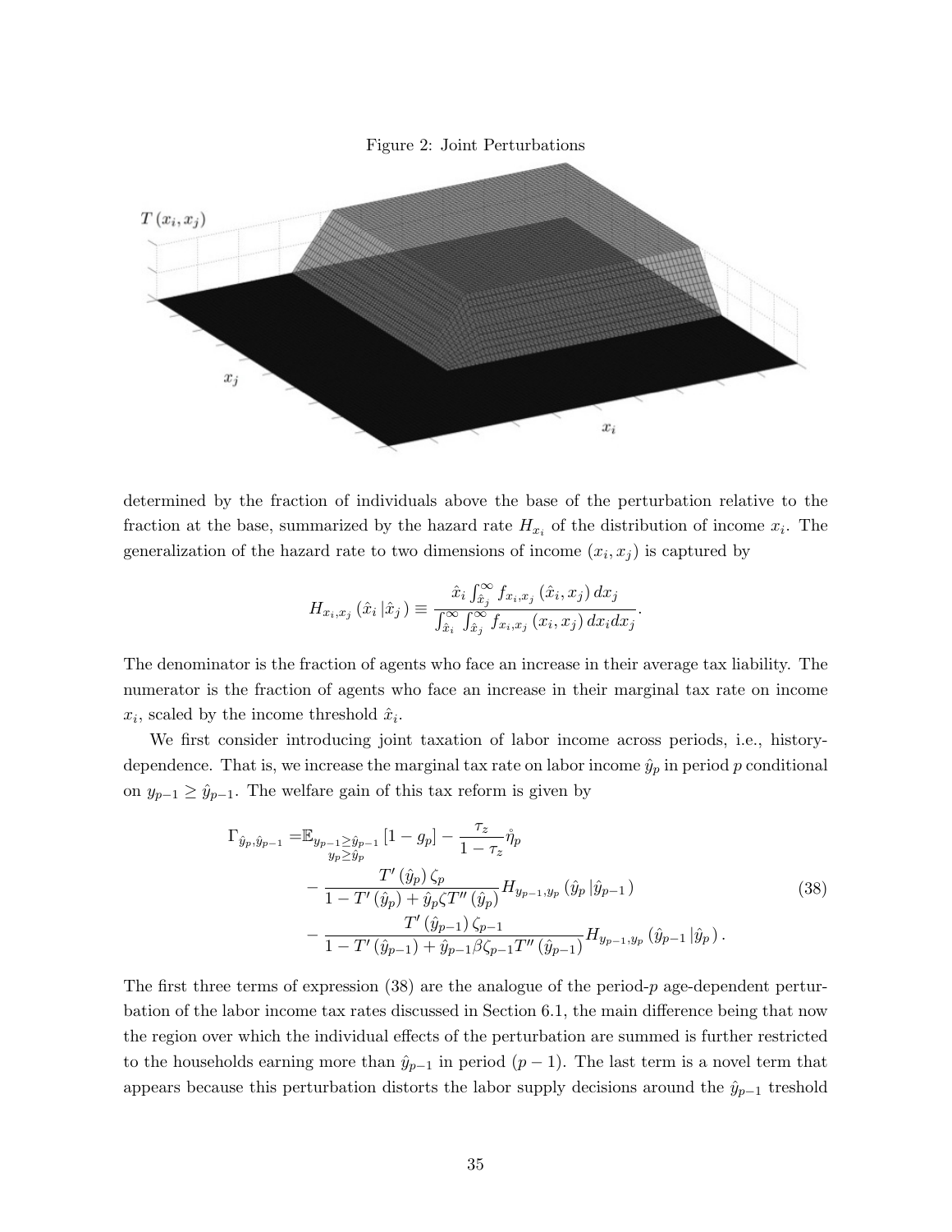Figure 2: Joint Perturbations

determined by the fraction of individuals above the base of the perturbation relative to the fraction at the base, summarized by the hazard rate $H_{x_i}$ of the distribution of income $x_i$. The generalization of the hazard rate to two dimensions of income $(x_i, x_j)$ is captured by

$$H_{x_i,x_j}\left(\hat{x}_i\,|\hat{x}_j\right) \equiv \frac{\hat{x}_i \int_{\hat{x}_j}^{\infty} f_{x_i,x_j}\left(\hat{x}_i, x_j\right) dx_j}{\int_{\hat{x}_i}^{\infty}\int_{\hat{x}_j}^{\infty} f_{x_i,x_j}\left(x_i, x_j\right) dx_i dx_j}.$$

The denominator is the fraction of agents who face an increase in their average tax liability. The numerator is the fraction of agents who face an increase in their marginal tax rate on income $x_i$, scaled by the income threshold $\hat{x}_i$.

We first consider introducing joint taxation of labor income across periods, i.e., history-dependence. That is, we increase the marginal tax rate on labor income $\hat{y}_p$ in period $p$ conditional on $y_{p-1} \geq \hat{y}_{p-1}$. The welfare gain of this tax reform is given by

$$\begin{aligned}
\Gamma_{\hat{y}_p,\hat{y}_{p-1}} =& \mathbb{E}_{\substack{y_{p-1}\geq\hat{y}_{p-1}\\ y_p\geq\hat{y}_p}}\left[1-g_p\right] - \frac{\tau_z}{1-\tau_z}\mathring{\eta}_p \\
&- \frac{T'\left(\hat{y}_p\right)\zeta_p}{1-T'\left(\hat{y}_p\right)+\hat{y}_p\zeta T''\left(\hat{y}_p\right)} H_{y_{p-1},y_p}\left(\hat{y}_p\,|\hat{y}_{p-1}\right) \\
&- \frac{T'\left(\hat{y}_{p-1}\right)\zeta_{p-1}}{1-T'\left(\hat{y}_{p-1}\right)+\hat{y}_{p-1}\beta\zeta_{p-1}T''\left(\hat{y}_{p-1}\right)} H_{y_{p-1},y_p}\left(\hat{y}_{p-1}\,|\hat{y}_p\right).
\end{aligned} \tag{38}$$

The first three terms of expression (38) are the analogue of the period-$p$ age-dependent perturbation of the labor income tax rates discussed in Section 6.1, the main difference being that now the region over which the individual effects of the perturbation are summed is further restricted to the households earning more than $\hat{y}_{p-1}$ in period $(p-1)$. The last term is a novel term that appears because this perturbation distorts the labor supply decisions around the $\hat{y}_{p-1}$ treshold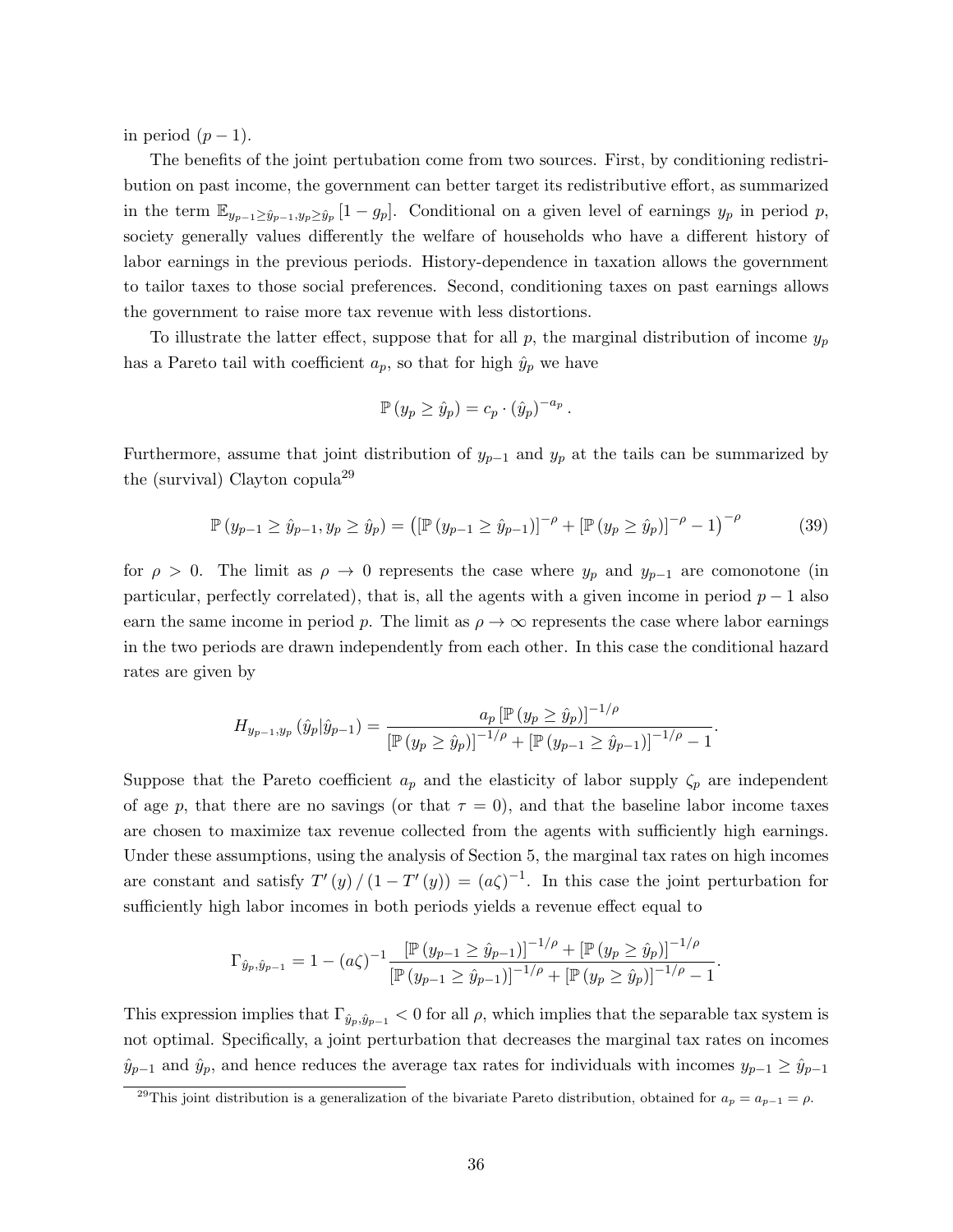in period $(p-1)$.

The benefits of the joint pertubation come from two sources. First, by conditioning redistribution on past income, the government can better target its redistributive effort, as summarized in the term $\mathbb{E}_{y_{p-1}\geq\hat{y}_{p-1},y_p\geq\hat{y}_p}[1-g_p]$. Conditional on a given level of earnings $y_p$ in period $p$, society generally values differently the welfare of households who have a different history of labor earnings in the previous periods. History-dependence in taxation allows the government to tailor taxes to those social preferences. Second, conditioning taxes on past earnings allows the government to raise more tax revenue with less distortions.

To illustrate the latter effect, suppose that for all $p$, the marginal distribution of income $y_p$ has a Pareto tail with coefficient $a_p$, so that for high $\hat{y}_p$ we have

$$\mathbb{P}(y_p \geq \hat{y}_p) = c_p \cdot (\hat{y}_p)^{-a_p}.$$

Furthermore, assume that joint distribution of $y_{p-1}$ and $y_p$ at the tails can be summarized by the (survival) Clayton copula[29]

$$\mathbb{P}(y_{p-1} \geq \hat{y}_{p-1}, y_p \geq \hat{y}_p) = \left([\mathbb{P}(y_{p-1} \geq \hat{y}_{p-1})]^{-\rho} + [\mathbb{P}(y_p \geq \hat{y}_p)]^{-\rho} - 1\right)^{-\rho} \tag{39}$$

for $\rho > 0$. The limit as $\rho \to 0$ represents the case where $y_p$ and $y_{p-1}$ are comonotone (in particular, perfectly correlated), that is, all the agents with a given income in period $p-1$ also earn the same income in period $p$. The limit as $\rho \to \infty$ represents the case where labor earnings in the two periods are drawn independently from each other. In this case the conditional hazard rates are given by

$$H_{y_{p-1},y_p}(\hat{y}_p|\hat{y}_{p-1}) = \frac{a_p [\mathbb{P}(y_p \geq \hat{y}_p)]^{-1/\rho}}{[\mathbb{P}(y_p \geq \hat{y}_p)]^{-1/\rho} + [\mathbb{P}(y_{p-1} \geq \hat{y}_{p-1})]^{-1/\rho} - 1}.$$

Suppose that the Pareto coefficient $a_p$ and the elasticity of labor supply $\zeta_p$ are independent of age $p$, that there are no savings (or that $\tau = 0$), and that the baseline labor income taxes are chosen to maximize tax revenue collected from the agents with sufficiently high earnings. Under these assumptions, using the analysis of Section 5, the marginal tax rates on high incomes are constant and satisfy $T'(y)/(1-T'(y)) = (a\zeta)^{-1}$. In this case the joint perturbation for sufficiently high labor incomes in both periods yields a revenue effect equal to

$$\Gamma_{\hat{y}_p,\hat{y}_{p-1}} = 1 - (a\zeta)^{-1} \frac{[\mathbb{P}(y_{p-1} \geq \hat{y}_{p-1})]^{-1/\rho} + [\mathbb{P}(y_p \geq \hat{y}_p)]^{-1/\rho}}{[\mathbb{P}(y_{p-1} \geq \hat{y}_{p-1})]^{-1/\rho} + [\mathbb{P}(y_p \geq \hat{y}_p)]^{-1/\rho} - 1}.$$

This expression implies that $\Gamma_{\hat{y}_p,\hat{y}_{p-1}} < 0$ for all $\rho$, which implies that the separable tax system is not optimal. Specifically, a joint perturbation that decreases the marginal tax rates on incomes $\hat{y}_{p-1}$ and $\hat{y}_p$, and hence reduces the average tax rates for individuals with incomes $y_{p-1} \geq \hat{y}_{p-1}$

[29]This joint distribution is a generalization of the bivariate Pareto distribution, obtained for $a_p = a_{p-1} = \rho$.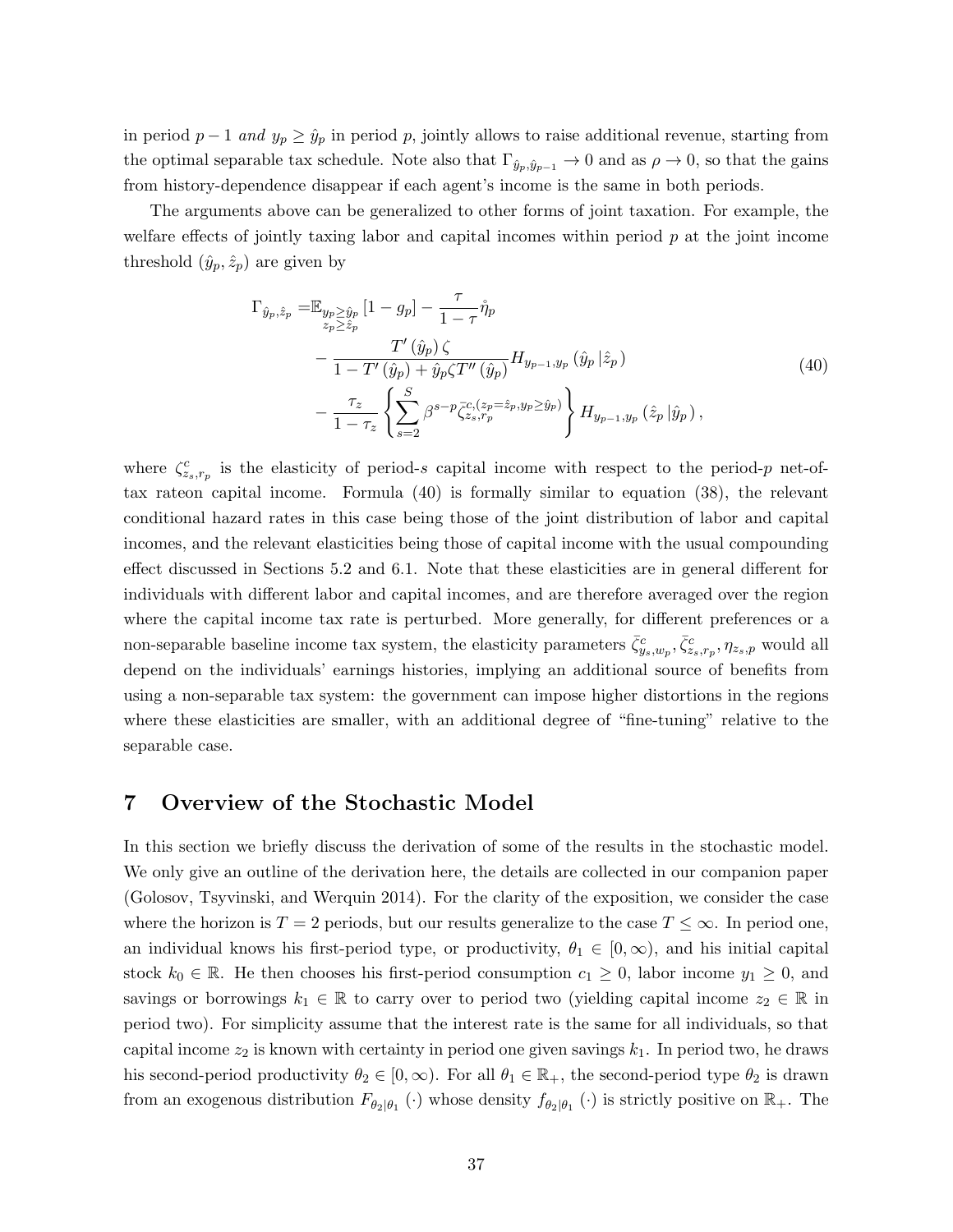in period $p-1$ *and* $y_p \geq \hat{y}_p$ in period $p$, jointly allows to raise additional revenue, starting from the optimal separable tax schedule. Note also that $\Gamma_{\hat{y}_p,\hat{y}_{p-1}} \to 0$ and as $\rho \to 0$, so that the gains from history-dependence disappear if each agent's income is the same in both periods.

The arguments above can be generalized to other forms of joint taxation. For example, the welfare effects of jointly taxing labor and capital incomes within period $p$ at the joint income threshold $(\hat{y}_p, \hat{z}_p)$ are given by

$$
\begin{aligned}
\Gamma_{\hat{y}_p,\hat{z}_p} =& \mathbb{E}_{\substack{y_p \geq \hat{y}_p \\ z_p \geq \hat{z}_p}} [1 - g_p] - \frac{\tau}{1-\tau} \mathring{\eta}_p \\
& - \frac{T'(\hat{y}_p)\,\zeta}{1 - T'(\hat{y}_p) + \hat{y}_p \zeta T''(\hat{y}_p)} H_{y_{p-1},y_p}(\hat{y}_p \,|\hat{z}_p) \\
& - \frac{\tau_z}{1-\tau_z} \left\{ \sum_{s=2}^{S} \beta^{s-p} \bar{\zeta}^{c,(z_p=\hat{z}_p, y_p \geq \hat{y}_p)}_{z_s,r_p} \right\} H_{y_{p-1},y_p}(\hat{z}_p \,|\hat{y}_p),
\end{aligned} \tag{40}
$$

where $\zeta^c_{z_s,r_p}$ is the elasticity of period-$s$ capital income with respect to the period-$p$ net-of-tax rateon capital income. Formula (40) is formally similar to equation (38), the relevant conditional hazard rates in this case being those of the joint distribution of labor and capital incomes, and the relevant elasticities being those of capital income with the usual compounding effect discussed in Sections 5.2 and 6.1. Note that these elasticities are in general different for individuals with different labor and capital incomes, and are therefore averaged over the region where the capital income tax rate is perturbed. More generally, for different preferences or a non-separable baseline income tax system, the elasticity parameters $\bar{\zeta}^c_{y_s,w_p}, \bar{\zeta}^c_{z_s,r_p}, \eta_{z_s,p}$ would all depend on the individuals' earnings histories, implying an additional source of benefits from using a non-separable tax system: the government can impose higher distortions in the regions where these elasticities are smaller, with an additional degree of "fine-tuning" relative to the separable case.

# 7 Overview of the Stochastic Model

In this section we briefly discuss the derivation of some of the results in the stochastic model. We only give an outline of the derivation here, the details are collected in our companion paper (Golosov, Tsyvinski, and Werquin 2014). For the clarity of the exposition, we consider the case where the horizon is $T = 2$ periods, but our results generalize to the case $T \leq \infty$. In period one, an individual knows his first-period type, or productivity, $\theta_1 \in [0, \infty)$, and his initial capital stock $k_0 \in \mathbb{R}$. He then chooses his first-period consumption $c_1 \geq 0$, labor income $y_1 \geq 0$, and savings or borrowings $k_1 \in \mathbb{R}$ to carry over to period two (yielding capital income $z_2 \in \mathbb{R}$ in period two). For simplicity assume that the interest rate is the same for all individuals, so that capital income $z_2$ is known with certainty in period one given savings $k_1$. In period two, he draws his second-period productivity $\theta_2 \in [0, \infty)$. For all $\theta_1 \in \mathbb{R}_+$, the second-period type $\theta_2$ is drawn from an exogenous distribution $F_{\theta_2|\theta_1}(\cdot)$ whose density $f_{\theta_2|\theta_1}(\cdot)$ is strictly positive on $\mathbb{R}_+$. The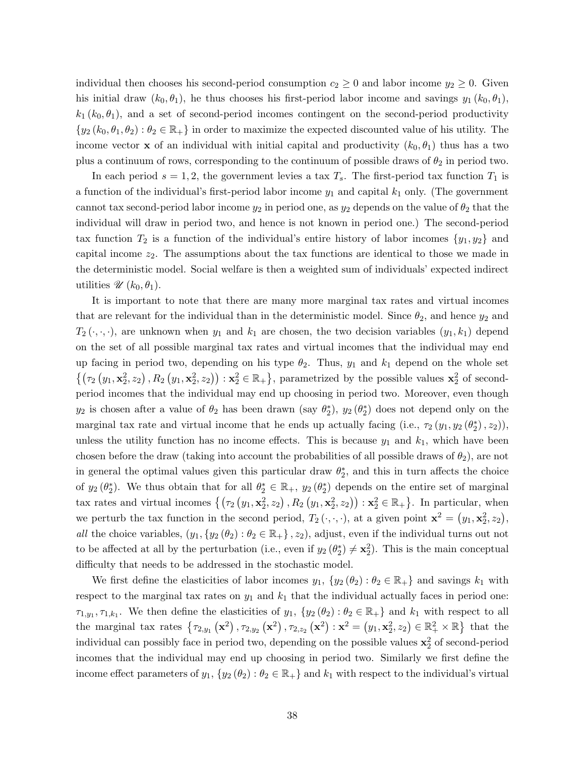individual then chooses his second-period consumption $c_2 \geq 0$ and labor income $y_2 \geq 0$. Given his initial draw $(k_0, \theta_1)$, he thus chooses his first-period labor income and savings $y_1(k_0, \theta_1)$, $k_1(k_0, \theta_1)$, and a set of second-period incomes contingent on the second-period productivity $\{y_2(k_0, \theta_1, \theta_2) : \theta_2 \in \mathbb{R}_+\}$ in order to maximize the expected discounted value of his utility. The income vector $\mathbf{x}$ of an individual with initial capital and productivity $(k_0, \theta_1)$ thus has a two plus a continuum of rows, corresponding to the continuum of possible draws of $\theta_2$ in period two.

In each period $s = 1, 2$, the government levies a tax $T_s$. The first-period tax function $T_1$ is a function of the individual's first-period labor income $y_1$ and capital $k_1$ only. (The government cannot tax second-period labor income $y_2$ in period one, as $y_2$ depends on the value of $\theta_2$ that the individual will draw in period two, and hence is not known in period one.) The second-period tax function $T_2$ is a function of the individual's entire history of labor incomes $\{y_1, y_2\}$ and capital income $z_2$. The assumptions about the tax functions are identical to those we made in the deterministic model. Social welfare is then a weighted sum of individuals' expected indirect utilities $\mathscr{U}(k_0, \theta_1)$.

It is important to note that there are many more marginal tax rates and virtual incomes that are relevant for the individual than in the deterministic model. Since $\theta_2$, and hence $y_2$ and $T_2(\cdot, \cdot, \cdot)$, are unknown when $y_1$ and $k_1$ are chosen, the two decision variables $(y_1, k_1)$ depend on the set of all possible marginal tax rates and virtual incomes that the individual may end up facing in period two, depending on his type $\theta_2$. Thus, $y_1$ and $k_1$ depend on the whole set $\{(\tau_2(y_1, \mathbf{x}_2^2, z_2), R_2(y_1, \mathbf{x}_2^2, z_2)) : \mathbf{x}_2^2 \in \mathbb{R}_+\}$, parametrized by the possible values $\mathbf{x}_2^2$ of second-period incomes that the individual may end up choosing in period two. Moreover, even though $y_2$ is chosen after a value of $\theta_2$ has been drawn (say $\theta_2^*$), $y_2(\theta_2^*)$ does not depend only on the marginal tax rate and virtual income that he ends up actually facing (i.e., $\tau_2(y_1, y_2(\theta_2^*), z_2)$), unless the utility function has no income effects. This is because $y_1$ and $k_1$, which have been chosen before the draw (taking into account the probabilities of all possible draws of $\theta_2$), are not in general the optimal values given this particular draw $\theta_2^*$, and this in turn affects the choice of $y_2(\theta_2^*)$. We thus obtain that for all $\theta_2^* \in \mathbb{R}_+$, $y_2(\theta_2^*)$ depends on the entire set of marginal tax rates and virtual incomes $\{(\tau_2(y_1, \mathbf{x}_2^2, z_2), R_2(y_1, \mathbf{x}_2^2, z_2)) : \mathbf{x}_2^2 \in \mathbb{R}_+\}$. In particular, when we perturb the tax function in the second period, $T_2(\cdot, \cdot, \cdot)$, at a given point $\mathbf{x}^2 = (y_1, \mathbf{x}_2^2, z_2)$, *all* the choice variables, $(y_1, \{y_2(\theta_2) : \theta_2 \in \mathbb{R}_+\}, z_2)$, adjust, even if the individual turns out not to be affected at all by the perturbation (i.e., even if $y_2(\theta_2^*) \neq \mathbf{x}_2^2$). This is the main conceptual difficulty that needs to be addressed in the stochastic model.

We first define the elasticities of labor incomes $y_1$, $\{y_2(\theta_2) : \theta_2 \in \mathbb{R}_+\}$ and savings $k_1$ with respect to the marginal tax rates on $y_1$ and $k_1$ that the individual actually faces in period one: $\tau_{1,y_1}, \tau_{1,k_1}$. We then define the elasticities of $y_1$, $\{y_2(\theta_2) : \theta_2 \in \mathbb{R}_+\}$ and $k_1$ with respect to all the marginal tax rates $\{\tau_{2,y_1}(\mathbf{x}^2), \tau_{2,y_2}(\mathbf{x}^2), \tau_{2,z_2}(\mathbf{x}^2) : \mathbf{x}^2 = (y_1, \mathbf{x}_2^2, z_2) \in \mathbb{R}_+^2 \times \mathbb{R}\}$ that the individual can possibly face in period two, depending on the possible values $\mathbf{x}_2^2$ of second-period incomes that the individual may end up choosing in period two. Similarly we first define the income effect parameters of $y_1$, $\{y_2(\theta_2) : \theta_2 \in \mathbb{R}_+\}$ and $k_1$ with respect to the individual's virtual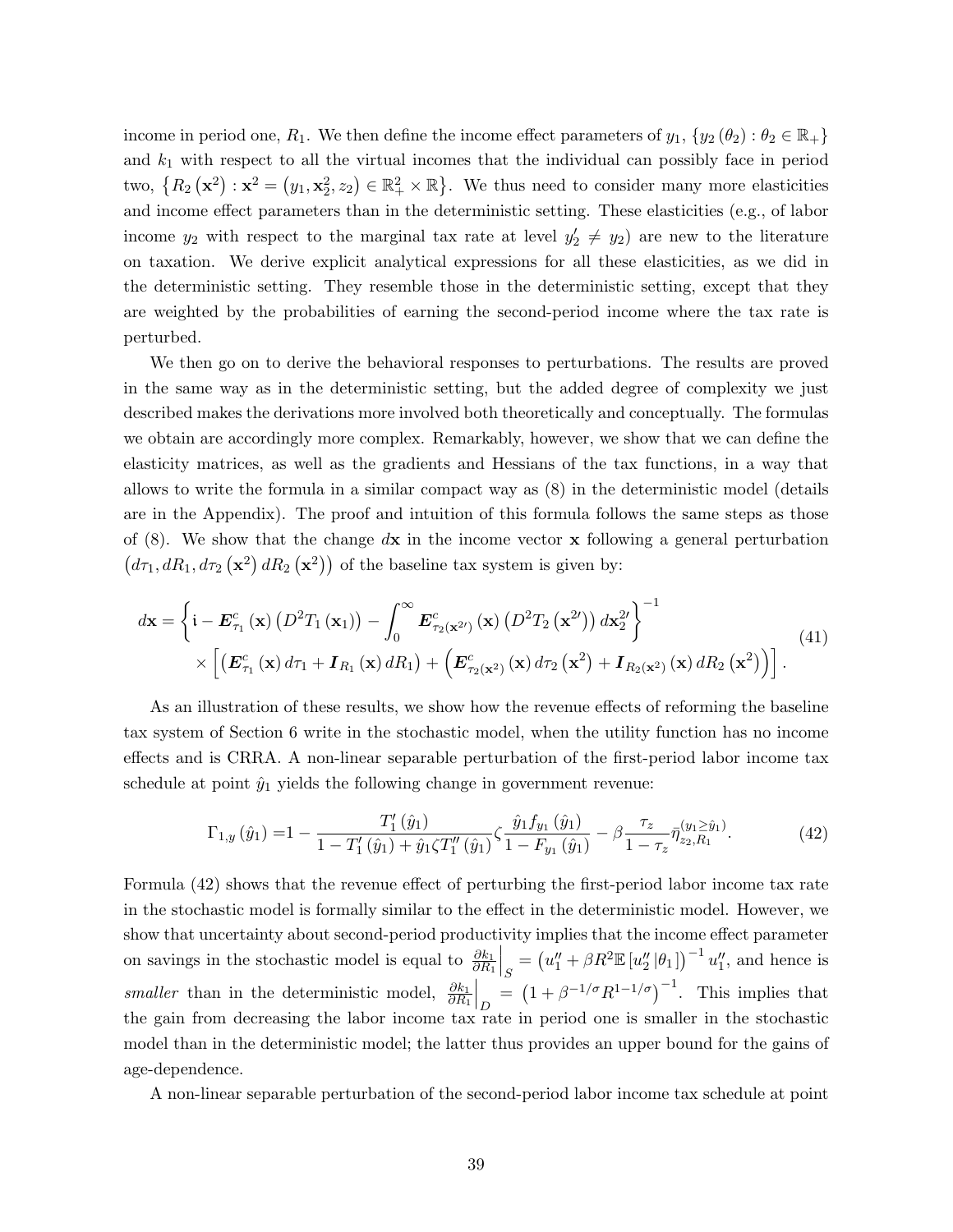income in period one, $R_1$. We then define the income effect parameters of $y_1$, $\{y_2(\theta_2) : \theta_2 \in \mathbb{R}_+\}$ and $k_1$ with respect to all the virtual incomes that the individual can possibly face in period two, $\{R_2(\mathbf{x}^2) : \mathbf{x}^2 = (y_1, \mathbf{x}_2^2, z_2) \in \mathbb{R}_+^2 \times \mathbb{R}\}$. We thus need to consider many more elasticities and income effect parameters than in the deterministic setting. These elasticities (e.g., of labor income $y_2$ with respect to the marginal tax rate at level $y_2' \neq y_2$) are new to the literature on taxation. We derive explicit analytical expressions for all these elasticities, as we did in the deterministic setting. They resemble those in the deterministic setting, except that they are weighted by the probabilities of earning the second-period income where the tax rate is perturbed.

We then go on to derive the behavioral responses to perturbations. The results are proved in the same way as in the deterministic setting, but the added degree of complexity we just described makes the derivations more involved both theoretically and conceptually. The formulas we obtain are accordingly more complex. Remarkably, however, we show that we can define the elasticity matrices, as well as the gradients and Hessians of the tax functions, in a way that allows to write the formula in a similar compact way as (8) in the deterministic model (details are in the Appendix). The proof and intuition of this formula follows the same steps as those of (8). We show that the change $d\mathbf{x}$ in the income vector $\mathbf{x}$ following a general perturbation $(d\tau_1, dR_1, d\tau_2(\mathbf{x}^2)\, dR_2(\mathbf{x}^2))$ of the baseline tax system is given by:

$$
\begin{aligned}
d\mathbf{x} = &\left\{ \mathfrak{i} - \boldsymbol{E}^c_{\tau_1}(\mathbf{x})\left(D^2 T_1(\mathbf{x}_1)\right) - \int_0^\infty \boldsymbol{E}^c_{\tau_2(\mathbf{x}^{2\prime})}(\mathbf{x})\left(D^2 T_2(\mathbf{x}^{2\prime})\right) d\mathbf{x}_2^{2\prime} \right\}^{-1} \\
&\times \left[ \left( \boldsymbol{E}^c_{\tau_1}(\mathbf{x})\, d\tau_1 + \boldsymbol{I}_{R_1}(\mathbf{x})\, dR_1 \right) + \left( \boldsymbol{E}^c_{\tau_2(\mathbf{x}^2)}(\mathbf{x})\, d\tau_2(\mathbf{x}^2) + \boldsymbol{I}_{R_2(\mathbf{x}^2)}(\mathbf{x})\, dR_2(\mathbf{x}^2) \right) \right].
\end{aligned} \tag{41}
$$

As an illustration of these results, we show how the revenue effects of reforming the baseline tax system of Section 6 write in the stochastic model, when the utility function has no income effects and is CRRA. A non-linear separable perturbation of the first-period labor income tax schedule at point $\hat{y}_1$ yields the following change in government revenue:

$$
\Gamma_{1,y}(\hat{y}_1) = 1 - \frac{T_1'(\hat{y}_1)}{1 - T_1'(\hat{y}_1) + \hat{y}_1 \zeta T_1''(\hat{y}_1)} \zeta \frac{\hat{y}_1 f_{y_1}(\hat{y}_1)}{1 - F_{y_1}(\hat{y}_1)} - \beta \frac{\tau_z}{1 - \tau_z} \bar{\eta}_{z_2, R_1}^{(y_1 \geq \hat{y}_1)}. \tag{42}
$$

Formula (42) shows that the revenue effect of perturbing the first-period labor income tax rate in the stochastic model is formally similar to the effect in the deterministic model. However, we show that uncertainty about second-period productivity implies that the income effect parameter on savings in the stochastic model is equal to $\left.\frac{\partial k_1}{\partial R_1}\right|_S = \left(u_1'' + \beta R^2 \mathbb{E}\left[u_2'' | \theta_1\right]\right)^{-1} u_1''$, and hence is *smaller* than in the deterministic model, $\left.\frac{\partial k_1}{\partial R_1}\right|_D = \left(1 + \beta^{-1/\sigma} R^{1-1/\sigma}\right)^{-1}$. This implies that the gain from decreasing the labor income tax rate in period one is smaller in the stochastic model than in the deterministic model; the latter thus provides an upper bound for the gains of age-dependence.

A non-linear separable perturbation of the second-period labor income tax schedule at point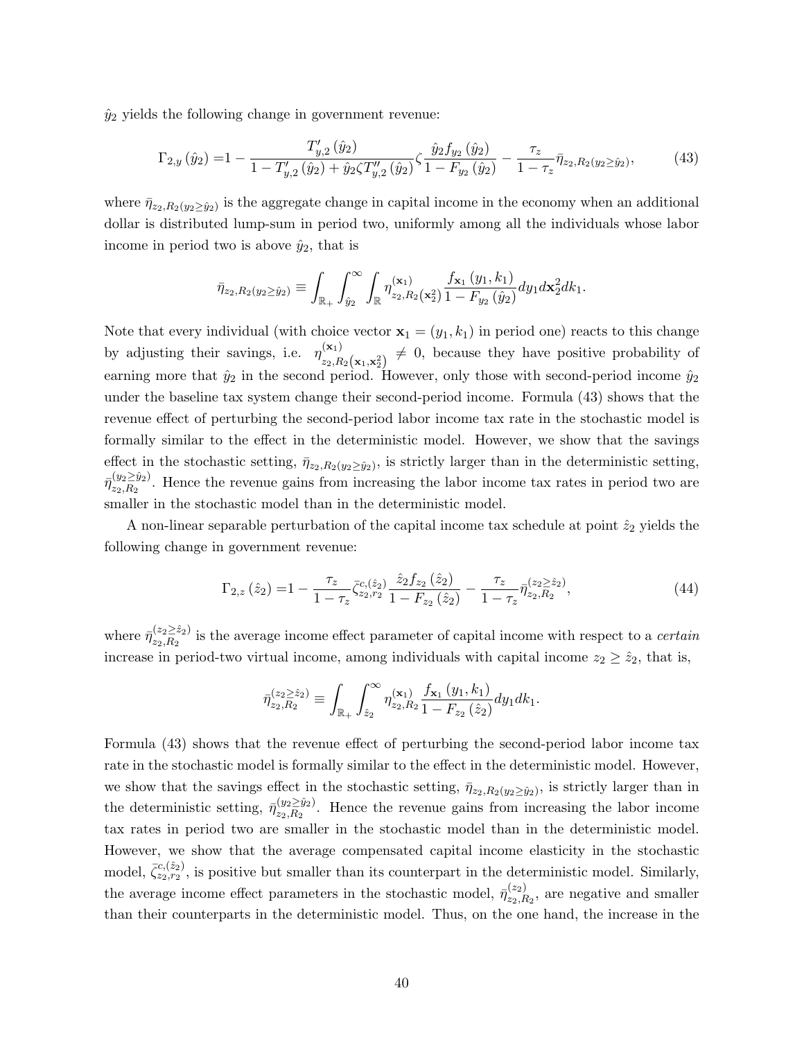$\hat{y}_2$ yields the following change in government revenue:

$$\Gamma_{2,y}(\hat{y}_2) = 1 - \frac{T'_{y,2}(\hat{y}_2)}{1 - T'_{y,2}(\hat{y}_2) + \hat{y}_2 \zeta T''_{y,2}(\hat{y}_2)} \zeta \frac{\hat{y}_2 f_{y_2}(\hat{y}_2)}{1 - F_{y_2}(\hat{y}_2)} - \frac{\tau_z}{1-\tau_z} \bar{\eta}_{z_2, R_2(y_2 \geq \hat{y}_2)}, \tag{43}$$

where $\bar{\eta}_{z_2,R_2(y_2 \geq \hat{y}_2)}$ is the aggregate change in capital income in the economy when an additional dollar is distributed lump-sum in period two, uniformly among all the individuals whose labor income in period two is above $\hat{y}_2$, that is

$$\bar{\eta}_{z_2,R_2(y_2 \geq \hat{y}_2)} \equiv \int_{\mathbb{R}_+} \int_{\hat{y}_2}^{\infty} \int_{\mathbb{R}} \eta^{(\mathbf{x}_1)}_{z_2,R_2(\mathbf{x}_2^2)} \frac{f_{\mathbf{x}_1}(y_1,k_1)}{1 - F_{y_2}(\hat{y}_2)} dy_1 d\mathbf{x}_2^2 dk_1.$$

Note that every individual (with choice vector $\mathbf{x}_1 = (y_1, k_1)$ in period one) reacts to this change by adjusting their savings, i.e. $\eta^{(\mathbf{x}_1)}_{z_2,R_2(\mathbf{x}_1,\mathbf{x}_2^2)} \neq 0$, because they have positive probability of earning more that $\hat{y}_2$ in the second period. However, only those with second-period income $\hat{y}_2$ under the baseline tax system change their second-period income. Formula (43) shows that the revenue effect of perturbing the second-period labor income tax rate in the stochastic model is formally similar to the effect in the deterministic model. However, we show that the savings effect in the stochastic setting, $\bar{\eta}_{z_2,R_2(y_2 \geq \hat{y}_2)}$, is strictly larger than in the deterministic setting, $\bar{\eta}^{(y_2 \geq \hat{y}_2)}_{z_2,R_2}$. Hence the revenue gains from increasing the labor income tax rates in period two are smaller in the stochastic model than in the deterministic model.

A non-linear separable perturbation of the capital income tax schedule at point $\hat{z}_2$ yields the following change in government revenue:

$$\Gamma_{2,z}(\hat{z}_2) = 1 - \frac{\tau_z}{1-\tau_z} \bar{\zeta}^{c,(\hat{z}_2)}_{z_2,r_2} \frac{\hat{z}_2 f_{z_2}(\hat{z}_2)}{1 - F_{z_2}(\hat{z}_2)} - \frac{\tau_z}{1-\tau_z} \bar{\eta}^{(z_2 \geq \hat{z}_2)}_{z_2,R_2}, \tag{44}$$

where $\bar{\eta}^{(z_2 \geq \hat{z}_2)}_{z_2,R_2}$ is the average income effect parameter of capital income with respect to a *certain* increase in period-two virtual income, among individuals with capital income $z_2 \geq \hat{z}_2$, that is,

$$\bar{\eta}^{(z_2 \geq \hat{z}_2)}_{z_2,R_2} \equiv \int_{\mathbb{R}_+} \int_{\hat{z}_2}^{\infty} \eta^{(\mathbf{x}_1)}_{z_2,R_2} \frac{f_{\mathbf{x}_1}(y_1,k_1)}{1 - F_{z_2}(\hat{z}_2)} dy_1 dk_1.$$

Formula (43) shows that the revenue effect of perturbing the second-period labor income tax rate in the stochastic model is formally similar to the effect in the deterministic model. However, we show that the savings effect in the stochastic setting, $\bar{\eta}_{z_2,R_2(y_2 \geq \hat{y}_2)}$, is strictly larger than in the deterministic setting, $\bar{\eta}^{(y_2 \geq \hat{y}_2)}_{z_2,R_2}$. Hence the revenue gains from increasing the labor income tax rates in period two are smaller in the stochastic model than in the deterministic model. However, we show that the average compensated capital income elasticity in the stochastic model, $\bar{\zeta}^{c,(\hat{z}_2)}_{z_2,r_2}$, is positive but smaller than its counterpart in the deterministic model. Similarly, the average income effect parameters in the stochastic model, $\bar{\eta}^{(z_2)}_{z_2,R_2}$, are negative and smaller than their counterparts in the deterministic model. Thus, on the one hand, the increase in the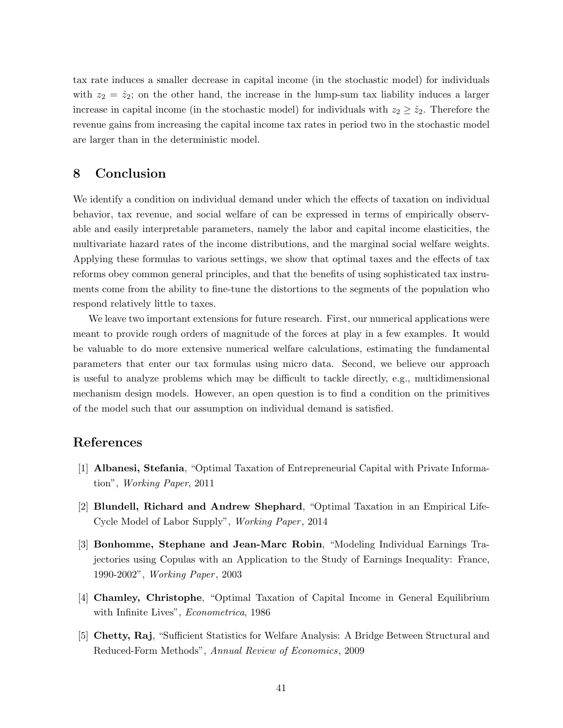tax rate induces a smaller decrease in capital income (in the stochastic model) for individuals with $z_2 = \hat{z}_2$; on the other hand, the increase in the lump-sum tax liability induces a larger increase in capital income (in the stochastic model) for individuals with $z_2 \geq \hat{z}_2$. Therefore the revenue gains from increasing the capital income tax rates in period two in the stochastic model are larger than in the deterministic model.

## 8 Conclusion

We identify a condition on individual demand under which the effects of taxation on individual behavior, tax revenue, and social welfare of can be expressed in terms of empirically observable and easily interpretable parameters, namely the labor and capital income elasticities, the multivariate hazard rates of the income distributions, and the marginal social welfare weights. Applying these formulas to various settings, we show that optimal taxes and the effects of tax reforms obey common general principles, and that the benefits of using sophisticated tax instruments come from the ability to fine-tune the distortions to the segments of the population who respond relatively little to taxes.

We leave two important extensions for future research. First, our numerical applications were meant to provide rough orders of magnitude of the forces at play in a few examples. It would be valuable to do more extensive numerical welfare calculations, estimating the fundamental parameters that enter our tax formulas using micro data. Second, we believe our approach is useful to analyze problems which may be difficult to tackle directly, e.g., multidimensional mechanism design models. However, an open question is to find a condition on the primitives of the model such that our assumption on individual demand is satisfied.

## References

[1] **Albanesi, Stefania**, "Optimal Taxation of Entrepreneurial Capital with Private Information", *Working Paper*, 2011

[2] **Blundell, Richard and Andrew Shephard**, "Optimal Taxation in an Empirical Life-Cycle Model of Labor Supply", *Working Paper*, 2014

[3] **Bonhomme, Stephane and Jean-Marc Robin**, "Modeling Individual Earnings Trajectories using Copulas with an Application to the Study of Earnings Inequality: France, 1990-2002", *Working Paper*, 2003

[4] **Chamley, Christophe**, "Optimal Taxation of Capital Income in General Equilibrium with Infinite Lives", *Econometrica*, 1986

[5] **Chetty, Raj**, "Sufficient Statistics for Welfare Analysis: A Bridge Between Structural and Reduced-Form Methods", *Annual Review of Economics*, 2009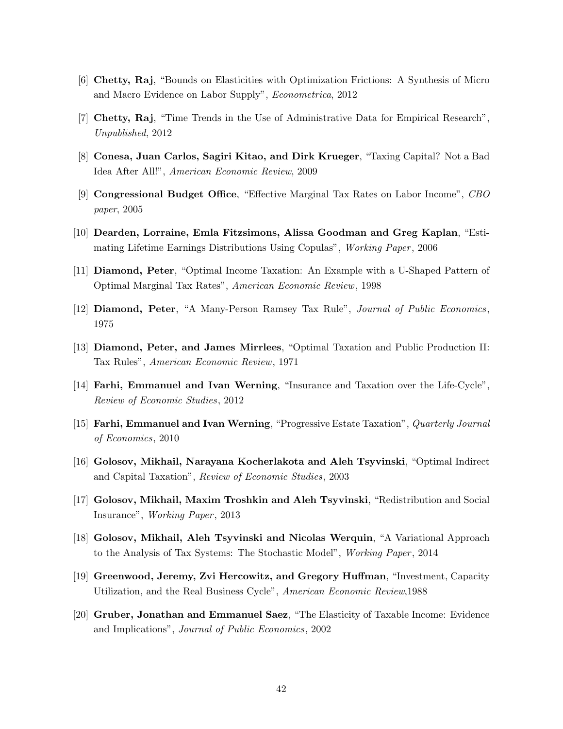[6] **Chetty, Raj**, "Bounds on Elasticities with Optimization Frictions: A Synthesis of Micro and Macro Evidence on Labor Supply", *Econometrica*, 2012

[7] **Chetty, Raj**, "Time Trends in the Use of Administrative Data for Empirical Research", *Unpublished*, 2012

[8] **Conesa, Juan Carlos, Sagiri Kitao, and Dirk Krueger**, "Taxing Capital? Not a Bad Idea After All!", *American Economic Review*, 2009

[9] **Congressional Budget Office**, "Effective Marginal Tax Rates on Labor Income", *CBO paper*, 2005

[10] **Dearden, Lorraine, Emla Fitzsimons, Alissa Goodman and Greg Kaplan**, "Estimating Lifetime Earnings Distributions Using Copulas", *Working Paper*, 2006

[11] **Diamond, Peter**, "Optimal Income Taxation: An Example with a U-Shaped Pattern of Optimal Marginal Tax Rates", *American Economic Review*, 1998

[12] **Diamond, Peter**, "A Many-Person Ramsey Tax Rule", *Journal of Public Economics*, 1975

[13] **Diamond, Peter, and James Mirrlees**, "Optimal Taxation and Public Production II: Tax Rules", *American Economic Review*, 1971

[14] **Farhi, Emmanuel and Ivan Werning**, "Insurance and Taxation over the Life-Cycle", *Review of Economic Studies*, 2012

[15] **Farhi, Emmanuel and Ivan Werning**, "Progressive Estate Taxation", *Quarterly Journal of Economics*, 2010

[16] **Golosov, Mikhail, Narayana Kocherlakota and Aleh Tsyvinski**, "Optimal Indirect and Capital Taxation", *Review of Economic Studies*, 2003

[17] **Golosov, Mikhail, Maxim Troshkin and Aleh Tsyvinski**, "Redistribution and Social Insurance", *Working Paper*, 2013

[18] **Golosov, Mikhail, Aleh Tsyvinski and Nicolas Werquin**, "A Variational Approach to the Analysis of Tax Systems: The Stochastic Model", *Working Paper*, 2014

[19] **Greenwood, Jeremy, Zvi Hercowitz, and Gregory Huffman**, "Investment, Capacity Utilization, and the Real Business Cycle", *American Economic Review*,1988

[20] **Gruber, Jonathan and Emmanuel Saez**, "The Elasticity of Taxable Income: Evidence and Implications", *Journal of Public Economics*, 2002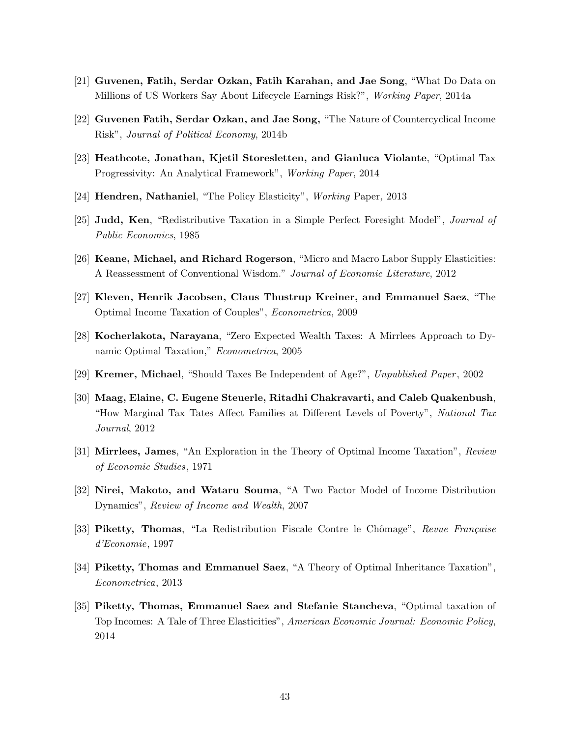[21] **Guvenen, Fatih, Serdar Ozkan, Fatih Karahan, and Jae Song**, "What Do Data on Millions of US Workers Say About Lifecycle Earnings Risk?", *Working Paper*, 2014a

[22] **Guvenen Fatih, Serdar Ozkan, and Jae Song,** "The Nature of Countercyclical Income Risk", *Journal of Political Economy*, 2014b

[23] **Heathcote, Jonathan, Kjetil Storesletten, and Gianluca Violante**, "Optimal Tax Progressivity: An Analytical Framework", *Working Paper*, 2014

[24] **Hendren, Nathaniel**, "The Policy Elasticity", *Working* Paper*,* 2013

[25] **Judd, Ken**, "Redistributive Taxation in a Simple Perfect Foresight Model", *Journal of Public Economics*, 1985

[26] **Keane, Michael, and Richard Rogerson**, "Micro and Macro Labor Supply Elasticities: A Reassessment of Conventional Wisdom." *Journal of Economic Literature*, 2012

[27] **Kleven, Henrik Jacobsen, Claus Thustrup Kreiner, and Emmanuel Saez**, "The Optimal Income Taxation of Couples", *Econometrica*, 2009

[28] **Kocherlakota, Narayana**, "Zero Expected Wealth Taxes: A Mirrlees Approach to Dynamic Optimal Taxation," *Econometrica*, 2005

[29] **Kremer, Michael**, "Should Taxes Be Independent of Age?", *Unpublished Paper*, 2002

[30] **Maag, Elaine, C. Eugene Steuerle, Ritadhi Chakravarti, and Caleb Quakenbush**, "How Marginal Tax Tates Affect Families at Different Levels of Poverty", *National Tax Journal*, 2012

[31] **Mirrlees, James**, "An Exploration in the Theory of Optimal Income Taxation", *Review of Economic Studies*, 1971

[32] **Nirei, Makoto, and Wataru Souma**, "A Two Factor Model of Income Distribution Dynamics", *Review of Income and Wealth*, 2007

[33] **Piketty, Thomas**, "La Redistribution Fiscale Contre le Chômage", *Revue Française d'Economie*, 1997

[34] **Piketty, Thomas and Emmanuel Saez**, "A Theory of Optimal Inheritance Taxation", *Econometrica*, 2013

[35] **Piketty, Thomas, Emmanuel Saez and Stefanie Stancheva**, "Optimal taxation of Top Incomes: A Tale of Three Elasticities", *American Economic Journal: Economic Policy*, 2014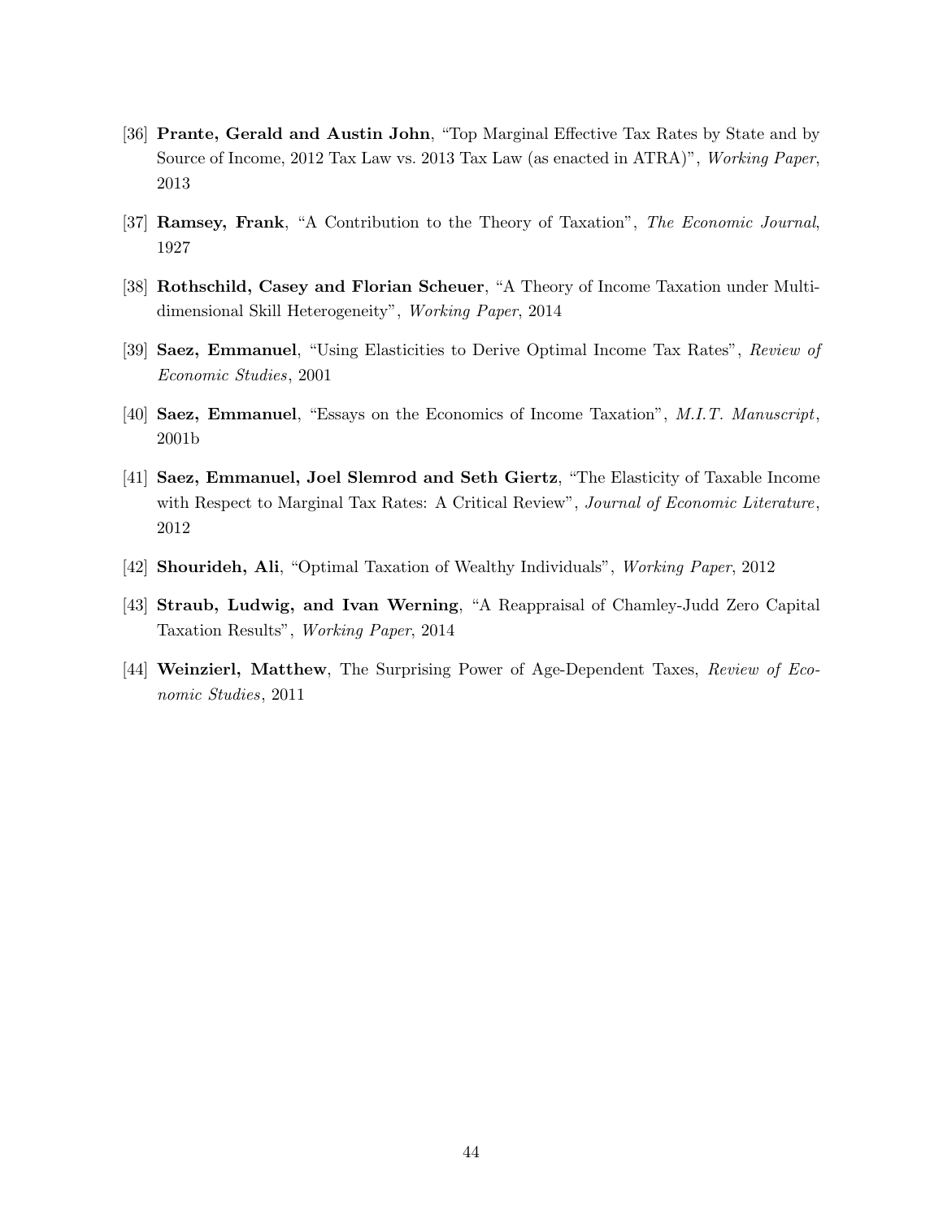[36] **Prante, Gerald and Austin John**, "Top Marginal Effective Tax Rates by State and by Source of Income, 2012 Tax Law vs. 2013 Tax Law (as enacted in ATRA)", *Working Paper*, 2013

[37] **Ramsey, Frank**, "A Contribution to the Theory of Taxation", *The Economic Journal*, 1927

[38] **Rothschild, Casey and Florian Scheuer**, "A Theory of Income Taxation under Multidimensional Skill Heterogeneity", *Working Paper*, 2014

[39] **Saez, Emmanuel**, "Using Elasticities to Derive Optimal Income Tax Rates", *Review of Economic Studies*, 2001

[40] **Saez, Emmanuel**, "Essays on the Economics of Income Taxation", *M.I.T. Manuscript*, 2001b

[41] **Saez, Emmanuel, Joel Slemrod and Seth Giertz**, "The Elasticity of Taxable Income with Respect to Marginal Tax Rates: A Critical Review", *Journal of Economic Literature*, 2012

[42] **Shourideh, Ali**, "Optimal Taxation of Wealthy Individuals", *Working Paper*, 2012

[43] **Straub, Ludwig, and Ivan Werning**, "A Reappraisal of Chamley-Judd Zero Capital Taxation Results", *Working Paper*, 2014

[44] **Weinzierl, Matthew**, The Surprising Power of Age-Dependent Taxes, *Review of Economic Studies*, 2011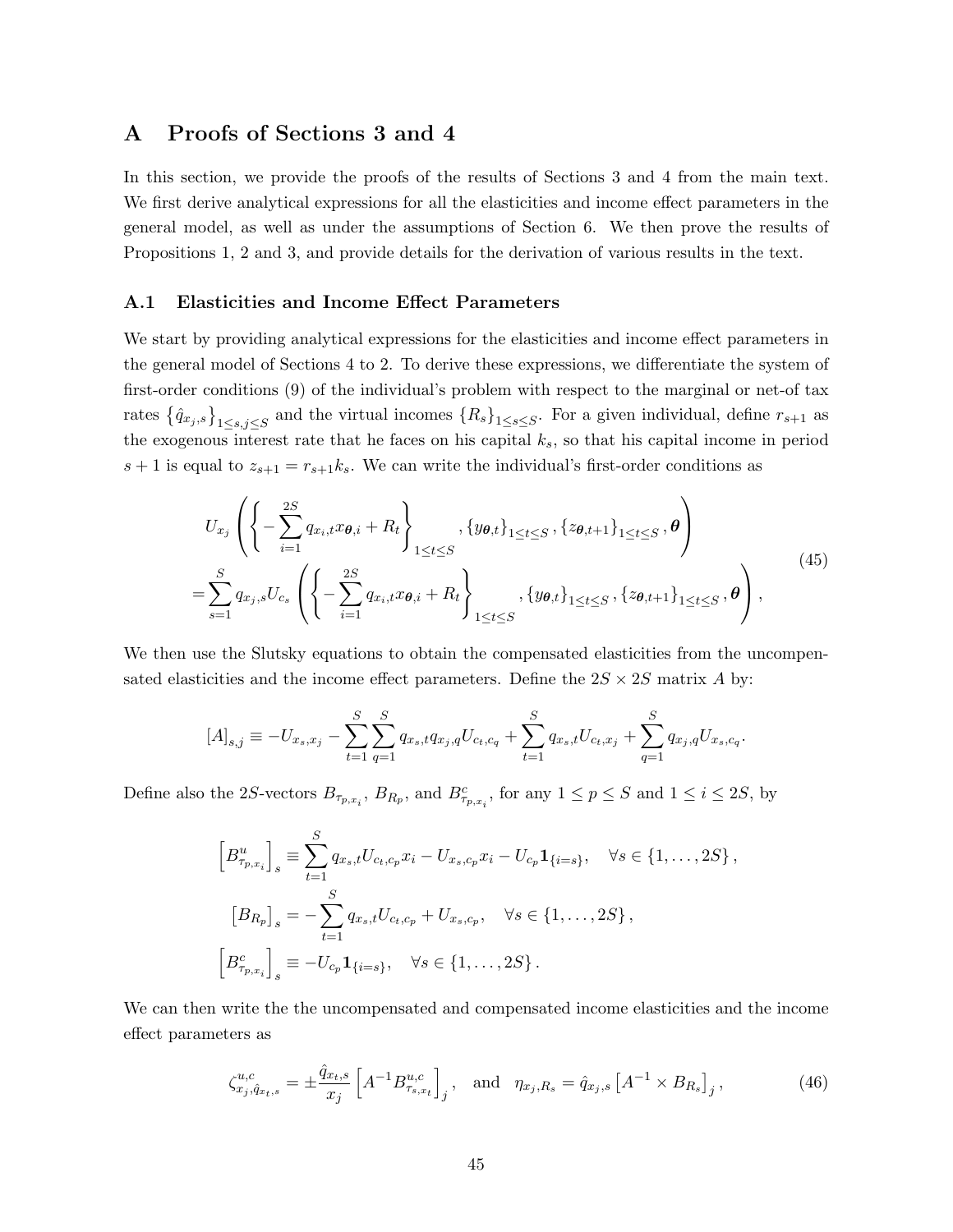# A Proofs of Sections 3 and 4

In this section, we provide the proofs of the results of Sections 3 and 4 from the main text. We first derive analytical expressions for all the elasticities and income effect parameters in the general model, as well as under the assumptions of Section 6. We then prove the results of Propositions 1, 2 and 3, and provide details for the derivation of various results in the text.

## A.1 Elasticities and Income Effect Parameters

We start by providing analytical expressions for the elasticities and income effect parameters in the general model of Sections 4 to 2. To derive these expressions, we differentiate the system of first-order conditions (9) of the individual's problem with respect to the marginal or net-of tax rates $\left\{\hat{q}_{x_j,s}\right\}_{1\leq s,j\leq S}$ and the virtual incomes $\{R_s\}_{1\leq s\leq S}$. For a given individual, define $r_{s+1}$ as the exogenous interest rate that he faces on his capital $k_s$, so that his capital income in period $s+1$ is equal to $z_{s+1}=r_{s+1}k_s$. We can write the individual's first-order conditions as

$$
\begin{aligned}
&U_{x_j}\left(\left\{-\sum_{i=1}^{2S}q_{x_i,t}x_{\boldsymbol{\theta},i}+R_t\right\}_{1\leq t\leq S},\{y_{\boldsymbol{\theta},t}\}_{1\leq t\leq S},\{z_{\boldsymbol{\theta},t+1}\}_{1\leq t\leq S},\boldsymbol{\theta}\right)\\
=&\sum_{s=1}^{S}q_{x_j,s}U_{c_s}\left(\left\{-\sum_{i=1}^{2S}q_{x_i,t}x_{\boldsymbol{\theta},i}+R_t\right\}_{1\leq t\leq S},\{y_{\boldsymbol{\theta},t}\}_{1\leq t\leq S},\{z_{\boldsymbol{\theta},t+1}\}_{1\leq t\leq S},\boldsymbol{\theta}\right),
\end{aligned}
\tag{45}
$$

We then use the Slutsky equations to obtain the compensated elasticities from the uncompensated elasticities and the income effect parameters. Define the $2S\times 2S$ matrix $A$ by:

$$
[A]_{s,j}\equiv -U_{x_s,x_j}-\sum_{t=1}^{S}\sum_{q=1}^{S}q_{x_s,t}q_{x_j,q}U_{c_t,c_q}+\sum_{t=1}^{S}q_{x_s,t}U_{c_t,x_j}+\sum_{q=1}^{S}q_{x_j,q}U_{x_s,c_q}.
$$

Define also the $2S$-vectors $B_{\tau_{p,x_i}}$, $B_{R_p}$, and $B^c_{\tau_{p,x_i}}$, for any $1\leq p\leq S$ and $1\leq i\leq 2S$, by

$$
\begin{aligned}
\left[B^u_{\tau_{p,x_i}}\right]_s &\equiv \sum_{t=1}^{S}q_{x_s,t}U_{c_t,c_p}x_i-U_{x_s,c_p}x_i-U_{c_p}\mathbf{1}_{\{i=s\}},\quad \forall s\in\{1,\ldots,2S\},\\
\left[B_{R_p}\right]_s &= -\sum_{t=1}^{S}q_{x_s,t}U_{c_t,c_p}+U_{x_s,c_p},\quad \forall s\in\{1,\ldots,2S\},\\
\left[B^c_{\tau_{p,x_i}}\right]_s &\equiv -U_{c_p}\mathbf{1}_{\{i=s\}},\quad \forall s\in\{1,\ldots,2S\}.
\end{aligned}
$$

We can then write the the uncompensated and compensated income elasticities and the income effect parameters as

$$
\zeta^{u,c}_{x_j,\hat{q}_{x_t,s}}=\pm\frac{\hat{q}_{x_t,s}}{x_j}\left[A^{-1}B^{u,c}_{\tau_{s,x_t}}\right]_j,\quad\text{and}\quad \eta_{x_j,R_s}=\hat{q}_{x_j,s}\left[A^{-1}\times B_{R_s}\right]_j,
\tag{46}
$$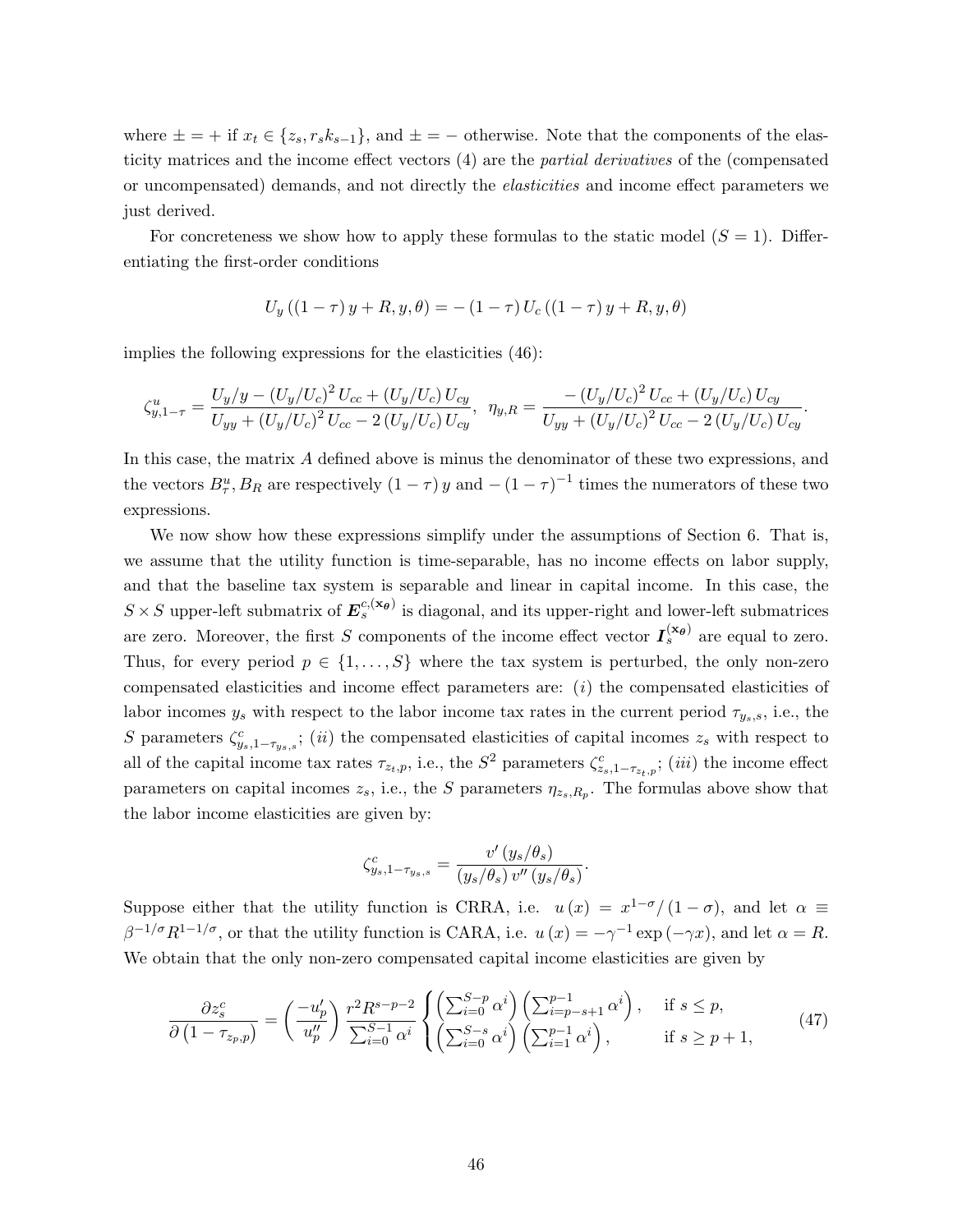where $\pm = +$ if $x_t \in \{z_s, r_s k_{s-1}\}$, and $\pm = -$ otherwise. Note that the components of the elasticity matrices and the income effect vectors (4) are the *partial derivatives* of the (compensated or uncompensated) demands, and not directly the *elasticities* and income effect parameters we just derived.

For concreteness we show how to apply these formulas to the static model ($S = 1$). Differentiating the first-order conditions

$$U_y \left( (1-\tau) y + R, y, \theta \right) = -(1-\tau) U_c \left( (1-\tau) y + R, y, \theta \right)$$

implies the following expressions for the elasticities (46):

$$\zeta^u_{y,1-\tau} = \frac{U_y/y - (U_y/U_c)^2 U_{cc} + (U_y/U_c) U_{cy}}{U_{yy} + (U_y/U_c)^2 U_{cc} - 2 (U_y/U_c) U_{cy}}, \;\; \eta_{y,R} = \frac{-(U_y/U_c)^2 U_{cc} + (U_y/U_c) U_{cy}}{U_{yy} + (U_y/U_c)^2 U_{cc} - 2 (U_y/U_c) U_{cy}}.$$

In this case, the matrix $A$ defined above is minus the denominator of these two expressions, and the vectors $B^u_\tau, B_R$ are respectively $(1-\tau) y$ and $-(1-\tau)^{-1}$ times the numerators of these two expressions.

We now show how these expressions simplify under the assumptions of Section 6. That is, we assume that the utility function is time-separable, has no income effects on labor supply, and that the baseline tax system is separable and linear in capital income. In this case, the $S \times S$ upper-left submatrix of $\boldsymbol{E}^{c,(\mathbf{x}_\theta)}_s$ is diagonal, and its upper-right and lower-left submatrices are zero. Moreover, the first $S$ components of the income effect vector $\boldsymbol{I}^{(\mathbf{x}_\theta)}_s$ are equal to zero. Thus, for every period $p \in \{1, \ldots, S\}$ where the tax system is perturbed, the only non-zero compensated elasticities and income effect parameters are: $(i)$ the compensated elasticities of labor incomes $y_s$ with respect to the labor income tax rates in the current period $\tau_{y_s,s}$, i.e., the $S$ parameters $\zeta^c_{y_s,1-\tau_{y_s,s}}$; $(ii)$ the compensated elasticities of capital incomes $z_s$ with respect to all of the capital income tax rates $\tau_{z_t,p}$, i.e., the $S^2$ parameters $\zeta^c_{z_s,1-\tau_{z_t,p}}$; $(iii)$ the income effect parameters on capital incomes $z_s$, i.e., the $S$ parameters $\eta_{z_s,R_p}$. The formulas above show that the labor income elasticities are given by:

$$\zeta^c_{y_s,1-\tau_{y_s,s}} = \frac{v'(y_s/\theta_s)}{(y_s/\theta_s)\, v''(y_s/\theta_s)}.$$

Suppose either that the utility function is CRRA, i.e. $u(x) = x^{1-\sigma}/(1-\sigma)$, and let $\alpha \equiv \beta^{-1/\sigma} R^{1-1/\sigma}$, or that the utility function is CARA, i.e. $u(x) = -\gamma^{-1} \exp(-\gamma x)$, and let $\alpha = R$. We obtain that the only non-zero compensated capital income elasticities are given by

$$\frac{\partial z^c_s}{\partial (1-\tau_{z_p,p})} = \left( \frac{-u'_p}{u''_p} \right) \frac{r^2 R^{s-p-2}}{\sum_{i=0}^{S-1} \alpha^i} \begin{cases} \left( \sum_{i=0}^{S-p} \alpha^i \right) \left( \sum_{i=p-s+1}^{p-1} \alpha^i \right), & \text{if } s \leq p, \\ \left( \sum_{i=0}^{S-s} \alpha^i \right) \left( \sum_{i=1}^{p-1} \alpha^i \right), & \text{if } s \geq p+1, \end{cases} \tag{47}$$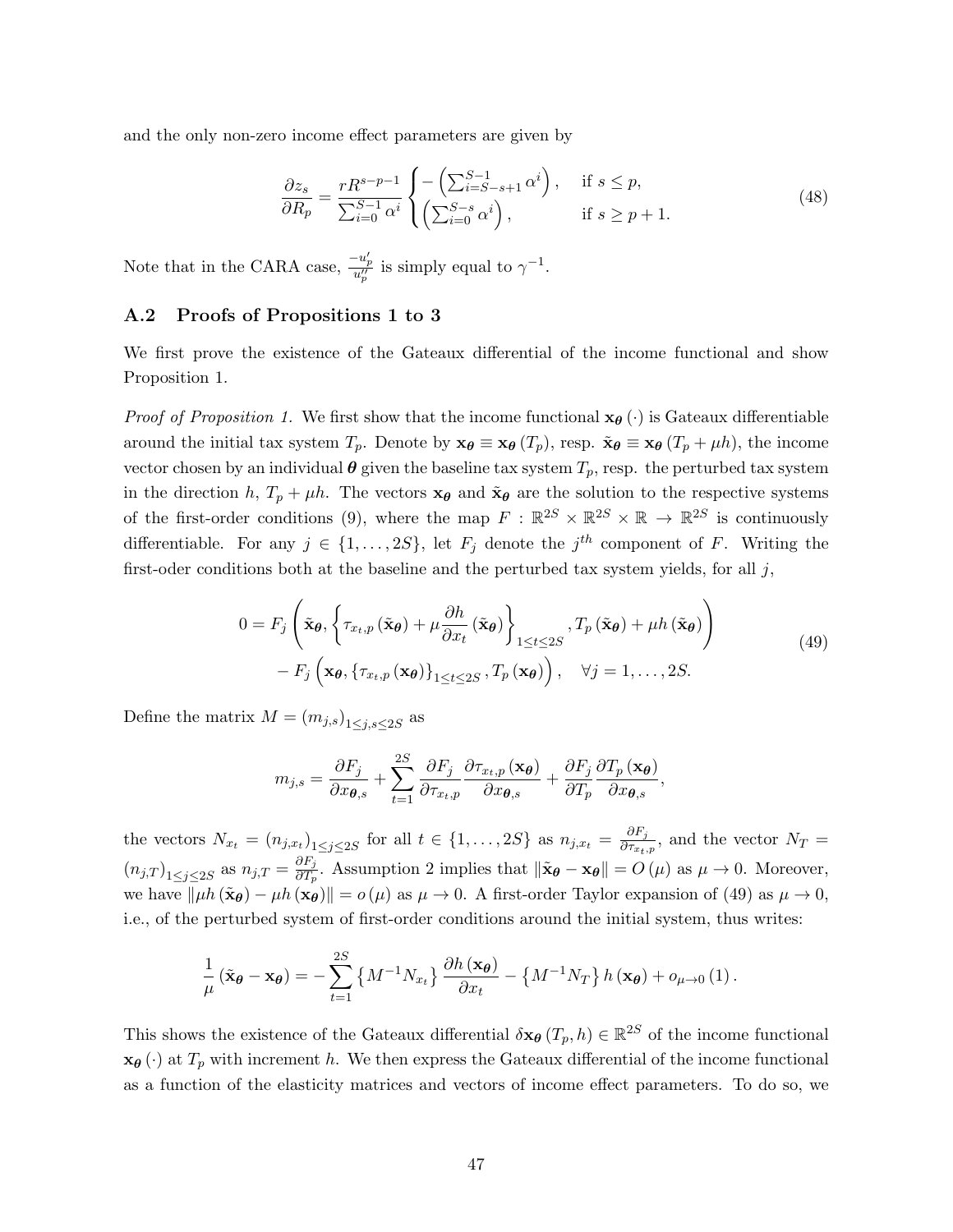and the only non-zero income effect parameters are given by

$$\frac{\partial z_s}{\partial R_p} = \frac{rR^{s-p-1}}{\sum_{i=0}^{S-1} \alpha^i} \begin{cases} -\left(\sum_{i=S-s+1}^{S-1} \alpha^i\right), & \text{if } s \leq p, \\ \left(\sum_{i=0}^{S-s} \alpha^i\right), & \text{if } s \geq p+1. \end{cases} \tag{48}$$

Note that in the CARA case, $\frac{-u_p'}{u_p''}$ is simply equal to $\gamma^{-1}$.

## A.2 Proofs of Propositions 1 to 3

We first prove the existence of the Gateaux differential of the income functional and show Proposition 1.

*Proof of Proposition 1.* We first show that the income functional $\mathbf{x}_{\boldsymbol{\theta}}(\cdot)$ is Gateaux differentiable around the initial tax system $T_p$. Denote by $\mathbf{x}_{\boldsymbol{\theta}} \equiv \mathbf{x}_{\boldsymbol{\theta}}(T_p)$, resp. $\tilde{\mathbf{x}}_{\boldsymbol{\theta}} \equiv \mathbf{x}_{\boldsymbol{\theta}}(T_p + \mu h)$, the income vector chosen by an individual $\boldsymbol{\theta}$ given the baseline tax system $T_p$, resp. the perturbed tax system in the direction $h$, $T_p + \mu h$. The vectors $\mathbf{x}_{\boldsymbol{\theta}}$ and $\tilde{\mathbf{x}}_{\boldsymbol{\theta}}$ are the solution to the respective systems of the first-order conditions (9), where the map $F : \mathbb{R}^{2S} \times \mathbb{R}^{2S} \times \mathbb{R} \to \mathbb{R}^{2S}$ is continuously differentiable. For any $j \in \{1, \ldots, 2S\}$, let $F_j$ denote the $j^{th}$ component of $F$. Writing the first-oder conditions both at the baseline and the perturbed tax system yields, for all $j$,

$$\begin{aligned} 0 = & F_j\left(\tilde{\mathbf{x}}_{\boldsymbol{\theta}}, \left\{\tau_{x_t,p}(\tilde{\mathbf{x}}_{\boldsymbol{\theta}}) + \mu \frac{\partial h}{\partial x_t}(\tilde{\mathbf{x}}_{\boldsymbol{\theta}})\right\}_{1 \leq t \leq 2S}, T_p(\tilde{\mathbf{x}}_{\boldsymbol{\theta}}) + \mu h(\tilde{\mathbf{x}}_{\boldsymbol{\theta}})\right) \\ & - F_j\left(\mathbf{x}_{\boldsymbol{\theta}}, \{\tau_{x_t,p}(\mathbf{x}_{\boldsymbol{\theta}})\}_{1 \leq t \leq 2S}, T_p(\mathbf{x}_{\boldsymbol{\theta}})\right), \quad \forall j = 1, \ldots, 2S. \end{aligned} \tag{49}$$

Define the matrix $M = (m_{j,s})_{1 \leq j,s \leq 2S}$ as

$$m_{j,s} = \frac{\partial F_j}{\partial x_{\boldsymbol{\theta},s}} + \sum_{t=1}^{2S} \frac{\partial F_j}{\partial \tau_{x_t,p}} \frac{\partial \tau_{x_t,p}(\mathbf{x}_{\boldsymbol{\theta}})}{\partial x_{\boldsymbol{\theta},s}} + \frac{\partial F_j}{\partial T_p} \frac{\partial T_p(\mathbf{x}_{\boldsymbol{\theta}})}{\partial x_{\boldsymbol{\theta},s}},$$

the vectors $N_{x_t} = (n_{j,x_t})_{1 \leq j \leq 2S}$ for all $t \in \{1, \ldots, 2S\}$ as $n_{j,x_t} = \frac{\partial F_j}{\partial \tau_{x_t,p}}$, and the vector $N_T = (n_{j,T})_{1 \leq j \leq 2S}$ as $n_{j,T} = \frac{\partial F_j}{\partial T_p}$. Assumption 2 implies that $\|\tilde{\mathbf{x}}_{\boldsymbol{\theta}} - \mathbf{x}_{\boldsymbol{\theta}}\| = O(\mu)$ as $\mu \to 0$. Moreover, we have $\|\mu h(\tilde{\mathbf{x}}_{\boldsymbol{\theta}}) - \mu h(\mathbf{x}_{\boldsymbol{\theta}})\| = o(\mu)$ as $\mu \to 0$. A first-order Taylor expansion of (49) as $\mu \to 0$, i.e., of the perturbed system of first-order conditions around the initial system, thus writes:

$$\frac{1}{\mu}(\tilde{\mathbf{x}}_{\boldsymbol{\theta}} - \mathbf{x}_{\boldsymbol{\theta}}) = -\sum_{t=1}^{2S} \left\{M^{-1} N_{x_t}\right\} \frac{\partial h(\mathbf{x}_{\boldsymbol{\theta}})}{\partial x_t} - \left\{M^{-1} N_T\right\} h(\mathbf{x}_{\boldsymbol{\theta}}) + o_{\mu \to 0}(1).$$

This shows the existence of the Gateaux differential $\delta \mathbf{x}_{\boldsymbol{\theta}}(T_p, h) \in \mathbb{R}^{2S}$ of the income functional $\mathbf{x}_{\boldsymbol{\theta}}(\cdot)$ at $T_p$ with increment $h$. We then express the Gateaux differential of the income functional as a function of the elasticity matrices and vectors of income effect parameters. To do so, we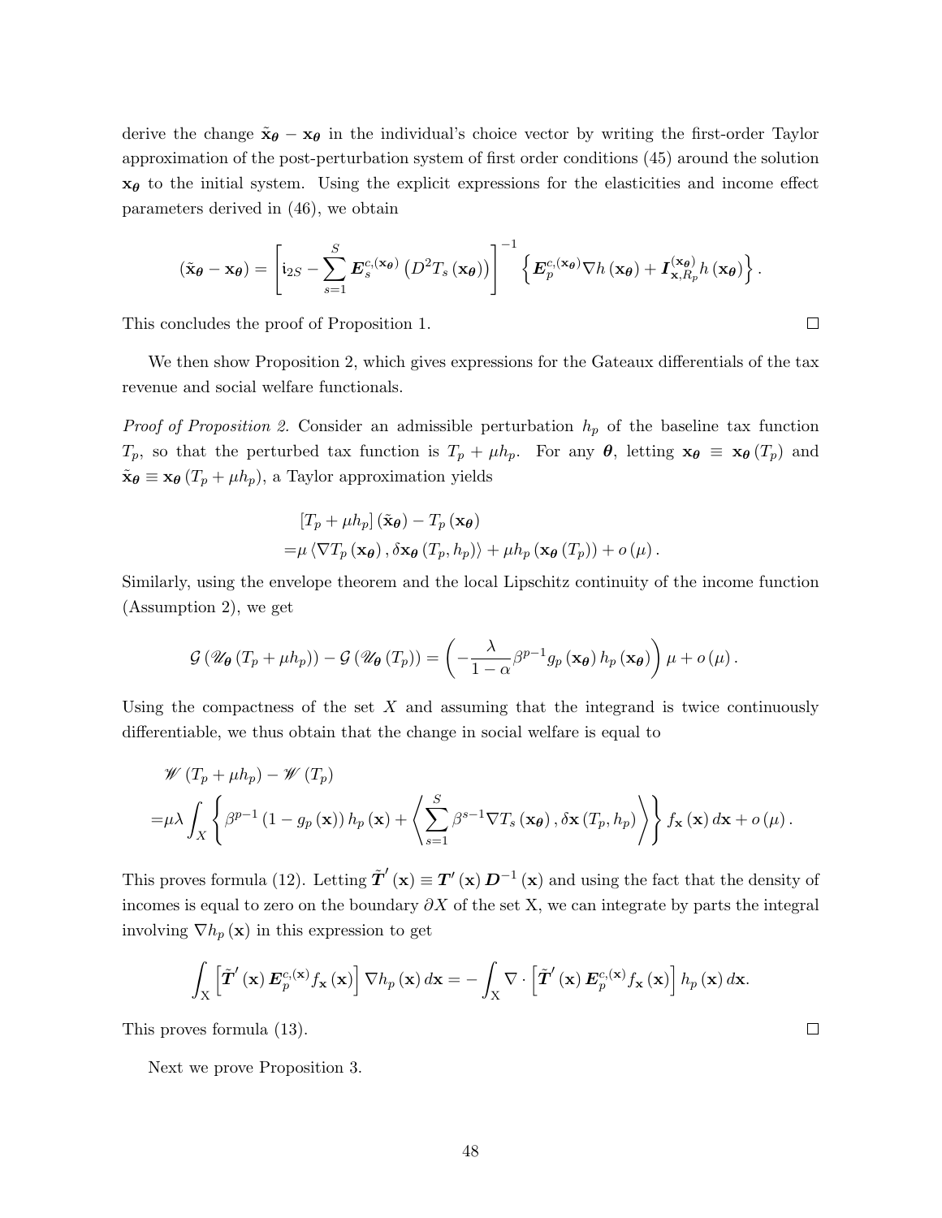derive the change $\tilde{\mathbf{x}}_{\boldsymbol{\theta}} - \mathbf{x}_{\boldsymbol{\theta}}$ in the individual's choice vector by writing the first-order Taylor approximation of the post-perturbation system of first order conditions (45) around the solution $\mathbf{x}_{\boldsymbol{\theta}}$ to the initial system. Using the explicit expressions for the elasticities and income effect parameters derived in (46), we obtain

$$
(\tilde{\mathbf{x}}_{\boldsymbol{\theta}} - \mathbf{x}_{\boldsymbol{\theta}}) = \left[ \mathrm{i}_{2S} - \sum_{s=1}^{S} \boldsymbol{E}_{s}^{c,(\mathbf{x}_{\boldsymbol{\theta}})} \left( D^2 T_s \left( \mathbf{x}_{\boldsymbol{\theta}} \right) \right) \right]^{-1} \left\{ \boldsymbol{E}_{p}^{c,(\mathbf{x}_{\boldsymbol{\theta}})} \nabla h \left( \mathbf{x}_{\boldsymbol{\theta}} \right) + \boldsymbol{I}_{\mathbf{x},R_p}^{(\mathbf{x}_{\boldsymbol{\theta}})} h \left( \mathbf{x}_{\boldsymbol{\theta}} \right) \right\}.
$$

This concludes the proof of Proposition 1. □

We then show Proposition 2, which gives expressions for the Gateaux differentials of the tax revenue and social welfare functionals.

*Proof of Proposition 2.* Consider an admissible perturbation $h_p$ of the baseline tax function $T_p$, so that the perturbed tax function is $T_p + \mu h_p$. For any $\boldsymbol{\theta}$, letting $\mathbf{x}_{\boldsymbol{\theta}} \equiv \mathbf{x}_{\boldsymbol{\theta}} \left( T_p \right)$ and $\tilde{\mathbf{x}}_{\boldsymbol{\theta}} \equiv \mathbf{x}_{\boldsymbol{\theta}} \left( T_p + \mu h_p \right)$, a Taylor approximation yields

$$
\begin{aligned}
& \left[ T_p + \mu h_p \right] \left( \tilde{\mathbf{x}}_{\boldsymbol{\theta}} \right) - T_p \left( \mathbf{x}_{\boldsymbol{\theta}} \right) \\
= & \mu \left\langle \nabla T_p \left( \mathbf{x}_{\boldsymbol{\theta}} \right), \delta \mathbf{x}_{\boldsymbol{\theta}} \left( T_p, h_p \right) \right\rangle + \mu h_p \left( \mathbf{x}_{\boldsymbol{\theta}} \left( T_p \right) \right) + o \left( \mu \right).
\end{aligned}
$$

Similarly, using the envelope theorem and the local Lipschitz continuity of the income function (Assumption 2), we get

$$
\mathcal{G} \left( \mathscr{U}_{\boldsymbol{\theta}} \left( T_p + \mu h_p \right) \right) - \mathcal{G} \left( \mathscr{U}_{\boldsymbol{\theta}} \left( T_p \right) \right) = \left( - \frac{\lambda}{1 - \alpha} \beta^{p-1} g_p \left( \mathbf{x}_{\boldsymbol{\theta}} \right) h_p \left( \mathbf{x}_{\boldsymbol{\theta}} \right) \right) \mu + o \left( \mu \right).
$$

Using the compactness of the set $X$ and assuming that the integrand is twice continuously differentiable, we thus obtain that the change in social welfare is equal to

$$
\begin{aligned}
& \mathscr{W} \left( T_p + \mu h_p \right) - \mathscr{W} \left( T_p \right) \\
= & \mu \lambda \int_X \left\{ \beta^{p-1} \left( 1 - g_p \left( \mathbf{x} \right) \right) h_p \left( \mathbf{x} \right) + \left\langle \sum_{s=1}^{S} \beta^{s-1} \nabla T_s \left( \mathbf{x}_{\boldsymbol{\theta}} \right), \delta \mathbf{x} \left( T_p, h_p \right) \right\rangle \right\} f_{\mathbf{x}} \left( \mathbf{x} \right) d\mathbf{x} + o \left( \mu \right).
\end{aligned}
$$

This proves formula (12). Letting $\tilde{\boldsymbol{T}}' \left( \mathbf{x} \right) \equiv \boldsymbol{T}' \left( \mathbf{x} \right) \boldsymbol{D}^{-1} \left( \mathbf{x} \right)$ and using the fact that the density of incomes is equal to zero on the boundary $\partial X$ of the set X, we can integrate by parts the integral involving $\nabla h_p \left( \mathbf{x} \right)$ in this expression to get

$$
\int_{\mathrm{X}} \left[ \tilde{\boldsymbol{T}}' \left( \mathbf{x} \right) \boldsymbol{E}_p^{c,(\mathbf{x})} f_{\mathbf{x}} \left( \mathbf{x} \right) \right] \nabla h_p \left( \mathbf{x} \right) d\mathbf{x} = - \int_{\mathrm{X}} \nabla \cdot \left[ \tilde{\boldsymbol{T}}' \left( \mathbf{x} \right) \boldsymbol{E}_p^{c,(\mathbf{x})} f_{\mathbf{x}} \left( \mathbf{x} \right) \right] h_p \left( \mathbf{x} \right) d\mathbf{x}.
$$

This proves formula (13). □

Next we prove Proposition 3.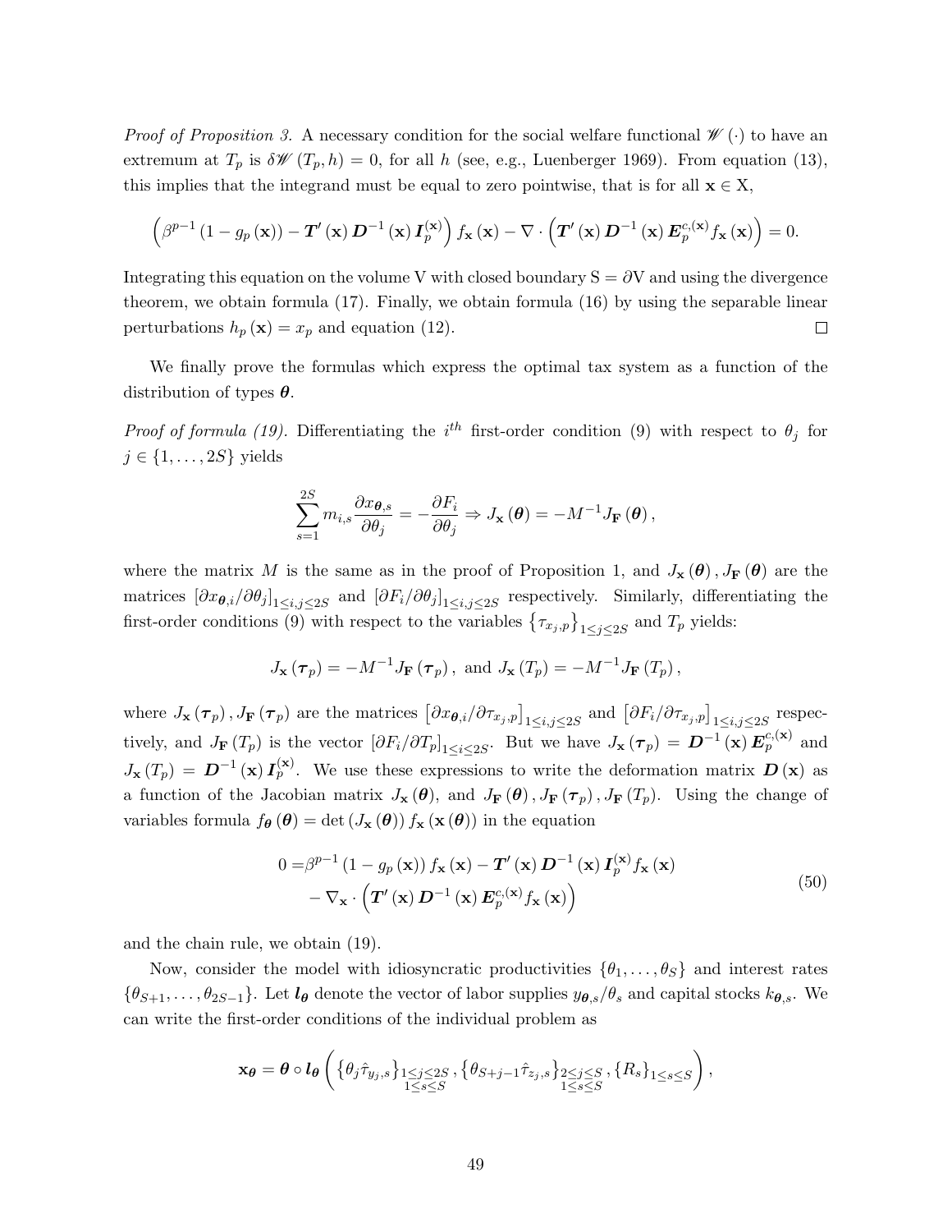*Proof of Proposition 3.* A necessary condition for the social welfare functional $\mathscr{W}(\cdot)$ to have an extremum at $T_p$ is $\delta\mathscr{W}(T_p, h) = 0$, for all $h$ (see, e.g., Luenberger 1969). From equation (13), this implies that the integrand must be equal to zero pointwise, that is for all $\mathbf{x} \in \mathrm{X}$,

$$\left(\beta^{p-1}\left(1 - g_p(\mathbf{x})\right) - \boldsymbol{T}'(\mathbf{x})\,\boldsymbol{D}^{-1}(\mathbf{x})\,\boldsymbol{I}_p^{(\mathbf{x})}\right) f_{\mathbf{x}}(\mathbf{x}) - \nabla \cdot \left(\boldsymbol{T}'(\mathbf{x})\,\boldsymbol{D}^{-1}(\mathbf{x})\,\boldsymbol{E}_p^{c,(\mathbf{x})} f_{\mathbf{x}}(\mathbf{x})\right) = 0.$$

Integrating this equation on the volume V with closed boundary $\mathrm{S} = \partial\mathrm{V}$ and using the divergence theorem, we obtain formula (17). Finally, we obtain formula (16) by using the separable linear perturbations $h_p(\mathbf{x}) = x_p$ and equation (12). $\square$

We finally prove the formulas which express the optimal tax system as a function of the distribution of types $\boldsymbol{\theta}$.

*Proof of formula (19).* Differentiating the $i^{th}$ first-order condition (9) with respect to $\theta_j$ for $j \in \{1, \ldots, 2S\}$ yields

$$\sum_{s=1}^{2S} m_{i,s} \frac{\partial x_{\boldsymbol{\theta},s}}{\partial \theta_j} = -\frac{\partial F_i}{\partial \theta_j} \Rightarrow J_{\mathbf{x}}(\boldsymbol{\theta}) = -M^{-1} J_{\mathbf{F}}(\boldsymbol{\theta}),$$

where the matrix $M$ is the same as in the proof of Proposition 1, and $J_{\mathbf{x}}(\boldsymbol{\theta}), J_{\mathbf{F}}(\boldsymbol{\theta})$ are the matrices $\left[\partial x_{\boldsymbol{\theta},i}/\partial \theta_j\right]_{1 \le i,j \le 2S}$ and $\left[\partial F_i/\partial \theta_j\right]_{1 \le i,j \le 2S}$ respectively. Similarly, differentiating the first-order conditions (9) with respect to the variables $\left\{\tau_{x_j,p}\right\}_{1 \le j \le 2S}$ and $T_p$ yields:

$$J_{\mathbf{x}}(\boldsymbol{\tau}_p) = -M^{-1} J_{\mathbf{F}}(\boldsymbol{\tau}_p), \text{ and } J_{\mathbf{x}}(T_p) = -M^{-1} J_{\mathbf{F}}(T_p),$$

where $J_{\mathbf{x}}(\boldsymbol{\tau}_p), J_{\mathbf{F}}(\boldsymbol{\tau}_p)$ are the matrices $\left[\partial x_{\boldsymbol{\theta},i}/\partial \tau_{x_j,p}\right]_{1 \le i,j \le 2S}$ and $\left[\partial F_i/\partial \tau_{x_j,p}\right]_{1 \le i,j \le 2S}$ respectively, and $J_{\mathbf{F}}(T_p)$ is the vector $\left[\partial F_i/\partial T_p\right]_{1 \le i \le 2S}$. But we have $J_{\mathbf{x}}(\boldsymbol{\tau}_p) = \boldsymbol{D}^{-1}(\mathbf{x})\,\boldsymbol{E}_p^{c,(\mathbf{x})}$ and $J_{\mathbf{x}}(T_p) = \boldsymbol{D}^{-1}(\mathbf{x})\,\boldsymbol{I}_p^{(\mathbf{x})}$. We use these expressions to write the deformation matrix $\boldsymbol{D}(\mathbf{x})$ as a function of the Jacobian matrix $J_{\mathbf{x}}(\boldsymbol{\theta})$, and $J_{\mathbf{F}}(\boldsymbol{\theta}), J_{\mathbf{F}}(\boldsymbol{\tau}_p), J_{\mathbf{F}}(T_p)$. Using the change of variables formula $f_{\boldsymbol{\theta}}(\boldsymbol{\theta}) = \det\left(J_{\mathbf{x}}(\boldsymbol{\theta})\right) f_{\mathbf{x}}(\mathbf{x}(\boldsymbol{\theta}))$ in the equation

$$\begin{aligned} 0 = &\beta^{p-1}\left(1 - g_p(\mathbf{x})\right) f_{\mathbf{x}}(\mathbf{x}) - \boldsymbol{T}'(\mathbf{x})\,\boldsymbol{D}^{-1}(\mathbf{x})\,\boldsymbol{I}_p^{(\mathbf{x})} f_{\mathbf{x}}(\mathbf{x}) \\ &- \nabla_{\mathbf{x}} \cdot \left(\boldsymbol{T}'(\mathbf{x})\,\boldsymbol{D}^{-1}(\mathbf{x})\,\boldsymbol{E}_p^{c,(\mathbf{x})} f_{\mathbf{x}}(\mathbf{x})\right) \end{aligned} \tag{50}$$

and the chain rule, we obtain (19).

Now, consider the model with idiosyncratic productivities $\{\theta_1, \ldots, \theta_S\}$ and interest rates $\{\theta_{S+1}, \ldots, \theta_{2S-1}\}$. Let $\boldsymbol{l}_{\boldsymbol{\theta}}$ denote the vector of labor supplies $y_{\boldsymbol{\theta},s}/\theta_s$ and capital stocks $k_{\boldsymbol{\theta},s}$. We can write the first-order conditions of the individual problem as

$$\mathbf{x}_{\boldsymbol{\theta}} = \boldsymbol{\theta} \circ \boldsymbol{l}_{\boldsymbol{\theta}}\left(\left\{\theta_j \hat{\tau}_{y_j,s}\right\}_{\substack{1 \le j \le 2S \\ 1 \le s \le S}}, \left\{\theta_{S+j-1} \hat{\tau}_{z_j,s}\right\}_{\substack{2 \le j \le S \\ 1 \le s \le S}}, \left\{R_s\right\}_{1 \le s \le S}\right),$$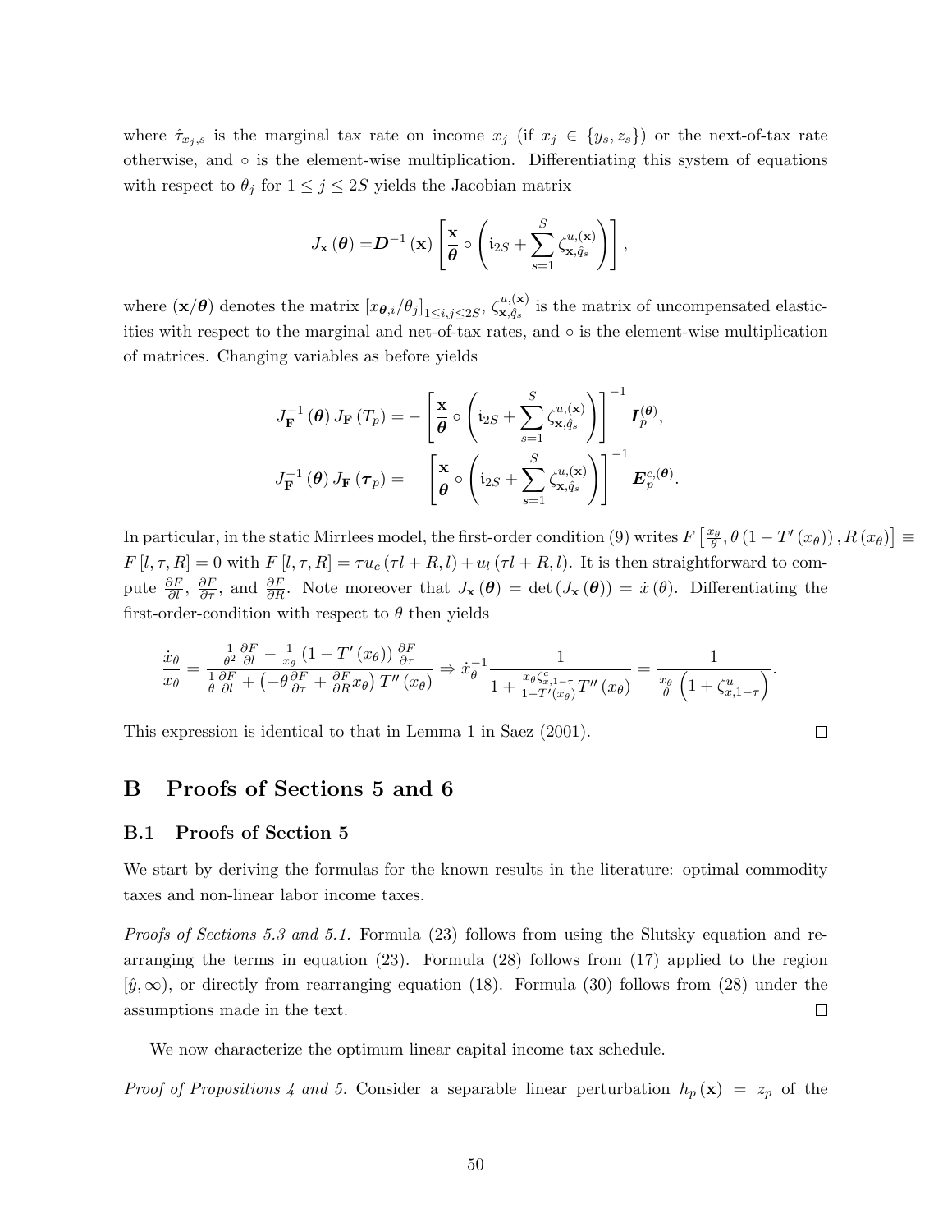where $\hat{\tau}_{x_j,s}$ is the marginal tax rate on income $x_j$ (if $x_j \in \{y_s, z_s\}$) or the next-of-tax rate otherwise, and $\circ$ is the element-wise multiplication. Differentiating this system of equations with respect to $\theta_j$ for $1 \leq j \leq 2S$ yields the Jacobian matrix

$$J_{\mathbf{x}}(\boldsymbol{\theta}) = \boldsymbol{D}^{-1}(\mathbf{x}) \left[ \frac{\mathbf{x}}{\boldsymbol{\theta}} \circ \left( \mathfrak{i}_{2S} + \sum_{s=1}^{S} \zeta_{\mathbf{x},\hat{q}_s}^{u,(\mathbf{x})} \right) \right],$$

where $(\mathbf{x}/\boldsymbol{\theta})$ denotes the matrix $[x_{\boldsymbol{\theta},i}/\theta_j]_{1 \leq i,j \leq 2S}$, $\zeta_{\mathbf{x},\hat{q}_s}^{u,(\mathbf{x})}$ is the matrix of uncompensated elasticities with respect to the marginal and net-of-tax rates, and $\circ$ is the element-wise multiplication of matrices. Changing variables as before yields

$$J_{\mathbf{F}}^{-1}(\boldsymbol{\theta}) J_{\mathbf{F}}(T_p) = -\left[ \frac{\mathbf{x}}{\boldsymbol{\theta}} \circ \left( \mathfrak{i}_{2S} + \sum_{s=1}^{S} \zeta_{\mathbf{x},\hat{q}_s}^{u,(\mathbf{x})} \right) \right]^{-1} \boldsymbol{I}_p^{(\boldsymbol{\theta})},$$

$$J_{\mathbf{F}}^{-1}(\boldsymbol{\theta}) J_{\mathbf{F}}(\boldsymbol{\tau}_p) = \left[ \frac{\mathbf{x}}{\boldsymbol{\theta}} \circ \left( \mathfrak{i}_{2S} + \sum_{s=1}^{S} \zeta_{\mathbf{x},\hat{q}_s}^{u,(\mathbf{x})} \right) \right]^{-1} \boldsymbol{E}_p^{c,(\boldsymbol{\theta})}.$$

In particular, in the static Mirrlees model, the first-order condition (9) writes $F\left[\frac{x_\theta}{\theta}, \theta\left(1 - T'(x_\theta)\right), R(x_\theta)\right] \equiv F[l, \tau, R] = 0$ with $F[l, \tau, R] = \tau u_c(\tau l + R, l) + u_l(\tau l + R, l)$. It is then straightforward to compute $\frac{\partial F}{\partial l}$, $\frac{\partial F}{\partial \tau}$, and $\frac{\partial F}{\partial R}$. Note moreover that $J_{\mathbf{x}}(\boldsymbol{\theta}) = \det(J_{\mathbf{x}}(\boldsymbol{\theta})) = \dot{x}(\theta)$. Differentiating the first-order-condition with respect to $\theta$ then yields

$$\frac{\dot{x}_\theta}{x_\theta} = \frac{\frac{1}{\theta^2}\frac{\partial F}{\partial l} - \frac{1}{x_\theta}\left(1 - T'(x_\theta)\right)\frac{\partial F}{\partial \tau}}{\frac{1}{\theta}\frac{\partial F}{\partial l} + \left(-\theta\frac{\partial F}{\partial \tau} + \frac{\partial F}{\partial R}x_\theta\right)T''(x_\theta)} \Rightarrow \dot{x}_\theta^{-1}\frac{1}{1 + \frac{x_\theta \zeta_{x,1-\tau}^c}{1-T'(x_\theta)}T''(x_\theta)} = \frac{1}{\frac{x_\theta}{\theta}\left(1 + \zeta_{x,1-\tau}^u\right)}.$$

This expression is identical to that in Lemma 1 in Saez (2001). $\square$

# B Proofs of Sections 5 and 6

## B.1 Proofs of Section 5

We start by deriving the formulas for the known results in the literature: optimal commodity taxes and non-linear labor income taxes.

*Proofs of Sections 5.3 and 5.1.* Formula (23) follows from using the Slutsky equation and rearranging the terms in equation (23). Formula (28) follows from (17) applied to the region $[\hat{y}, \infty)$, or directly from rearranging equation (18). Formula (30) follows from (28) under the assumptions made in the text. $\square$

We now characterize the optimum linear capital income tax schedule.

*Proof of Propositions 4 and 5.* Consider a separable linear perturbation $h_p(\mathbf{x}) = z_p$ of the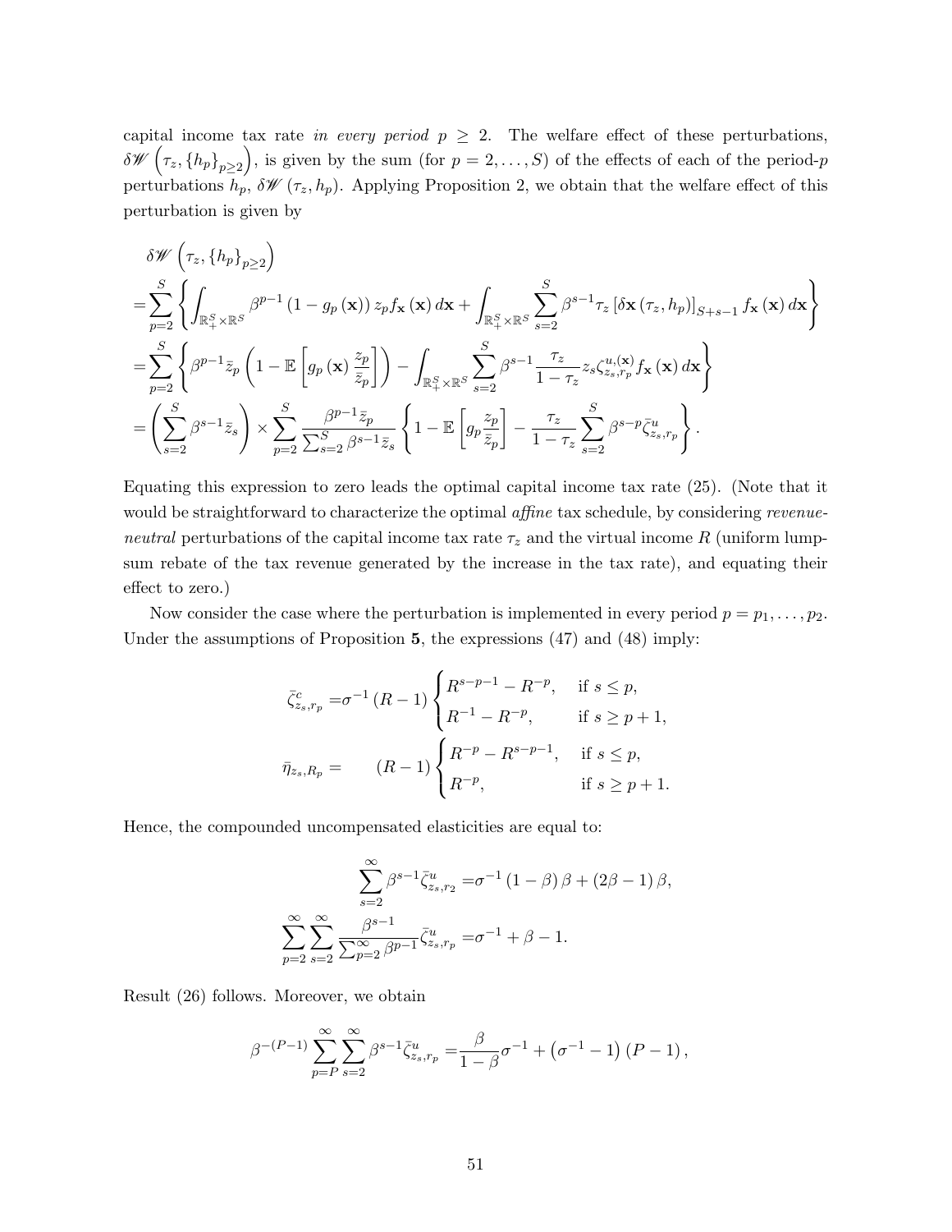capital income tax rate *in every period* $p \geq 2$. The welfare effect of these perturbations, $\delta \mathscr{W}\left(\tau_z, \{h_p\}_{p\geq 2}\right)$, is given by the sum (for $p = 2, \ldots, S$) of the effects of each of the period-$p$ perturbations $h_p$, $\delta \mathscr{W}(\tau_z, h_p)$. Applying Proposition 2, we obtain that the welfare effect of this perturbation is given by

$$
\begin{aligned}
&\delta \mathscr{W}\left(\tau_z, \{h_p\}_{p\geq 2}\right) \\
=&\sum_{p=2}^{S}\left\{\int_{\mathbb{R}_+^S\times\mathbb{R}^S}\beta^{p-1}\left(1-g_p(\mathbf{x})\right)z_p f_{\mathbf{x}}(\mathbf{x})\,d\mathbf{x}+\int_{\mathbb{R}_+^S\times\mathbb{R}^S}\sum_{s=2}^{S}\beta^{s-1}\tau_z\left[\delta\mathbf{x}(\tau_z,h_p)\right]_{S+s-1}f_{\mathbf{x}}(\mathbf{x})\,d\mathbf{x}\right\} \\
=&\sum_{p=2}^{S}\left\{\beta^{p-1}\bar{z}_p\left(1-\mathbb{E}\left[g_p(\mathbf{x})\frac{z_p}{\bar{z}_p}\right]\right)-\int_{\mathbb{R}_+^S\times\mathbb{R}^S}\sum_{s=2}^{S}\beta^{s-1}\frac{\tau_z}{1-\tau_z}z_s\zeta_{z_s,r_p}^{u,(\mathbf{x})}f_{\mathbf{x}}(\mathbf{x})\,d\mathbf{x}\right\} \\
=&\left(\sum_{s=2}^{S}\beta^{s-1}\bar{z}_s\right)\times\sum_{p=2}^{S}\frac{\beta^{p-1}\bar{z}_p}{\sum_{s=2}^{S}\beta^{s-1}\bar{z}_s}\left\{1-\mathbb{E}\left[g_p\frac{z_p}{\bar{z}_p}\right]-\frac{\tau_z}{1-\tau_z}\sum_{s=2}^{S}\beta^{s-p}\bar{\zeta}_{z_s,r_p}^{u}\right\}.
\end{aligned}
$$

Equating this expression to zero leads the optimal capital income tax rate (25). (Note that it would be straightforward to characterize the optimal *affine* tax schedule, by considering *revenue-neutral* perturbations of the capital income tax rate $\tau_z$ and the virtual income $R$ (uniform lump-sum rebate of the tax revenue generated by the increase in the tax rate), and equating their effect to zero.)

Now consider the case where the perturbation is implemented in every period $p = p_1, \ldots, p_2$. Under the assumptions of Proposition **5**, the expressions (47) and (48) imply:

$$
\bar{\zeta}_{z_s,r_p}^{c} = \sigma^{-1}(R-1)\begin{cases} R^{s-p-1}-R^{-p}, & \text{if } s\leq p, \\ R^{-1}-R^{-p}, & \text{if } s\geq p+1, \end{cases}
$$

$$
\bar{\eta}_{z_s,R_p} = (R-1)\begin{cases} R^{-p}-R^{s-p-1}, & \text{if } s\leq p, \\ R^{-p}, & \text{if } s\geq p+1. \end{cases}
$$

Hence, the compounded uncompensated elasticities are equal to:

$$
\sum_{s=2}^{\infty}\beta^{s-1}\bar{\zeta}_{z_s,r_2}^{u} = \sigma^{-1}(1-\beta)\beta+(2\beta-1)\beta,
$$

$$
\sum_{p=2}^{\infty}\sum_{s=2}^{\infty}\frac{\beta^{s-1}}{\sum_{p=2}^{\infty}\beta^{p-1}}\bar{\zeta}_{z_s,r_p}^{u} = \sigma^{-1}+\beta-1.
$$

Result (26) follows. Moreover, we obtain

$$
\beta^{-(P-1)}\sum_{p=P}^{\infty}\sum_{s=2}^{\infty}\beta^{s-1}\bar{\zeta}_{z_s,r_p}^{u} = \frac{\beta}{1-\beta}\sigma^{-1}+\left(\sigma^{-1}-1\right)(P-1),
$$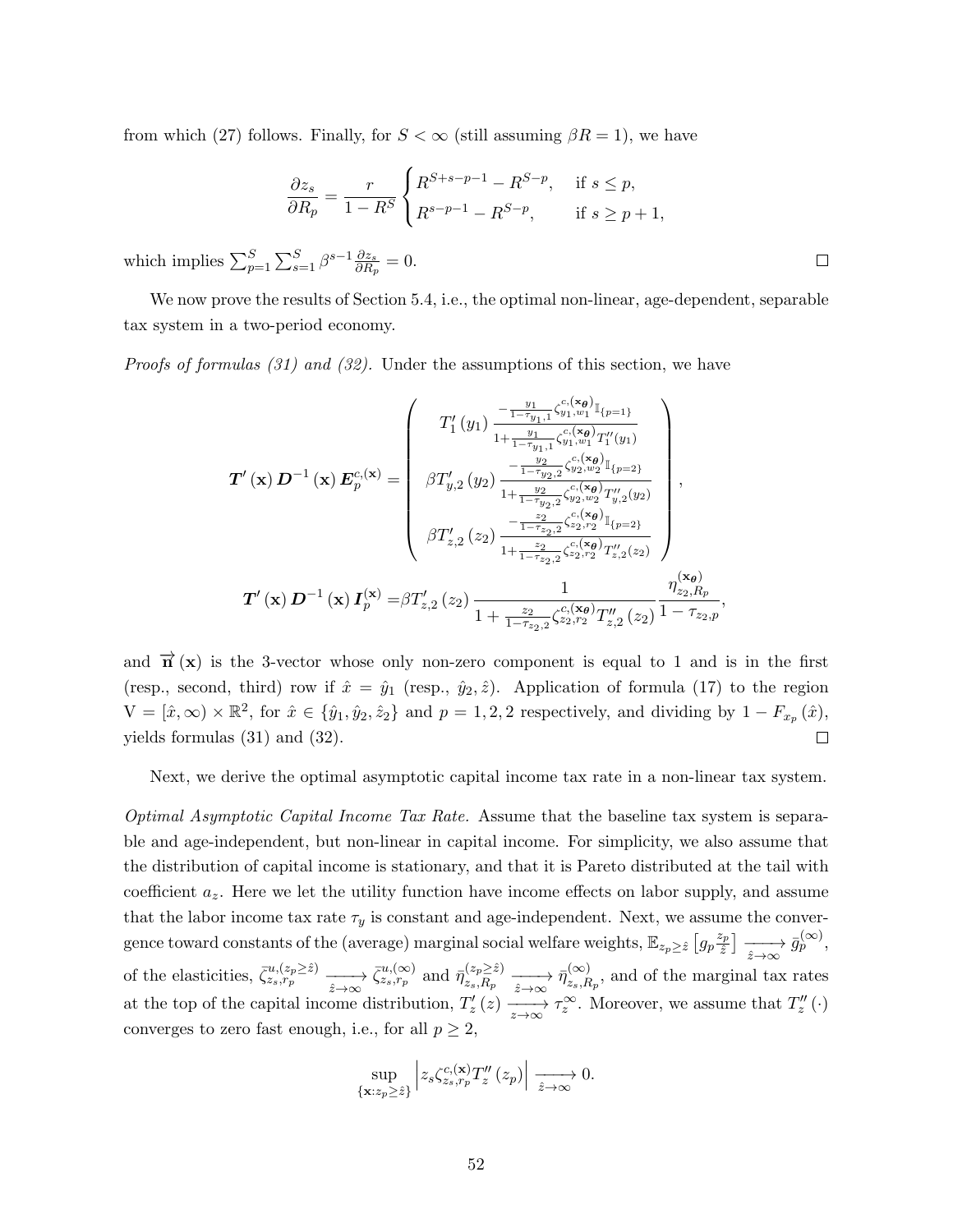from which (27) follows. Finally, for $S < \infty$ (still assuming $\beta R = 1$), we have

$$\frac{\partial z_s}{\partial R_p} = \frac{r}{1 - R^S} \begin{cases} R^{S+s-p-1} - R^{S-p}, & \text{if } s \leq p, \\ R^{s-p-1} - R^{S-p}, & \text{if } s \geq p+1, \end{cases}$$

which implies $\sum_{p=1}^{S} \sum_{s=1}^{S} \beta^{s-1} \frac{\partial z_s}{\partial R_p} = 0$. $\square$

We now prove the results of Section 5.4, i.e., the optimal non-linear, age-dependent, separable tax system in a two-period economy.

*Proofs of formulas (31) and (32).* Under the assumptions of this section, we have

$$\boldsymbol{T}'(\mathbf{x}) \boldsymbol{D}^{-1}(\mathbf{x}) \boldsymbol{E}_p^{c,(\mathbf{x})} = \begin{pmatrix} T_1'(y_1) \frac{-\frac{y_1}{1-\tau_{y_1,1}} \zeta_{y_1,w_1}^{c,(\mathbf{x}_{\boldsymbol{\theta}})} \mathbb{I}_{\{p=1\}}}{1 + \frac{y_1}{1-\tau_{y_1,1}} \zeta_{y_1,w_1}^{c,(\mathbf{x}_{\boldsymbol{\theta}})} T_1''(y_1)} \\ \beta T_{y,2}'(y_2) \frac{-\frac{y_2}{1-\tau_{y_2,2}} \zeta_{y_2,w_2}^{c,(\mathbf{x}_{\boldsymbol{\theta}})} \mathbb{I}_{\{p=2\}}}{1 + \frac{y_2}{1-\tau_{y_2,2}} \zeta_{y_2,w_2}^{c,(\mathbf{x}_{\boldsymbol{\theta}})} T_{y,2}''(y_2)} \\ \beta T_{z,2}'(z_2) \frac{-\frac{z_2}{1-\tau_{z_2,2}} \zeta_{z_2,r_2}^{c,(\mathbf{x}_{\boldsymbol{\theta}})} \mathbb{I}_{\{p=2\}}}{1 + \frac{z_2}{1-\tau_{z_2,2}} \zeta_{z_2,r_2}^{c,(\mathbf{x}_{\boldsymbol{\theta}})} T_{z,2}''(z_2)} \end{pmatrix},$$

$$\boldsymbol{T}'(\mathbf{x}) \boldsymbol{D}^{-1}(\mathbf{x}) \boldsymbol{I}_p^{(\mathbf{x})} = \beta T_{z,2}'(z_2) \frac{1}{1 + \frac{z_2}{1-\tau_{z_2,2}} \zeta_{z_2,r_2}^{c,(\mathbf{x}_{\boldsymbol{\theta}})} T_{z,2}''(z_2)} \frac{\eta_{z_2,R_p}^{(\mathbf{x}_{\boldsymbol{\theta}})}}{1 - \tau_{z_2,p}},$$

and $\overrightarrow{\mathbf{n}}(\mathbf{x})$ is the 3-vector whose only non-zero component is equal to 1 and is in the first (resp., second, third) row if $\hat{x} = \hat{y}_1$ (resp., $\hat{y}_2, \hat{z}$). Application of formula (17) to the region $\mathrm{V} = [\hat{x}, \infty) \times \mathbb{R}^2$, for $\hat{x} \in \{\hat{y}_1, \hat{y}_2, \hat{z}_2\}$ and $p = 1, 2, 2$ respectively, and dividing by $1 - F_{x_p}(\hat{x})$, yields formulas (31) and (32). $\square$

Next, we derive the optimal asymptotic capital income tax rate in a non-linear tax system.

*Optimal Asymptotic Capital Income Tax Rate.* Assume that the baseline tax system is separable and age-independent, but non-linear in capital income. For simplicity, we also assume that the distribution of capital income is stationary, and that it is Pareto distributed at the tail with coefficient $a_z$. Here we let the utility function have income effects on labor supply, and assume that the labor income tax rate $\tau_y$ is constant and age-independent. Next, we assume the convergence toward constants of the (average) marginal social welfare weights, $\mathbb{E}_{z_p \geq \hat{z}} \left[ g_p \frac{z_p}{\hat{z}} \right] \xrightarrow[\hat{z} \to \infty]{} \bar{g}_p^{(\infty)}$, of the elasticities, $\bar{\zeta}_{z_s, r_p}^{u,(z_p \geq \hat{z})} \xrightarrow[\hat{z} \to \infty]{} \bar{\zeta}_{z_s, r_p}^{u,(\infty)}$ and $\bar{\eta}_{z_s, R_p}^{(z_p \geq \hat{z})} \xrightarrow[\hat{z} \to \infty]{} \bar{\eta}_{z_s, R_p}^{(\infty)}$, and of the marginal tax rates at the top of the capital income distribution, $T_z'(z) \xrightarrow[z \to \infty]{} \tau_z^{\infty}$. Moreover, we assume that $T_z''(\cdot)$ converges to zero fast enough, i.e., for all $p \geq 2$,

$$\sup_{\{\mathbf{x} : z_p \geq \hat{z}\}} \left| z_s \zeta_{z_s, r_p}^{c,(\mathbf{x})} T_z''(z_p) \right| \xrightarrow[\hat{z} \to \infty]{} 0.$$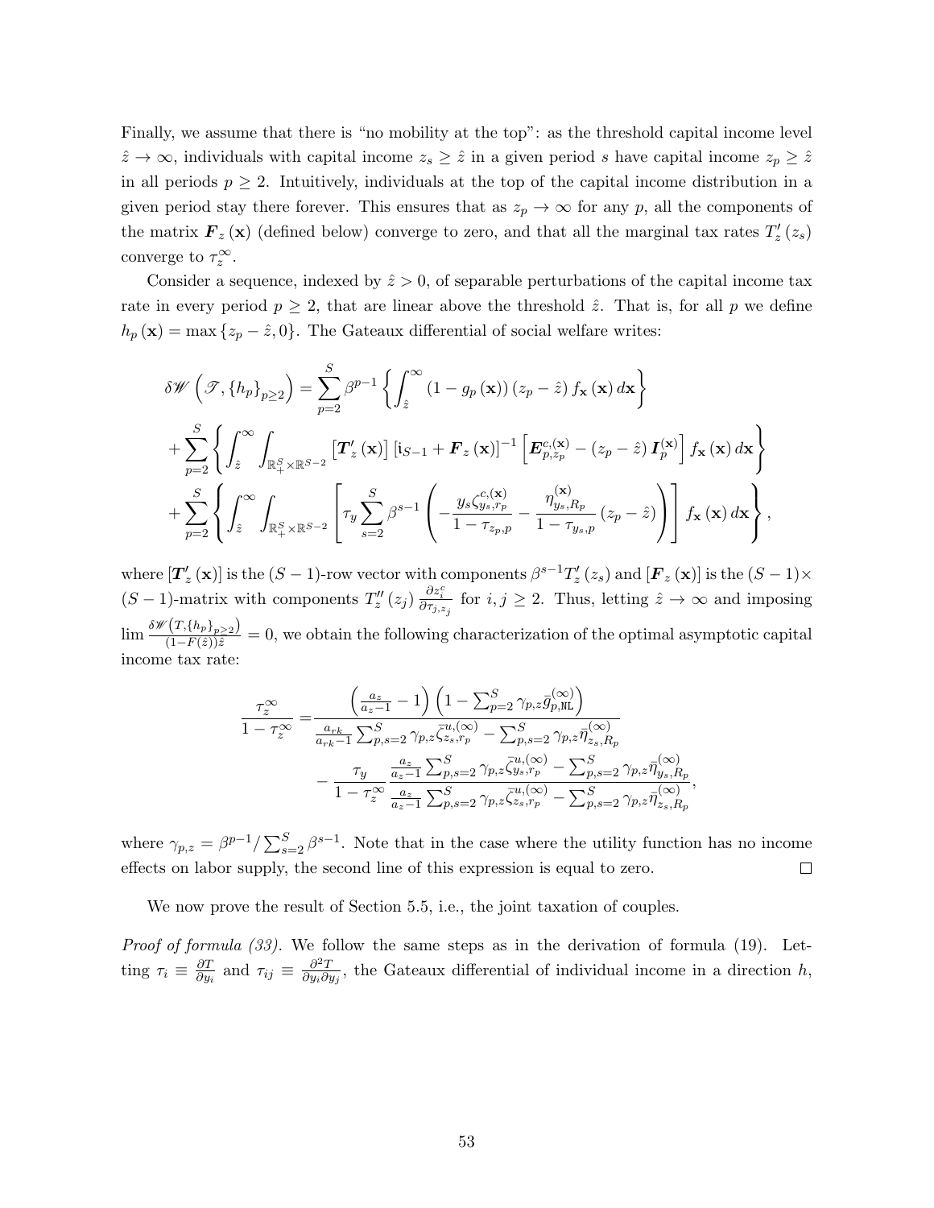Finally, we assume that there is "no mobility at the top": as the threshold capital income level $\hat{z} \to \infty$, individuals with capital income $z_s \geq \hat{z}$ in a given period $s$ have capital income $z_p \geq \hat{z}$ in all periods $p \geq 2$. Intuitively, individuals at the top of the capital income distribution in a given period stay there forever. This ensures that as $z_p \to \infty$ for any $p$, all the components of the matrix $\boldsymbol{F}_z(\mathbf{x})$ (defined below) converge to zero, and that all the marginal tax rates $T_z'(z_s)$ converge to $\tau_z^\infty$.

Consider a sequence, indexed by $\hat{z} > 0$, of separable perturbations of the capital income tax rate in every period $p \geq 2$, that are linear above the threshold $\hat{z}$. That is, for all $p$ we define $h_p(\mathbf{x}) = \max\{z_p - \hat{z}, 0\}$. The Gateaux differential of social welfare writes:

$$
\begin{aligned}
\delta \mathscr{W}\left(\mathscr{T}, \{h_p\}_{p\geq 2}\right) =& \sum_{p=2}^{S} \beta^{p-1} \left\{ \int_{\hat{z}}^{\infty} (1 - g_p(\mathbf{x}))(z_p - \hat{z}) f_{\mathbf{x}}(\mathbf{x}) \, d\mathbf{x} \right\} \\
&+ \sum_{p=2}^{S} \left\{ \int_{\hat{z}}^{\infty} \int_{\mathbb{R}_+^S \times \mathbb{R}^{S-2}} \left[\boldsymbol{T}_z'(\mathbf{x})\right] \left[\mathrm{i}_{S-1} + \boldsymbol{F}_z(\mathbf{x})\right]^{-1} \left[\boldsymbol{E}_{p,z_p}^{c,(\mathbf{x})} - (z_p - \hat{z}) \boldsymbol{I}_p^{(\mathbf{x})}\right] f_{\mathbf{x}}(\mathbf{x}) \, d\mathbf{x} \right\} \\
&+ \sum_{p=2}^{S} \left\{ \int_{\hat{z}}^{\infty} \int_{\mathbb{R}_+^S \times \mathbb{R}^{S-2}} \left[ \tau_y \sum_{s=2}^{S} \beta^{s-1} \left( -\frac{y_s \zeta_{y_s, r_p}^{c,(\mathbf{x})}}{1 - \tau_{z_p,p}} - \frac{\eta_{y_s,R_p}^{(\mathbf{x})}}{1 - \tau_{y_s,p}} (z_p - \hat{z}) \right) \right] f_{\mathbf{x}}(\mathbf{x}) \, d\mathbf{x} \right\},
\end{aligned}
$$

where $[\boldsymbol{T}_z'(\mathbf{x})]$ is the $(S-1)$-row vector with components $\beta^{s-1} T_z'(z_s)$ and $[\boldsymbol{F}_z(\mathbf{x})]$ is the $(S-1) \times (S-1)$-matrix with components $T_z''(z_j) \frac{\partial z_i^c}{\partial \tau_{j,z_j}}$ for $i,j \geq 2$. Thus, letting $\hat{z} \to \infty$ and imposing $\lim \frac{\delta \mathscr{W}\left(T, \{h_p\}_{p\geq 2}\right)}{(1-F(\hat{z}))\hat{z}} = 0$, we obtain the following characterization of the optimal asymptotic capital income tax rate:

$$
\begin{aligned}
\frac{\tau_z^\infty}{1 - \tau_z^\infty} =& \frac{\left(\frac{a_z}{a_z - 1} - 1\right)\left(1 - \sum_{p=2}^{S} \gamma_{p,z} \bar{g}_{p,\mathtt{NL}}^{(\infty)}\right)}{\frac{a_{rk}}{a_{rk}-1} \sum_{p,s=2}^{S} \gamma_{p,z} \bar{\zeta}_{z_s,r_p}^{u,(\infty)} - \sum_{p,s=2}^{S} \gamma_{p,z} \bar{\eta}_{z_s,R_p}^{(\infty)}} \\
&- \frac{\tau_y}{1 - \tau_z^\infty} \frac{\frac{a_z}{a_z - 1} \sum_{p,s=2}^{S} \gamma_{p,z} \bar{\zeta}_{y_s,r_p}^{u,(\infty)} - \sum_{p,s=2}^{S} \gamma_{p,z} \bar{\eta}_{y_s,R_p}^{(\infty)}}{\frac{a_z}{a_z - 1} \sum_{p,s=2}^{S} \gamma_{p,z} \bar{\zeta}_{z_s,r_p}^{u,(\infty)} - \sum_{p,s=2}^{S} \gamma_{p,z} \bar{\eta}_{z_s,R_p}^{(\infty)}},
\end{aligned}
$$

where $\gamma_{p,z} = \beta^{p-1} / \sum_{s=2}^{S} \beta^{s-1}$. Note that in the case where the utility function has no income effects on labor supply, the second line of this expression is equal to zero. $\square$

We now prove the result of Section 5.5, i.e., the joint taxation of couples.

*Proof of formula (33).* We follow the same steps as in the derivation of formula (19). Letting $\tau_i \equiv \frac{\partial T}{\partial y_i}$ and $\tau_{ij} \equiv \frac{\partial^2 T}{\partial y_i \partial y_j}$, the Gateaux differential of individual income in a direction $h$,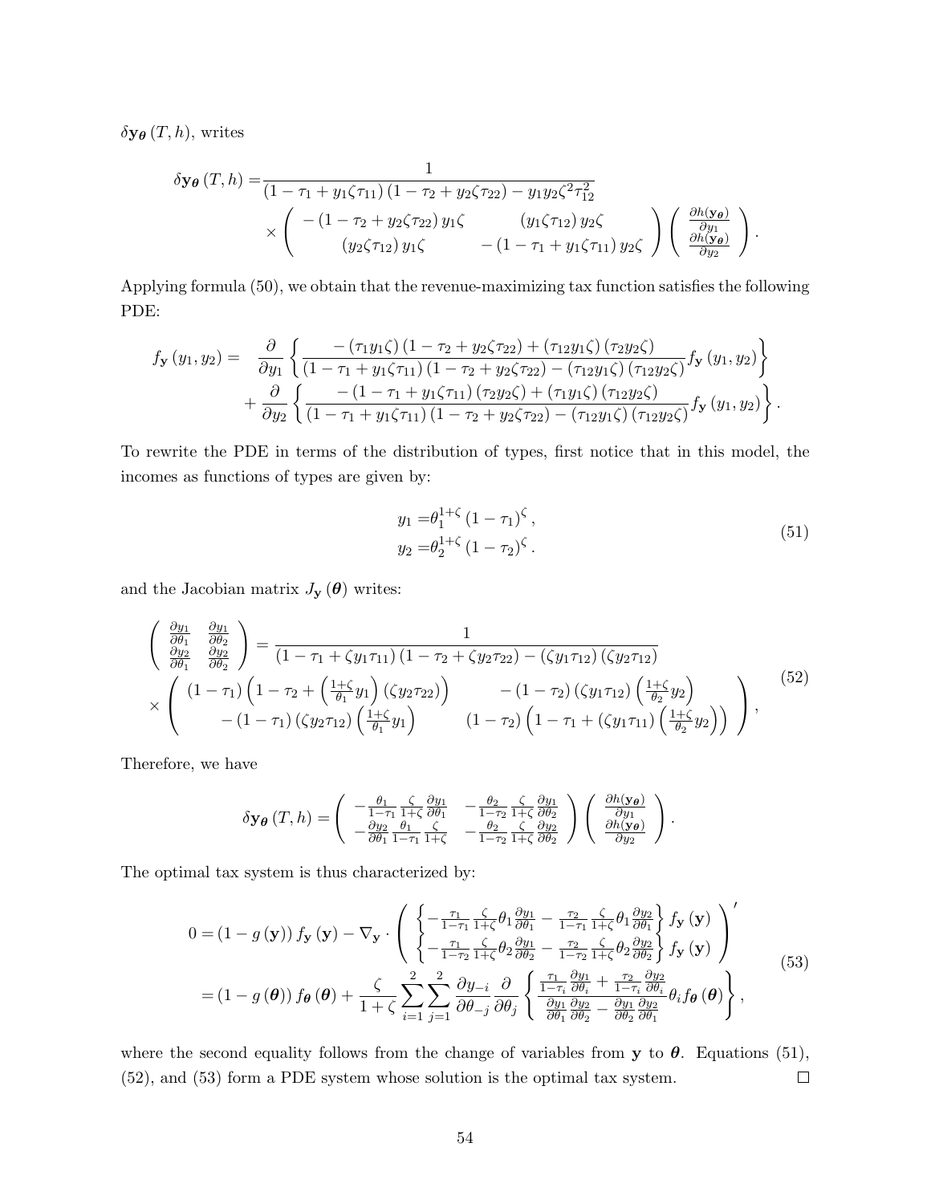$\delta \mathbf{y}_{\boldsymbol{\theta}}(T, h)$, writes

$$
\begin{aligned}
\delta \mathbf{y}_{\boldsymbol{\theta}}(T, h) = & \frac{1}{(1-\tau_1+y_1\zeta\tau_{11})(1-\tau_2+y_2\zeta\tau_{22})-y_1y_2\zeta^2\tau_{12}^2} \\
& \times \begin{pmatrix} -(1-\tau_2+y_2\zeta\tau_{22})\,y_1\zeta & (y_1\zeta\tau_{12})\,y_2\zeta \\ (y_2\zeta\tau_{12})\,y_1\zeta & -(1-\tau_1+y_1\zeta\tau_{11})\,y_2\zeta \end{pmatrix} \begin{pmatrix} \frac{\partial h(\mathbf{y}_{\boldsymbol{\theta}})}{\partial y_1} \\ \frac{\partial h(\mathbf{y}_{\boldsymbol{\theta}})}{\partial y_2} \end{pmatrix}.
\end{aligned}
$$

Applying formula (50), we obtain that the revenue-maximizing tax function satisfies the following PDE:

$$
\begin{aligned}
f_{\mathbf{y}}(y_1, y_2) = \quad & \frac{\partial}{\partial y_1}\left\{ \frac{-(\tau_1 y_1\zeta)(1-\tau_2+y_2\zeta\tau_{22})+(\tau_{12}y_1\zeta)(\tau_2 y_2\zeta)}{(1-\tau_1+y_1\zeta\tau_{11})(1-\tau_2+y_2\zeta\tau_{22})-(\tau_{12}y_1\zeta)(\tau_{12}y_2\zeta)} f_{\mathbf{y}}(y_1, y_2) \right\} \\
& + \frac{\partial}{\partial y_2}\left\{ \frac{-(1-\tau_1+y_1\zeta\tau_{11})(\tau_2 y_2\zeta)+(\tau_1 y_1\zeta)(\tau_{12}y_2\zeta)}{(1-\tau_1+y_1\zeta\tau_{11})(1-\tau_2+y_2\zeta\tau_{22})-(\tau_{12}y_1\zeta)(\tau_{12}y_2\zeta)} f_{\mathbf{y}}(y_1, y_2) \right\}.
\end{aligned}
$$

To rewrite the PDE in terms of the distribution of types, first notice that in this model, the incomes as functions of types are given by:

$$
\begin{aligned}
y_1 = & \theta_1^{1+\zeta}(1-\tau_1)^\zeta, \\
y_2 = & \theta_2^{1+\zeta}(1-\tau_2)^\zeta.
\end{aligned} \tag{51}
$$

and the Jacobian matrix $J_{\mathbf{y}}(\boldsymbol{\theta})$ writes:

$$
\begin{aligned}
\begin{pmatrix} \frac{\partial y_1}{\partial \theta_1} & \frac{\partial y_1}{\partial \theta_2} \\ \frac{\partial y_2}{\partial \theta_1} & \frac{\partial y_2}{\partial \theta_2} \end{pmatrix} = & \frac{1}{(1-\tau_1+\zeta y_1\tau_{11})(1-\tau_2+\zeta y_2\tau_{22})-(\zeta y_1\tau_{12})(\zeta y_2\tau_{12})} \\
\times \begin{pmatrix} (1-\tau_1)\left(1-\tau_2+\left(\frac{1+\zeta}{\theta_1}y_1\right)(\zeta y_2\tau_{22})\right) & -(1-\tau_2)(\zeta y_1\tau_{12})\left(\frac{1+\zeta}{\theta_2}y_2\right) \\ -(1-\tau_1)(\zeta y_2\tau_{12})\left(\frac{1+\zeta}{\theta_1}y_1\right) & (1-\tau_2)\left(1-\tau_1+(\zeta y_1\tau_{11})\left(\frac{1+\zeta}{\theta_2}y_2\right)\right) \end{pmatrix}&,
\end{aligned} \tag{52}
$$

Therefore, we have

$$
\delta \mathbf{y}_{\boldsymbol{\theta}}(T, h) = \begin{pmatrix} -\frac{\theta_1}{1-\tau_1}\frac{\zeta}{1+\zeta}\frac{\partial y_1}{\partial \theta_1} & -\frac{\theta_2}{1-\tau_2}\frac{\zeta}{1+\zeta}\frac{\partial y_1}{\partial \theta_2} \\ -\frac{\partial y_2}{\partial \theta_1}\frac{\theta_1}{1-\tau_1}\frac{\zeta}{1+\zeta} & -\frac{\theta_2}{1-\tau_2}\frac{\zeta}{1+\zeta}\frac{\partial y_2}{\partial \theta_2} \end{pmatrix} \begin{pmatrix} \frac{\partial h(\mathbf{y}_{\boldsymbol{\theta}})}{\partial y_1} \\ \frac{\partial h(\mathbf{y}_{\boldsymbol{\theta}})}{\partial y_2} \end{pmatrix}.
$$

The optimal tax system is thus characterized by:

$$
\begin{aligned}
0 = & (1-g(\mathbf{y}))f_{\mathbf{y}}(\mathbf{y}) - \nabla_{\mathbf{y}} \cdot \begin{pmatrix} \left\{ -\frac{\tau_1}{1-\tau_1}\frac{\zeta}{1+\zeta}\theta_1\frac{\partial y_1}{\partial \theta_1} - \frac{\tau_2}{1-\tau_1}\frac{\zeta}{1+\zeta}\theta_1\frac{\partial y_2}{\partial \theta_1} \right\} f_{\mathbf{y}}(\mathbf{y}) \\ \left\{ -\frac{\tau_1}{1-\tau_2}\frac{\zeta}{1+\zeta}\theta_2\frac{\partial y_1}{\partial \theta_2} - \frac{\tau_2}{1-\tau_2}\frac{\zeta}{1+\zeta}\theta_2\frac{\partial y_2}{\partial \theta_2} \right\} f_{\mathbf{y}}(\mathbf{y}) \end{pmatrix}' \\
= & (1-g(\boldsymbol{\theta}))f_{\boldsymbol{\theta}}(\boldsymbol{\theta}) + \frac{\zeta}{1+\zeta}\sum_{i=1}^{2}\sum_{j=1}^{2}\frac{\partial y_{-i}}{\partial \theta_{-j}}\frac{\partial}{\partial \theta_j}\left\{ \frac{\frac{\tau_1}{1-\tau_i}\frac{\partial y_1}{\partial \theta_i}+\frac{\tau_2}{1-\tau_i}\frac{\partial y_2}{\partial \theta_i}}{\frac{\partial y_1}{\partial \theta_1}\frac{\partial y_2}{\partial \theta_2}-\frac{\partial y_1}{\partial \theta_2}\frac{\partial y_2}{\partial \theta_1}}\theta_i f_{\boldsymbol{\theta}}(\boldsymbol{\theta}) \right\},
\end{aligned} \tag{53}
$$

where the second equality follows from the change of variables from $\mathbf{y}$ to $\boldsymbol{\theta}$. Equations (51), (52), and (53) form a PDE system whose solution is the optimal tax system. □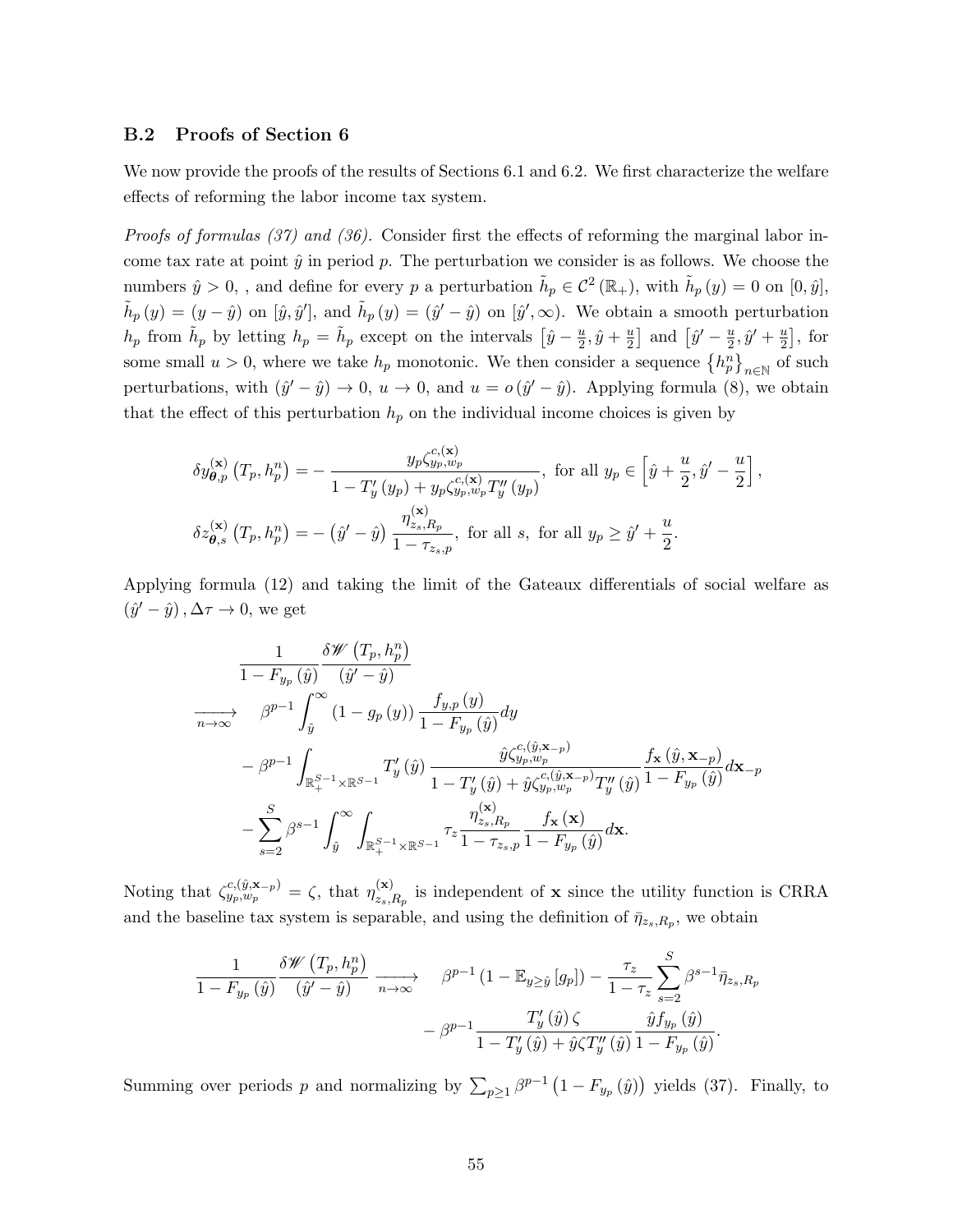### B.2 Proofs of Section 6

We now provide the proofs of the results of Sections 6.1 and 6.2. We first characterize the welfare effects of reforming the labor income tax system.

*Proofs of formulas (37) and (36).* Consider first the effects of reforming the marginal labor income tax rate at point $\hat{y}$ in period $p$. The perturbation we consider is as follows. We choose the numbers $\hat{y} > 0$, , and define for every $p$ a perturbation $\tilde{h}_p \in \mathcal{C}^2(\mathbb{R}_+)$, with $\tilde{h}_p(y) = 0$ on $[0, \hat{y}]$, $\tilde{h}_p(y) = (y - \hat{y})$ on $[\hat{y}, \hat{y}']$, and $\tilde{h}_p(y) = (\hat{y}' - \hat{y})$ on $[\hat{y}', \infty)$. We obtain a smooth perturbation $h_p$ from $\tilde{h}_p$ by letting $h_p = \tilde{h}_p$ except on the intervals $\left[\hat{y} - \frac{u}{2}, \hat{y} + \frac{u}{2}\right]$ and $\left[\hat{y}' - \frac{u}{2}, \hat{y}' + \frac{u}{2}\right]$, for some small $u > 0$, where we take $h_p$ monotonic. We then consider a sequence $\left\{h_p^n\right\}_{n\in\mathbb{N}}$ of such perturbations, with $(\hat{y}' - \hat{y}) \to 0$, $u \to 0$, and $u = o(\hat{y}' - \hat{y})$. Applying formula (8), we obtain that the effect of this perturbation $h_p$ on the individual income choices is given by

$$
\begin{aligned}
\delta y_{\boldsymbol{\theta},p}^{(\mathbf{x})}\left(T_p, h_p^n\right) &= -\frac{y_p \zeta_{y_p,w_p}^{c,(\mathbf{x})}}{1 - T_y'(y_p) + y_p \zeta_{y_p,w_p}^{c,(\mathbf{x})} T_y''(y_p)}, \text{ for all } y_p \in \left[\hat{y} + \frac{u}{2}, \hat{y}' - \frac{u}{2}\right], \\
\delta z_{\boldsymbol{\theta},s}^{(\mathbf{x})}\left(T_p, h_p^n\right) &= -\left(\hat{y}' - \hat{y}\right) \frac{\eta_{z_s,R_p}^{(\mathbf{x})}}{1 - \tau_{z_s,p}}, \text{ for all } s, \text{ for all } y_p \geq \hat{y}' + \frac{u}{2}.
\end{aligned}
$$

Applying formula (12) and taking the limit of the Gateaux differentials of social welfare as $(\hat{y}' - \hat{y}), \Delta\tau \to 0$, we get

$$
\begin{aligned}
&\frac{1}{1 - F_{y_p}(\hat{y})} \frac{\delta \mathscr{W}\left(T_p, h_p^n\right)}{(\hat{y}' - \hat{y})} \\
\xrightarrow[n\to\infty]{} \quad & \beta^{p-1} \int_{\hat{y}}^{\infty} \left(1 - g_p(y)\right) \frac{f_{y,p}(y)}{1 - F_{y_p}(\hat{y})} dy \\
& - \beta^{p-1} \int_{\mathbb{R}_+^{S-1} \times \mathbb{R}^{S-1}} T_y'(\hat{y}) \frac{\hat{y} \zeta_{y_p,w_p}^{c,(\hat{y},\mathbf{x}_{-p})}}{1 - T_y'(\hat{y}) + \hat{y} \zeta_{y_p,w_p}^{c,(\hat{y},\mathbf{x}_{-p})} T_y''(\hat{y})} \frac{f_{\mathbf{x}}(\hat{y}, \mathbf{x}_{-p})}{1 - F_{y_p}(\hat{y})} d\mathbf{x}_{-p} \\
& - \sum_{s=2}^{S} \beta^{s-1} \int_{\hat{y}}^{\infty} \int_{\mathbb{R}_+^{S-1} \times \mathbb{R}^{S-1}} \tau_z \frac{\eta_{z_s,R_p}^{(\mathbf{x})}}{1 - \tau_{z_s,p}} \frac{f_{\mathbf{x}}(\mathbf{x})}{1 - F_{y_p}(\hat{y})} d\mathbf{x}.
\end{aligned}
$$

Noting that $\zeta_{y_p,w_p}^{c,(\hat{y},\mathbf{x}_{-p})} = \zeta$, that $\eta_{z_s,R_p}^{(\mathbf{x})}$ is independent of $\mathbf{x}$ since the utility function is CRRA and the baseline tax system is separable, and using the definition of $\bar{\eta}_{z_s,R_p}$, we obtain

$$
\begin{aligned}
\frac{1}{1 - F_{y_p}(\hat{y})} \frac{\delta \mathscr{W}\left(T_p, h_p^n\right)}{(\hat{y}' - \hat{y})} \xrightarrow[n\to\infty]{} \quad & \beta^{p-1}\left(1 - \mathbb{E}_{y \geq \hat{y}}\left[g_p\right]\right) - \frac{\tau_z}{1 - \tau_z} \sum_{s=2}^{S} \beta^{s-1} \bar{\eta}_{z_s,R_p} \\
& - \beta^{p-1} \frac{T_y'(\hat{y}) \zeta}{1 - T_y'(\hat{y}) + \hat{y} \zeta T_y''(\hat{y})} \frac{\hat{y} f_{y_p}(\hat{y})}{1 - F_{y_p}(\hat{y})}.
\end{aligned}
$$

Summing over periods $p$ and normalizing by $\sum_{p\geq 1} \beta^{p-1}\left(1 - F_{y_p}(\hat{y})\right)$ yields (37). Finally, to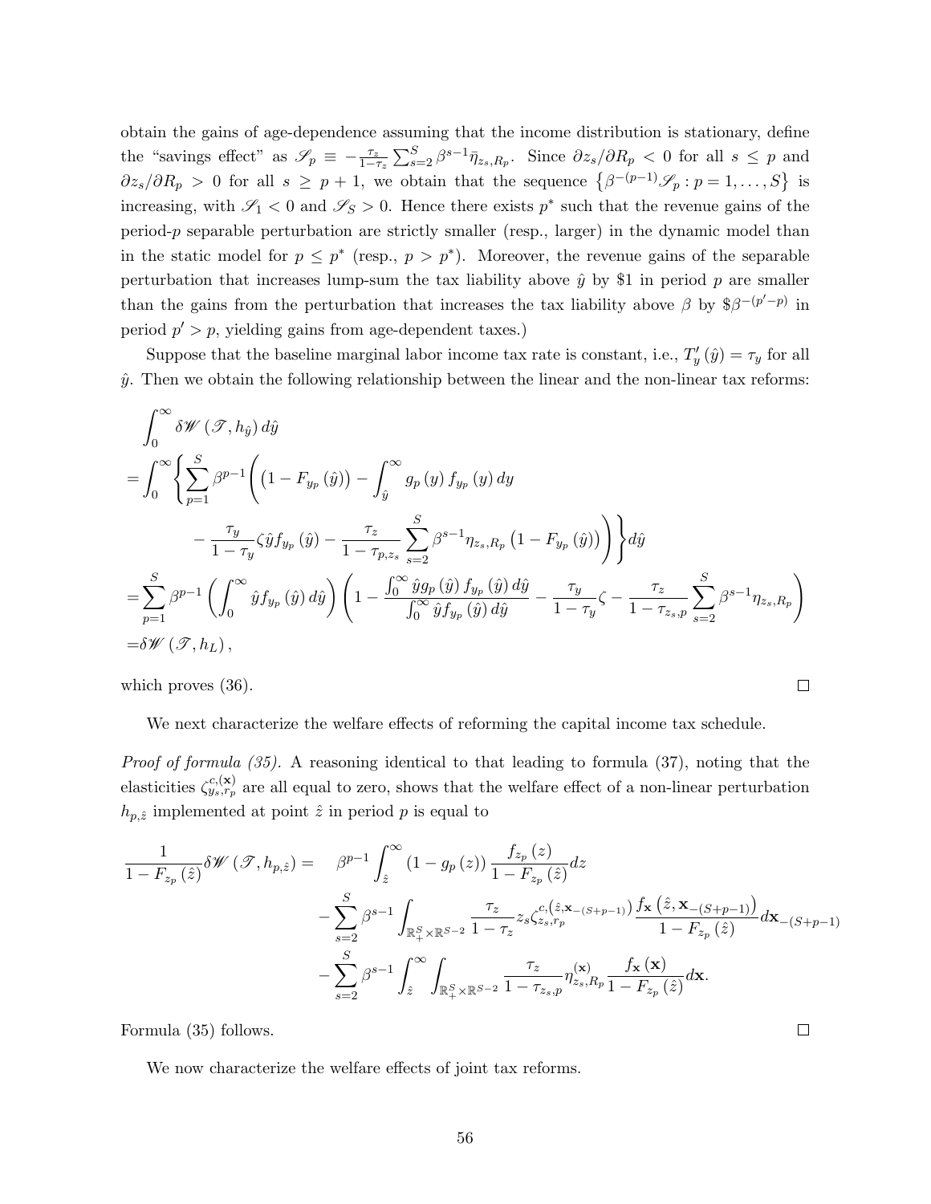obtain the gains of age-dependence assuming that the income distribution is stationary, define the "savings effect" as $\mathscr{S}_p \equiv -\frac{\tau_z}{1-\tau_z}\sum_{s=2}^{S}\beta^{s-1}\bar{\eta}_{z_s,R_p}$. Since $\partial z_s/\partial R_p < 0$ for all $s \leq p$ and $\partial z_s/\partial R_p > 0$ for all $s \geq p+1$, we obtain that the sequence $\left\{\beta^{-(p-1)}\mathscr{S}_p : p = 1,\ldots,S\right\}$ is increasing, with $\mathscr{S}_1 < 0$ and $\mathscr{S}_S > 0$. Hence there exists $p^*$ such that the revenue gains of the period-$p$ separable perturbation are strictly smaller (resp., larger) in the dynamic model than in the static model for $p \leq p^*$ (resp., $p > p^*$). Moreover, the revenue gains of the separable perturbation that increases lump-sum the tax liability above $\hat{y}$ by \$1 in period $p$ are smaller than the gains from the perturbation that increases the tax liability above $\beta$ by \$$\beta^{-(p'-p)}$ in period $p' > p$, yielding gains from age-dependent taxes.)

Suppose that the baseline marginal labor income tax rate is constant, i.e., $T'_y(\hat{y}) = \tau_y$ for all $\hat{y}$. Then we obtain the following relationship between the linear and the non-linear tax reforms:

$$
\begin{aligned}
&\int_0^\infty \delta\mathscr{W}\left(\mathscr{T}, h_{\hat{y}}\right) d\hat{y} \\
=&\int_0^\infty \left\{ \sum_{p=1}^{S} \beta^{p-1} \left( \left(1 - F_{y_p}(\hat{y})\right) - \int_{\hat{y}}^\infty g_p(y) f_{y_p}(y)\, dy \right.\right. \\
&\left.\left. \qquad - \frac{\tau_y}{1-\tau_y}\zeta \hat{y} f_{y_p}(\hat{y}) - \frac{\tau_z}{1-\tau_{p,z_s}} \sum_{s=2}^{S} \beta^{s-1}\eta_{z_s,R_p}\left(1 - F_{y_p}(\hat{y})\right) \right) \right\} d\hat{y} \\
=&\sum_{p=1}^{S} \beta^{p-1} \left( \int_0^\infty \hat{y} f_{y_p}(\hat{y})\, d\hat{y} \right) \left( 1 - \frac{\int_0^\infty \hat{y} g_p(\hat{y}) f_{y_p}(\hat{y})\, d\hat{y}}{\int_0^\infty \hat{y} f_{y_p}(\hat{y})\, d\hat{y}} - \frac{\tau_y}{1-\tau_y}\zeta - \frac{\tau_z}{1-\tau_{z_s,p}} \sum_{s=2}^{S} \beta^{s-1}\eta_{z_s,R_p} \right) \\
=&\delta\mathscr{W}\left(\mathscr{T}, h_L\right),
\end{aligned}
$$

which proves (36). ☐

We next characterize the welfare effects of reforming the capital income tax schedule.

*Proof of formula (35).* A reasoning identical to that leading to formula (37), noting that the elasticities $\zeta^{c,(\mathbf{x})}_{y_s,r_p}$ are all equal to zero, shows that the welfare effect of a non-linear perturbation $h_{p,\hat{z}}$ implemented at point $\hat{z}$ in period $p$ is equal to

$$
\begin{aligned}
\frac{1}{1-F_{z_p}(\hat{z})}\delta\mathscr{W}\left(\mathscr{T}, h_{p,\hat{z}}\right) = \quad & \beta^{p-1}\int_{\hat{z}}^\infty \left(1 - g_p(z)\right) \frac{f_{z_p}(z)}{1-F_{z_p}(\hat{z})} dz \\
& - \sum_{s=2}^{S} \beta^{s-1} \int_{\mathbb{R}_+^S \times \mathbb{R}^{S-2}} \frac{\tau_z}{1-\tau_z} z_s \zeta^{c,\left(\hat{z},\mathbf{x}_{-(S+p-1)}\right)}_{z_s,r_p} \frac{f_{\mathbf{x}}\left(\hat{z},\mathbf{x}_{-(S+p-1)}\right)}{1-F_{z_p}(\hat{z})} d\mathbf{x}_{-(S+p-1)} \\
& - \sum_{s=2}^{S} \beta^{s-1} \int_{\hat{z}}^\infty \int_{\mathbb{R}_+^S \times \mathbb{R}^{S-2}} \frac{\tau_z}{1-\tau_{z_s,p}} \eta^{(\mathbf{x})}_{z_s,R_p} \frac{f_{\mathbf{x}}(\mathbf{x})}{1-F_{z_p}(\hat{z})} d\mathbf{x}.
\end{aligned}
$$

Formula (35) follows. ☐

We now characterize the welfare effects of joint tax reforms.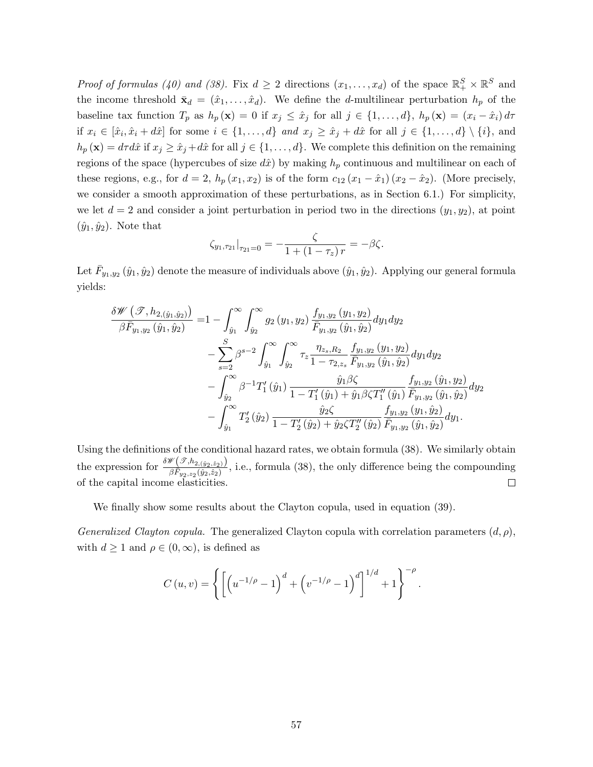*Proof of formulas (40) and (38).* Fix $d \geq 2$ directions $(x_1, \ldots, x_d)$ of the space $\mathbb{R}_+^S \times \mathbb{R}^S$ and the income threshold $\bar{\mathbf{x}}_d = (\hat{x}_1, \ldots, \hat{x}_d)$. We define the $d$-multilinear perturbation $h_p$ of the baseline tax function $T_p$ as $h_p(\mathbf{x}) = 0$ if $x_j \leq \hat{x}_j$ for all $j \in \{1, \ldots, d\}$, $h_p(\mathbf{x}) = (x_i - \hat{x}_i) d\tau$ if $x_i \in [\hat{x}_i, \hat{x}_i + d\hat{x}]$ for some $i \in \{1, \ldots, d\}$ *and* $x_j \geq \hat{x}_j + d\hat{x}$ for all $j \in \{1, \ldots, d\} \setminus \{i\}$, and $h_p(\mathbf{x}) = d\tau d\hat{x}$ if $x_j \geq \hat{x}_j + d\hat{x}$ for all $j \in \{1, \ldots, d\}$. We complete this definition on the remaining regions of the space (hypercubes of size $d\hat{x}$) by making $h_p$ continuous and multilinear on each of these regions, e.g., for $d = 2$, $h_p(x_1, x_2)$ is of the form $c_{12}(x_1 - \hat{x}_1)(x_2 - \hat{x}_2)$. (More precisely, we consider a smooth approximation of these perturbations, as in Section 6.1.) For simplicity, we let $d = 2$ and consider a joint perturbation in period two in the directions $(y_1, y_2)$, at point $(\hat{y}_1, \hat{y}_2)$. Note that

$$\zeta_{y_1, \tau_{21}}|_{\tau_{21}=0} = -\frac{\zeta}{1 + (1 - \tau_z) r} = -\beta\zeta.$$

Let $\bar{F}_{y_1, y_2}(\hat{y}_1, \hat{y}_2)$ denote the measure of individuals above $(\hat{y}_1, \hat{y}_2)$. Applying our general formula yields:

$$\begin{aligned}
\frac{\delta\mathscr{W}\left(\mathscr{T}, h_{2,(\hat{y}_1, \hat{y}_2)}\right)}{\beta\bar{F}_{y_1, y_2}(\hat{y}_1, \hat{y}_2)} =& 1 - \int_{\hat{y}_1}^{\infty}\int_{\hat{y}_2}^{\infty} g_2(y_1, y_2) \frac{f_{y_1, y_2}(y_1, y_2)}{\bar{F}_{y_1, y_2}(\hat{y}_1, \hat{y}_2)} dy_1 dy_2 \\
& - \sum_{s=2}^{S} \beta^{s-2} \int_{\hat{y}_1}^{\infty}\int_{\hat{y}_2}^{\infty} \tau_z \frac{\eta_{z_s, R_2}}{1 - \tau_{2, z_s}} \frac{f_{y_1, y_2}(y_1, y_2)}{\bar{F}_{y_1, y_2}(\hat{y}_1, \hat{y}_2)} dy_1 dy_2 \\
& - \int_{\hat{y}_2}^{\infty} \beta^{-1} T_1'(\hat{y}_1) \frac{\hat{y}_1 \beta\zeta}{1 - T_1'(\hat{y}_1) + \hat{y}_1 \beta\zeta T_1''(\hat{y}_1)} \frac{f_{y_1, y_2}(\hat{y}_1, y_2)}{\bar{F}_{y_1, y_2}(\hat{y}_1, \hat{y}_2)} dy_2 \\
& - \int_{\hat{y}_1}^{\infty} T_2'(\hat{y}_2) \frac{\hat{y}_2 \zeta}{1 - T_2'(\hat{y}_2) + \hat{y}_2 \zeta T_2''(\hat{y}_2)} \frac{f_{y_1, y_2}(y_1, \hat{y}_2)}{\bar{F}_{y_1, y_2}(\hat{y}_1, \hat{y}_2)} dy_1.
\end{aligned}$$

Using the definitions of the conditional hazard rates, we obtain formula (38). We similarly obtain the expression for $\frac{\delta\mathscr{W}\left(\mathscr{T}, h_{2,(\hat{y}_2, \hat{z}_2)}\right)}{\beta\bar{F}_{y_2, z_2}(\hat{y}_2, \hat{z}_2)}$, i.e., formula (38), the only difference being the compounding of the capital income elasticities. □

We finally show some results about the Clayton copula, used in equation (39).

*Generalized Clayton copula.* The generalized Clayton copula with correlation parameters $(d, \rho)$, with $d \geq 1$ and $\rho \in (0, \infty)$, is defined as

$$C(u, v) = \left\{\left[\left(u^{-1/\rho} - 1\right)^d + \left(v^{-1/\rho} - 1\right)^d\right]^{1/d} + 1\right\}^{-\rho}.$$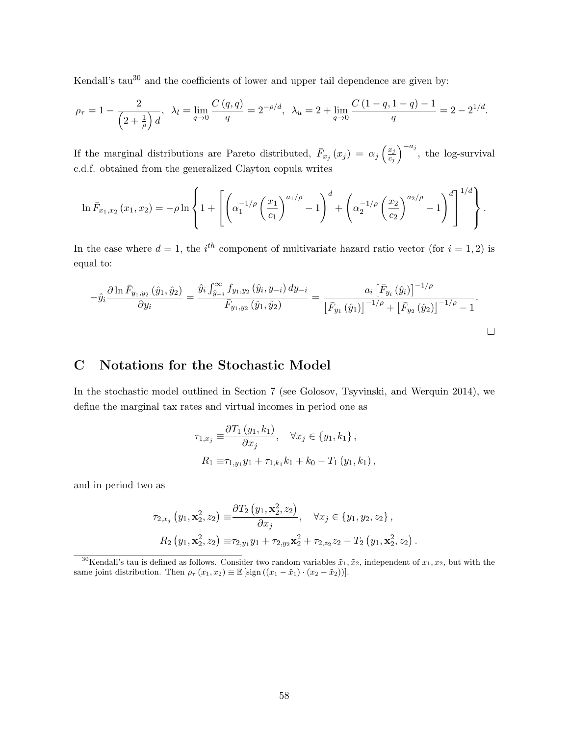Kendall's tau[30] and the coefficients of lower and upper tail dependence are given by:

$$\rho_\tau = 1 - \frac{2}{\left(2+\frac{1}{\rho}\right)d}, \;\; \lambda_l = \lim_{q\to 0}\frac{C(q,q)}{q} = 2^{-\rho/d}, \;\; \lambda_u = 2 + \lim_{q\to 0}\frac{C(1-q,1-q)-1}{q} = 2 - 2^{1/d}.$$

If the marginal distributions are Pareto distributed, $\bar{F}_{x_j}(x_j) = \alpha_j \left(\frac{x_j}{c_j}\right)^{-a_j}$, the log-survival c.d.f. obtained from the generalized Clayton copula writes

$$\ln \bar{F}_{x_1,x_2}(x_1,x_2) = -\rho \ln\left\{1 + \left[\left(\alpha_1^{-1/\rho}\left(\frac{x_1}{c_1}\right)^{a_1/\rho} - 1\right)^d + \left(\alpha_2^{-1/\rho}\left(\frac{x_2}{c_2}\right)^{a_2/\rho} - 1\right)^d\right]^{1/d}\right\}.$$

In the case where $d=1$, the $i^{th}$ component of multivariate hazard ratio vector (for $i=1,2$) is equal to:

$$-\hat{y}_i \frac{\partial \ln \bar{F}_{y_1,y_2}(\hat{y}_1,\hat{y}_2)}{\partial y_i} = \frac{\hat{y}_i \int_{\hat{y}_{-i}}^{\infty} f_{y_1,y_2}(\hat{y}_i, y_{-i})\, dy_{-i}}{\bar{F}_{y_1,y_2}(\hat{y}_1,\hat{y}_2)} = \frac{a_i \left[\bar{F}_{y_i}(\hat{y}_i)\right]^{-1/\rho}}{\left[\bar{F}_{y_1}(\hat{y}_1)\right]^{-1/\rho} + \left[\bar{F}_{y_2}(\hat{y}_2)\right]^{-1/\rho} - 1}.$$

□

# C Notations for the Stochastic Model

In the stochastic model outlined in Section 7 (see Golosov, Tsyvinski, and Werquin 2014), we define the marginal tax rates and virtual incomes in period one as

$$\tau_{1,x_j} \equiv \frac{\partial T_1(y_1,k_1)}{\partial x_j}, \quad \forall x_j \in \{y_1,k_1\},$$
$$R_1 \equiv \tau_{1,y_1} y_1 + \tau_{1,k_1} k_1 + k_0 - T_1(y_1,k_1),$$

and in period two as

$$\tau_{2,x_j}\left(y_1,\mathbf{x}_2^2,z_2\right) \equiv \frac{\partial T_2\left(y_1,\mathbf{x}_2^2,z_2\right)}{\partial x_j}, \quad \forall x_j \in \{y_1,y_2,z_2\},$$
$$R_2\left(y_1,\mathbf{x}_2^2,z_2\right) \equiv \tau_{2,y_1} y_1 + \tau_{2,y_2}\mathbf{x}_2^2 + \tau_{2,z_2} z_2 - T_2\left(y_1,\mathbf{x}_2^2,z_2\right).$$

---

[30] Kendall's tau is defined as follows. Consider two random variables $\tilde{x}_1, \tilde{x}_2$, independent of $x_1, x_2$, but with the same joint distribution. Then $\rho_\tau(x_1,x_2) \equiv \mathbb{E}\left[\text{sign}\left((x_1-\tilde{x}_1)\cdot(x_2-\tilde{x}_2)\right)\right]$.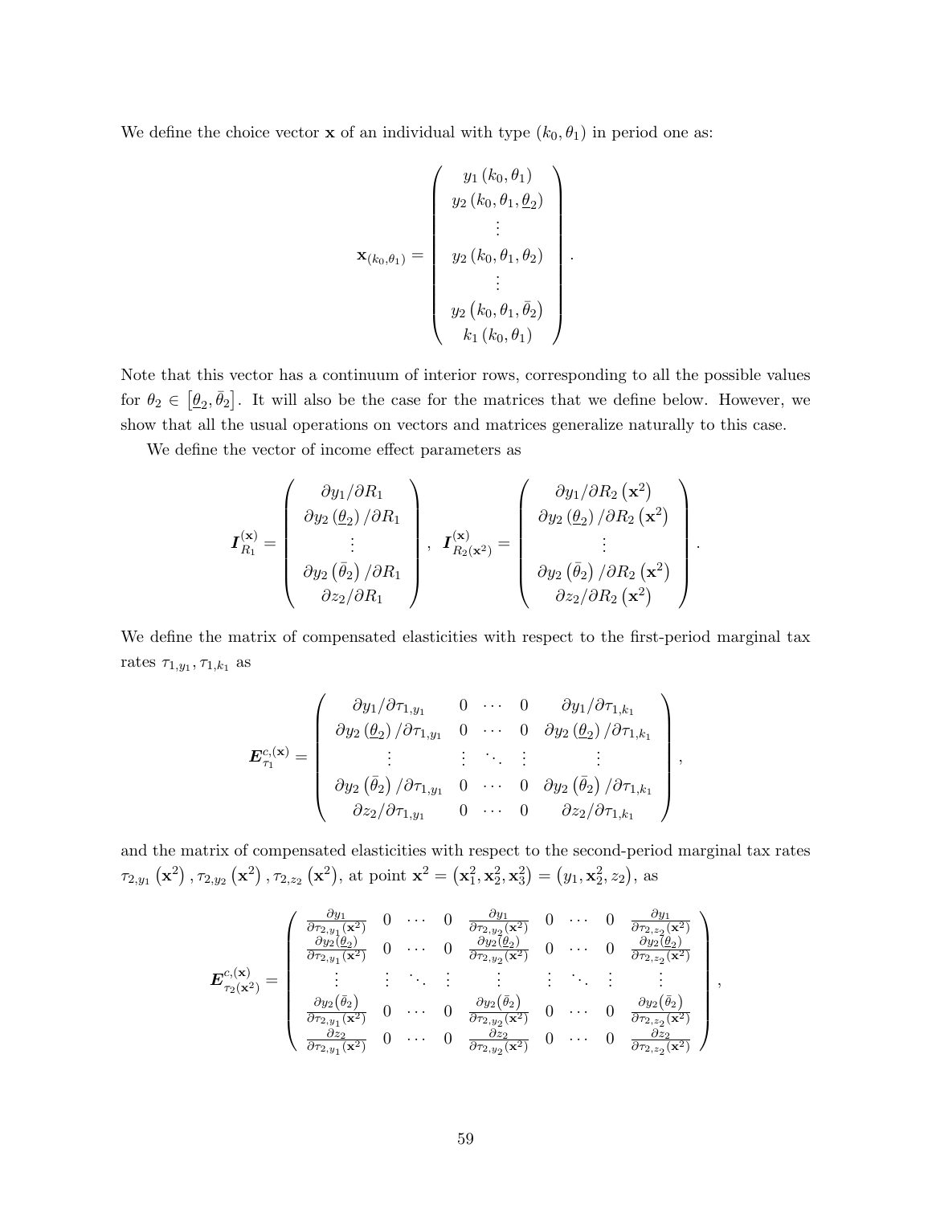We define the choice vector $\mathbf{x}$ of an individual with type $(k_0, \theta_1)$ in period one as:

$$\mathbf{x}_{(k_0,\theta_1)} = \begin{pmatrix} y_1(k_0,\theta_1) \\ y_2(k_0,\theta_1,\underline{\theta}_2) \\ \vdots \\ y_2(k_0,\theta_1,\theta_2) \\ \vdots \\ y_2(k_0,\theta_1,\bar{\theta}_2) \\ k_1(k_0,\theta_1) \end{pmatrix}.$$

Note that this vector has a continuum of interior rows, corresponding to all the possible values for $\theta_2 \in [\underline{\theta}_2, \bar{\theta}_2]$. It will also be the case for the matrices that we define below. However, we show that all the usual operations on vectors and matrices generalize naturally to this case.

We define the vector of income effect parameters as

$$\boldsymbol{I}_{R_1}^{(\mathbf{x})} = \begin{pmatrix} \partial y_1/\partial R_1 \\ \partial y_2(\underline{\theta}_2)/\partial R_1 \\ \vdots \\ \partial y_2(\bar{\theta}_2)/\partial R_1 \\ \partial z_2/\partial R_1 \end{pmatrix}, \ \boldsymbol{I}_{R_2(\mathbf{x}^2)}^{(\mathbf{x})} = \begin{pmatrix} \partial y_1/\partial R_2(\mathbf{x}^2) \\ \partial y_2(\underline{\theta}_2)/\partial R_2(\mathbf{x}^2) \\ \vdots \\ \partial y_2(\bar{\theta}_2)/\partial R_2(\mathbf{x}^2) \\ \partial z_2/\partial R_2(\mathbf{x}^2) \end{pmatrix}.$$

We define the matrix of compensated elasticities with respect to the first-period marginal tax rates $\tau_{1,y_1}, \tau_{1,k_1}$ as

$$\boldsymbol{E}_{\tau_1}^{c,(\mathbf{x})} = \begin{pmatrix} \partial y_1/\partial \tau_{1,y_1} & 0 & \cdots & 0 & \partial y_1/\partial \tau_{1,k_1} \\ \partial y_2(\underline{\theta}_2)/\partial \tau_{1,y_1} & 0 & \cdots & 0 & \partial y_2(\underline{\theta}_2)/\partial \tau_{1,k_1} \\ \vdots & \vdots & \ddots & \vdots & \vdots \\ \partial y_2(\bar{\theta}_2)/\partial \tau_{1,y_1} & 0 & \cdots & 0 & \partial y_2(\bar{\theta}_2)/\partial \tau_{1,k_1} \\ \partial z_2/\partial \tau_{1,y_1} & 0 & \cdots & 0 & \partial z_2/\partial \tau_{1,k_1} \end{pmatrix},$$

and the matrix of compensated elasticities with respect to the second-period marginal tax rates $\tau_{2,y_1}(\mathbf{x}^2), \tau_{2,y_2}(\mathbf{x}^2), \tau_{2,z_2}(\mathbf{x}^2)$, at point $\mathbf{x}^2 = (\mathbf{x}_1^2, \mathbf{x}_2^2, \mathbf{x}_3^2) = (y_1, \mathbf{x}_2^2, z_2)$, as

$$\boldsymbol{E}_{\tau_2(\mathbf{x}^2)}^{c,(\mathbf{x})} = \begin{pmatrix} \frac{\partial y_1}{\partial \tau_{2,y_1}(\mathbf{x}^2)} & 0 & \cdots & 0 & \frac{\partial y_1}{\partial \tau_{2,y_2}(\mathbf{x}^2)} & 0 & \cdots & 0 & \frac{\partial y_1}{\partial \tau_{2,z_2}(\mathbf{x}^2)} \\ \frac{\partial y_2(\underline{\theta}_2)}{\partial \tau_{2,y_1}(\mathbf{x}^2)} & 0 & \cdots & 0 & \frac{\partial y_2(\underline{\theta}_2)}{\partial \tau_{2,y_2}(\mathbf{x}^2)} & 0 & \cdots & 0 & \frac{\partial y_2(\underline{\theta}_2)}{\partial \tau_{2,z_2}(\mathbf{x}^2)} \\ \vdots & \vdots & \ddots & \vdots & \vdots & \vdots & \ddots & \vdots & \vdots \\ \frac{\partial y_2(\bar{\theta}_2)}{\partial \tau_{2,y_1}(\mathbf{x}^2)} & 0 & \cdots & 0 & \frac{\partial y_2(\bar{\theta}_2)}{\partial \tau_{2,y_2}(\mathbf{x}^2)} & 0 & \cdots & 0 & \frac{\partial y_2(\bar{\theta}_2)}{\partial \tau_{2,z_2}(\mathbf{x}^2)} \\ \frac{\partial z_2}{\partial \tau_{2,y_1}(\mathbf{x}^2)} & 0 & \cdots & 0 & \frac{\partial z_2}{\partial \tau_{2,y_2}(\mathbf{x}^2)} & 0 & \cdots & 0 & \frac{\partial z_2}{\partial \tau_{2,z_2}(\mathbf{x}^2)} \end{pmatrix},$$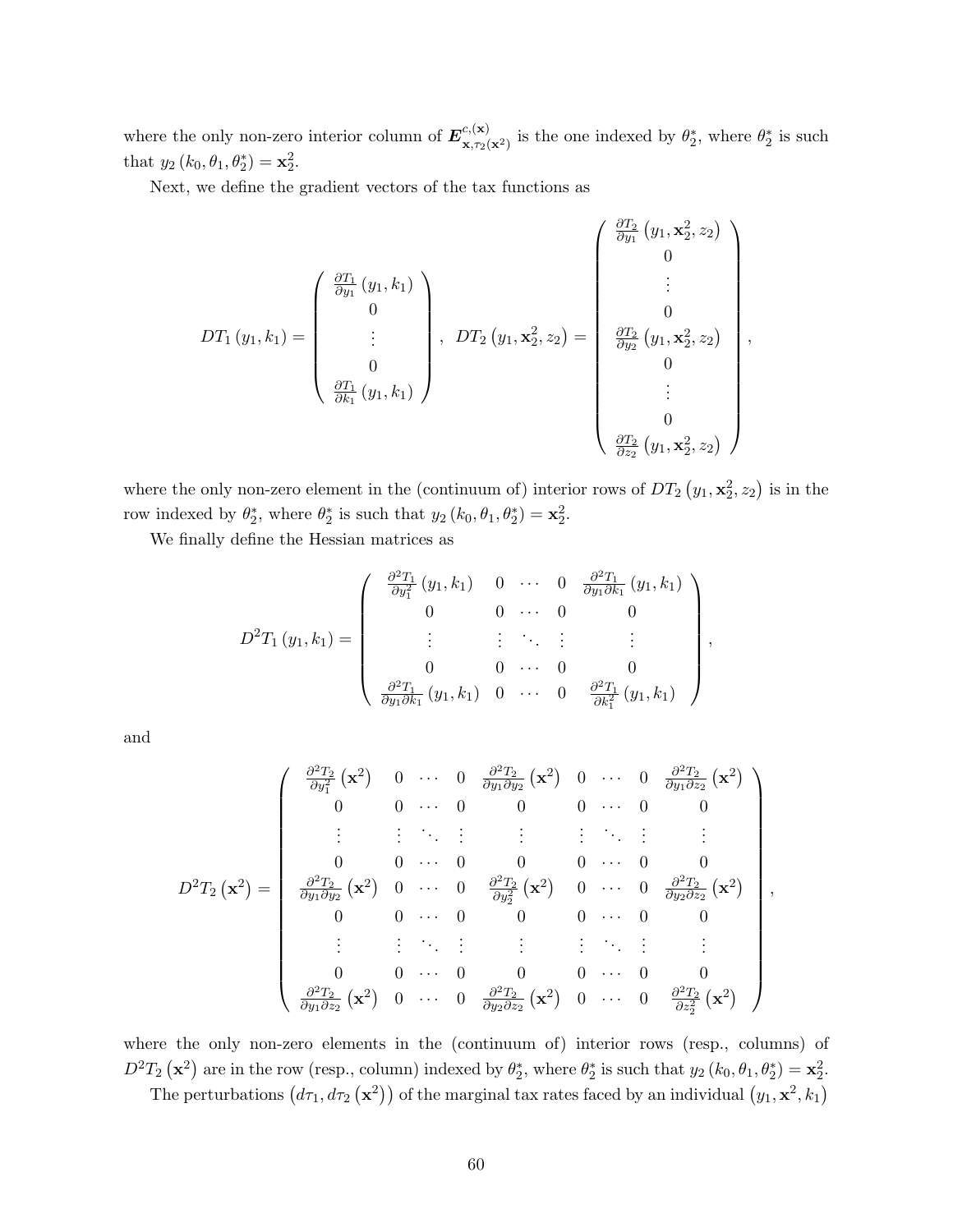where the only non-zero interior column of $\boldsymbol{E}^{c,(\mathbf{x})}_{\mathbf{x},\tau_2(\mathbf{x}^2)}$ is the one indexed by $\theta_2^*$, where $\theta_2^*$ is such that $y_2(k_0,\theta_1,\theta_2^*) = \mathbf{x}_2^2$.

Next, we define the gradient vectors of the tax functions as

$$
DT_1(y_1,k_1) = \begin{pmatrix} \frac{\partial T_1}{\partial y_1}(y_1,k_1) \\ 0 \\ \vdots \\ 0 \\ \frac{\partial T_1}{\partial k_1}(y_1,k_1) \end{pmatrix}, \quad DT_2\left(y_1,\mathbf{x}_2^2,z_2\right) = \begin{pmatrix} \frac{\partial T_2}{\partial y_1}\left(y_1,\mathbf{x}_2^2,z_2\right) \\ 0 \\ \vdots \\ 0 \\ \frac{\partial T_2}{\partial y_2}\left(y_1,\mathbf{x}_2^2,z_2\right) \\ 0 \\ \vdots \\ 0 \\ \frac{\partial T_2}{\partial z_2}\left(y_1,\mathbf{x}_2^2,z_2\right) \end{pmatrix},
$$

where the only non-zero element in the (continuum of) interior rows of $DT_2\left(y_1,\mathbf{x}_2^2,z_2\right)$ is in the row indexed by $\theta_2^*$, where $\theta_2^*$ is such that $y_2(k_0,\theta_1,\theta_2^*) = \mathbf{x}_2^2$.

We finally define the Hessian matrices as

$$
D^2T_1(y_1,k_1) = \begin{pmatrix} \frac{\partial^2 T_1}{\partial y_1^2}(y_1,k_1) & 0 & \cdots & 0 & \frac{\partial^2 T_1}{\partial y_1 \partial k_1}(y_1,k_1) \\ 0 & 0 & \cdots & 0 & 0 \\ \vdots & \vdots & \ddots & \vdots & \vdots \\ 0 & 0 & \cdots & 0 & 0 \\ \frac{\partial^2 T_1}{\partial y_1 \partial k_1}(y_1,k_1) & 0 & \cdots & 0 & \frac{\partial^2 T_1}{\partial k_1^2}(y_1,k_1) \end{pmatrix},
$$

and

$$
D^2T_2\left(\mathbf{x}^2\right) = \begin{pmatrix} \frac{\partial^2 T_2}{\partial y_1^2}\left(\mathbf{x}^2\right) & 0 & \cdots & 0 & \frac{\partial^2 T_2}{\partial y_1 \partial y_2}\left(\mathbf{x}^2\right) & 0 & \cdots & 0 & \frac{\partial^2 T_2}{\partial y_1 \partial z_2}\left(\mathbf{x}^2\right) \\ 0 & 0 & \cdots & 0 & 0 & 0 & \cdots & 0 & 0 \\ \vdots & \vdots & \ddots & \vdots & \vdots & \vdots & \ddots & \vdots & \vdots \\ 0 & 0 & \cdots & 0 & 0 & 0 & \cdots & 0 & 0 \\ \frac{\partial^2 T_2}{\partial y_1 \partial y_2}\left(\mathbf{x}^2\right) & 0 & \cdots & 0 & \frac{\partial^2 T_2}{\partial y_2^2}\left(\mathbf{x}^2\right) & 0 & \cdots & 0 & \frac{\partial^2 T_2}{\partial y_2 \partial z_2}\left(\mathbf{x}^2\right) \\ 0 & 0 & \cdots & 0 & 0 & 0 & \cdots & 0 & 0 \\ \vdots & \vdots & \ddots & \vdots & \vdots & \vdots & \ddots & \vdots & \vdots \\ 0 & 0 & \cdots & 0 & 0 & 0 & \cdots & 0 & 0 \\ \frac{\partial^2 T_2}{\partial y_1 \partial z_2}\left(\mathbf{x}^2\right) & 0 & \cdots & 0 & \frac{\partial^2 T_2}{\partial y_2 \partial z_2}\left(\mathbf{x}^2\right) & 0 & \cdots & 0 & \frac{\partial^2 T_2}{\partial z_2^2}\left(\mathbf{x}^2\right) \end{pmatrix},
$$

where the only non-zero elements in the (continuum of) interior rows (resp., columns) of $D^2T_2\left(\mathbf{x}^2\right)$ are in the row (resp., column) indexed by $\theta_2^*$, where $\theta_2^*$ is such that $y_2(k_0,\theta_1,\theta_2^*) = \mathbf{x}_2^2$.

The perturbations $\left(d\tau_1, d\tau_2\left(\mathbf{x}^2\right)\right)$ of the marginal tax rates faced by an individual $\left(y_1,\mathbf{x}^2,k_1\right)$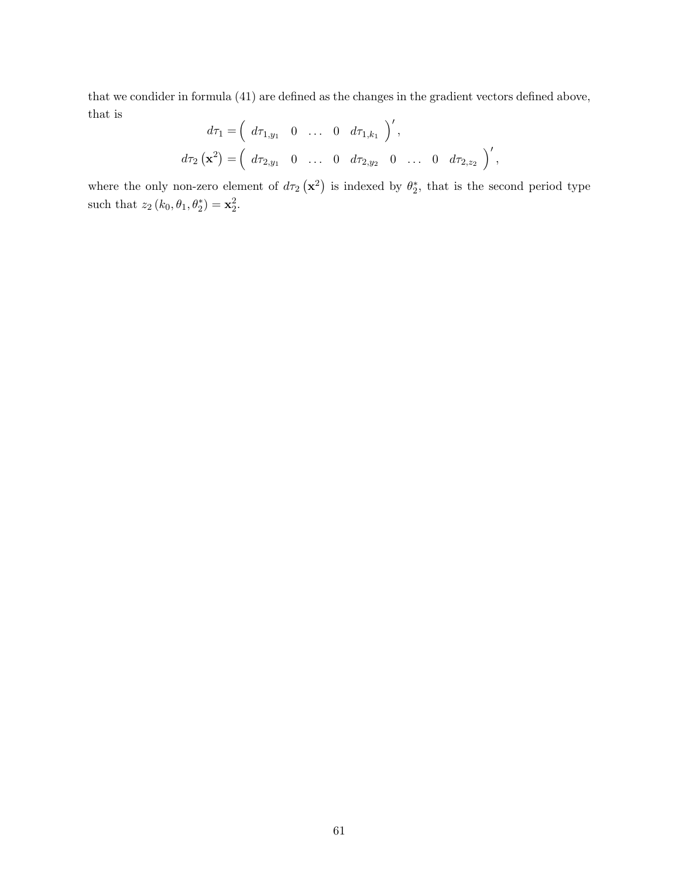that we condider in formula (41) are defined as the changes in the gradient vectors defined above, that is

$$d\tau_1 = \begin{pmatrix} d\tau_{1,y_1} & 0 & \dots & 0 & d\tau_{1,k_1} \end{pmatrix}',$$

$$d\tau_2\left(\mathbf{x}^2\right) = \begin{pmatrix} d\tau_{2,y_1} & 0 & \dots & 0 & d\tau_{2,y_2} & 0 & \dots & 0 & d\tau_{2,z_2} \end{pmatrix}',$$

where the only non-zero element of $d\tau_2\left(\mathbf{x}^2\right)$ is indexed by $\theta_2^*$, that is the second period type such that $z_2\left(k_0, \theta_1, \theta_2^*\right) = \mathbf{x}_2^2$.